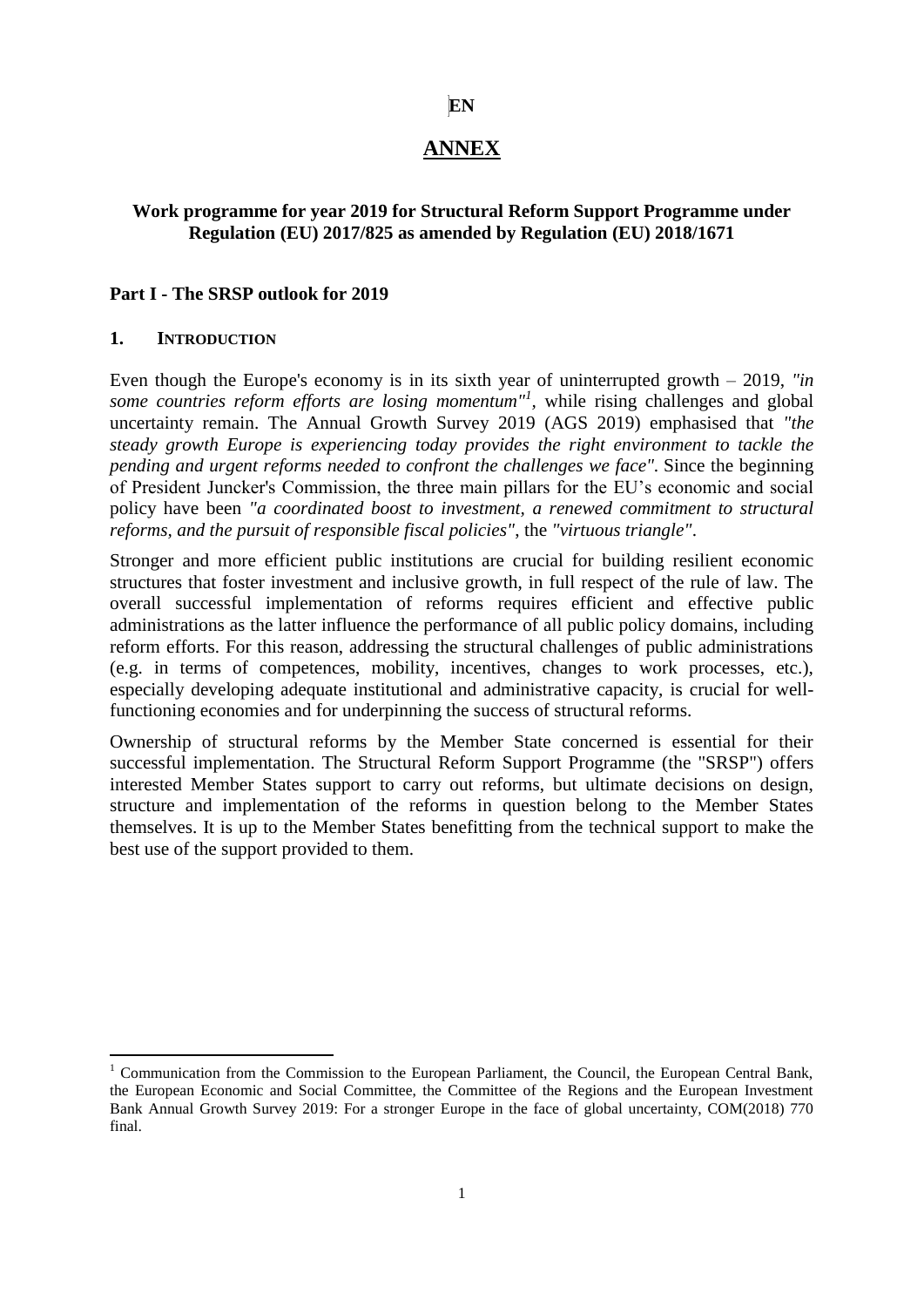EN

# ANNEX

## Work programme for year 2019 for Structural Reform Support Programme under Regulation (EU) 2017/825 as amended by Regulation (EU) 2018/1671

## Part I - The SRSP outlook for 2019

### 1. INTRODUCTION

Even though the Europe's economy is in its sixth year of uninterrupted growth – 2019, *"in some countries reform efforts are losing momentum"*[1], while rising challenges and global uncertainty remain. The Annual Growth Survey 2019 (AGS 2019) emphasised that *"the steady growth Europe is experiencing today provides the right environment to tackle the pending and urgent reforms needed to confront the challenges we face"*. Since the beginning of President Juncker's Commission, the three main pillars for the EU's economic and social policy have been *"a coordinated boost to investment, a renewed commitment to structural reforms, and the pursuit of responsible fiscal policies"*, the *"virtuous triangle"*.

Stronger and more efficient public institutions are crucial for building resilient economic structures that foster investment and inclusive growth, in full respect of the rule of law. The overall successful implementation of reforms requires efficient and effective public administrations as the latter influence the performance of all public policy domains, including reform efforts. For this reason, addressing the structural challenges of public administrations (e.g. in terms of competences, mobility, incentives, changes to work processes, etc.), especially developing adequate institutional and administrative capacity, is crucial for well-functioning economies and for underpinning the success of structural reforms.

Ownership of structural reforms by the Member State concerned is essential for their successful implementation. The Structural Reform Support Programme (the "SRSP") offers interested Member States support to carry out reforms, but ultimate decisions on design, structure and implementation of the reforms in question belong to the Member States themselves. It is up to the Member States benefitting from the technical support to make the best use of the support provided to them.

[1] Communication from the Commission to the European Parliament, the Council, the European Central Bank, the European Economic and Social Committee, the Committee of the Regions and the European Investment Bank Annual Growth Survey 2019: For a stronger Europe in the face of global uncertainty, COM(2018) 770 final.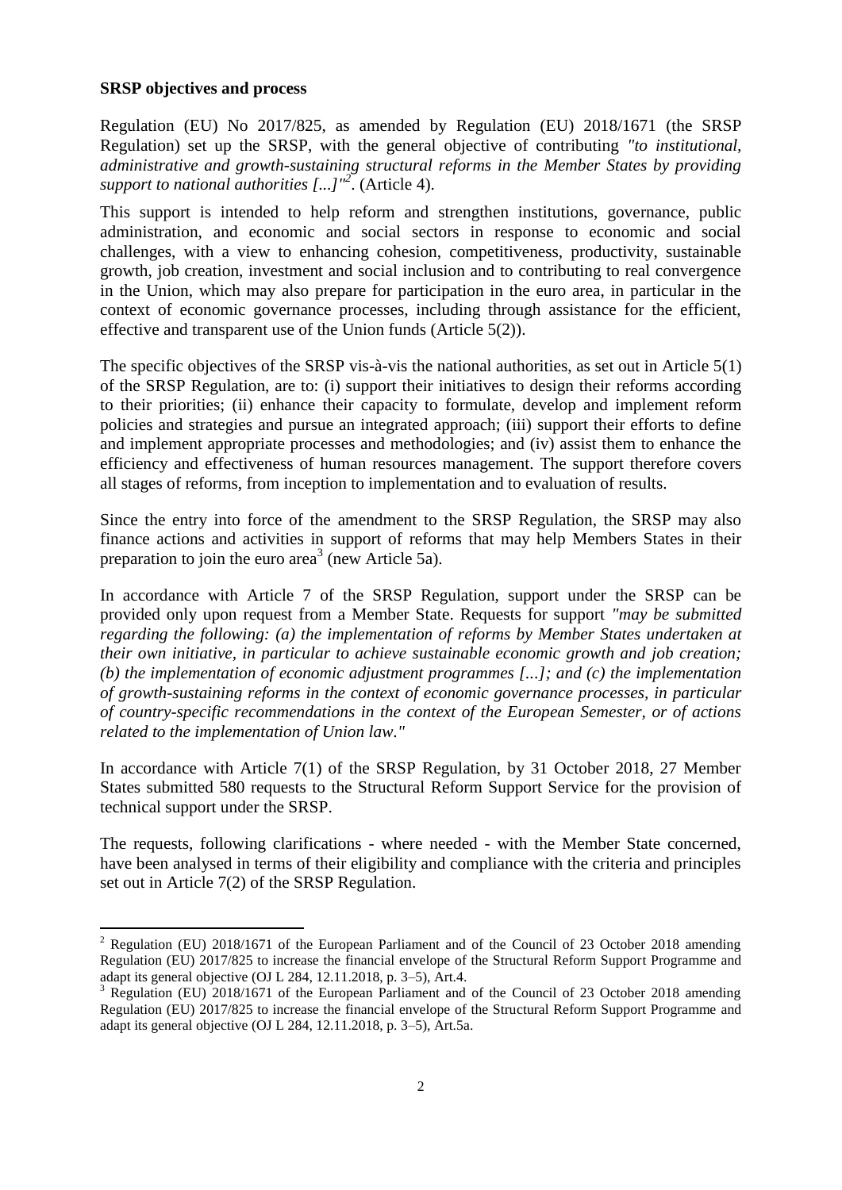**SRSP objectives and process**

Regulation (EU) No 2017/825, as amended by Regulation (EU) 2018/1671 (the SRSP Regulation) set up the SRSP, with the general objective of contributing *"to institutional, administrative and growth-sustaining structural reforms in the Member States by providing support to national authorities [...]"*[2]. (Article 4).

This support is intended to help reform and strengthen institutions, governance, public administration, and economic and social sectors in response to economic and social challenges, with a view to enhancing cohesion, competitiveness, productivity, sustainable growth, job creation, investment and social inclusion and to contributing to real convergence in the Union, which may also prepare for participation in the euro area, in particular in the context of economic governance processes, including through assistance for the efficient, effective and transparent use of the Union funds (Article 5(2)).

The specific objectives of the SRSP vis-à-vis the national authorities, as set out in Article 5(1) of the SRSP Regulation, are to: (i) support their initiatives to design their reforms according to their priorities; (ii) enhance their capacity to formulate, develop and implement reform policies and strategies and pursue an integrated approach; (iii) support their efforts to define and implement appropriate processes and methodologies; and (iv) assist them to enhance the efficiency and effectiveness of human resources management. The support therefore covers all stages of reforms, from inception to implementation and to evaluation of results.

Since the entry into force of the amendment to the SRSP Regulation, the SRSP may also finance actions and activities in support of reforms that may help Members States in their preparation to join the euro area[3] (new Article 5a).

In accordance with Article 7 of the SRSP Regulation, support under the SRSP can be provided only upon request from a Member State. Requests for support *"may be submitted regarding the following: (a) the implementation of reforms by Member States undertaken at their own initiative, in particular to achieve sustainable economic growth and job creation; (b) the implementation of economic adjustment programmes [...]; and (c) the implementation of growth-sustaining reforms in the context of economic governance processes, in particular of country-specific recommendations in the context of the European Semester, or of actions related to the implementation of Union law."*

In accordance with Article 7(1) of the SRSP Regulation, by 31 October 2018, 27 Member States submitted 580 requests to the Structural Reform Support Service for the provision of technical support under the SRSP.

The requests, following clarifications - where needed - with the Member State concerned, have been analysed in terms of their eligibility and compliance with the criteria and principles set out in Article 7(2) of the SRSP Regulation.

---

[2] Regulation (EU) 2018/1671 of the European Parliament and of the Council of 23 October 2018 amending Regulation (EU) 2017/825 to increase the financial envelope of the Structural Reform Support Programme and adapt its general objective (OJ L 284, 12.11.2018, p. 3–5), Art.4.

[3] Regulation (EU) 2018/1671 of the European Parliament and of the Council of 23 October 2018 amending Regulation (EU) 2017/825 to increase the financial envelope of the Structural Reform Support Programme and adapt its general objective (OJ L 284, 12.11.2018, p. 3–5), Art.5a.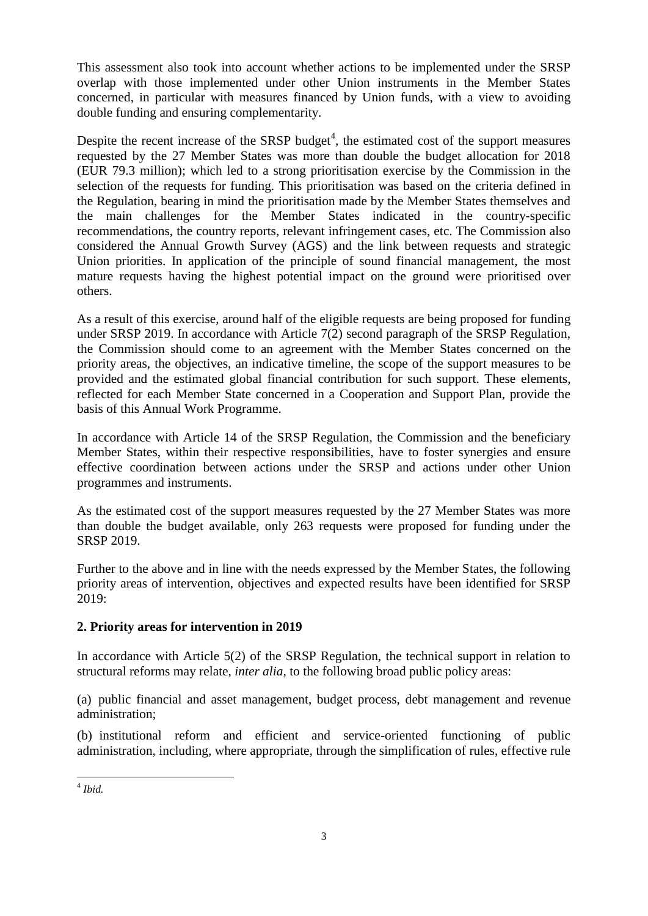This assessment also took into account whether actions to be implemented under the SRSP overlap with those implemented under other Union instruments in the Member States concerned, in particular with measures financed by Union funds, with a view to avoiding double funding and ensuring complementarity.

Despite the recent increase of the SRSP budget[4], the estimated cost of the support measures requested by the 27 Member States was more than double the budget allocation for 2018 (EUR 79.3 million); which led to a strong prioritisation exercise by the Commission in the selection of the requests for funding. This prioritisation was based on the criteria defined in the Regulation, bearing in mind the prioritisation made by the Member States themselves and the main challenges for the Member States indicated in the country-specific recommendations, the country reports, relevant infringement cases, etc. The Commission also considered the Annual Growth Survey (AGS) and the link between requests and strategic Union priorities. In application of the principle of sound financial management, the most mature requests having the highest potential impact on the ground were prioritised over others.

As a result of this exercise, around half of the eligible requests are being proposed for funding under SRSP 2019. In accordance with Article 7(2) second paragraph of the SRSP Regulation, the Commission should come to an agreement with the Member States concerned on the priority areas, the objectives, an indicative timeline, the scope of the support measures to be provided and the estimated global financial contribution for such support. These elements, reflected for each Member State concerned in a Cooperation and Support Plan, provide the basis of this Annual Work Programme.

In accordance with Article 14 of the SRSP Regulation, the Commission and the beneficiary Member States, within their respective responsibilities, have to foster synergies and ensure effective coordination between actions under the SRSP and actions under other Union programmes and instruments.

As the estimated cost of the support measures requested by the 27 Member States was more than double the budget available, only 263 requests were proposed for funding under the SRSP 2019.

Further to the above and in line with the needs expressed by the Member States, the following priority areas of intervention, objectives and expected results have been identified for SRSP 2019:

## 2. Priority areas for intervention in 2019

In accordance with Article 5(2) of the SRSP Regulation, the technical support in relation to structural reforms may relate, *inter alia*, to the following broad public policy areas:

(a) public financial and asset management, budget process, debt management and revenue administration;

(b) institutional reform and efficient and service-oriented functioning of public administration, including, where appropriate, through the simplification of rules, effective rule

[4] *Ibid.*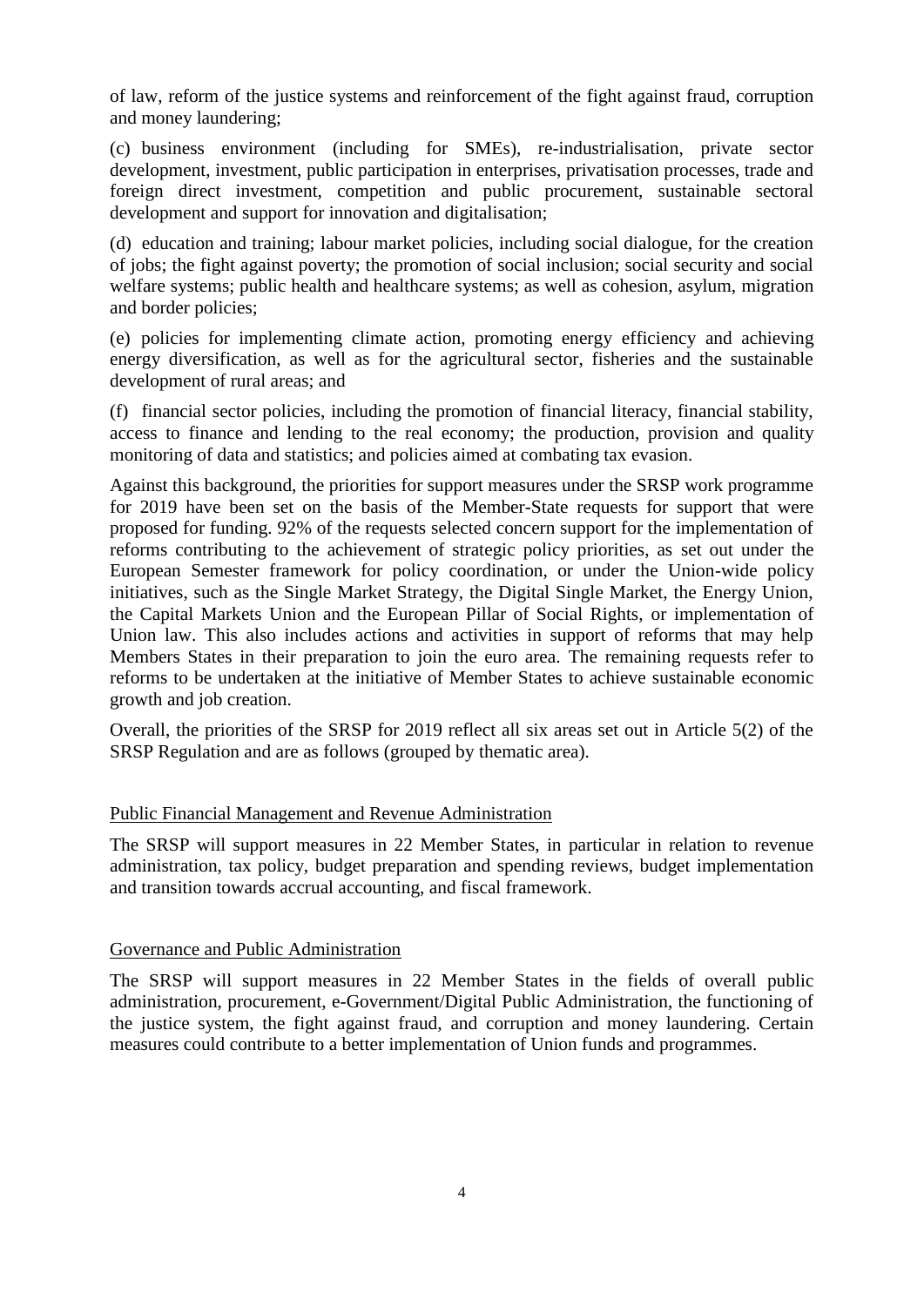of law, reform of the justice systems and reinforcement of the fight against fraud, corruption and money laundering;

(c) business environment (including for SMEs), re-industrialisation, private sector development, investment, public participation in enterprises, privatisation processes, trade and foreign direct investment, competition and public procurement, sustainable sectoral development and support for innovation and digitalisation;

(d) education and training; labour market policies, including social dialogue, for the creation of jobs; the fight against poverty; the promotion of social inclusion; social security and social welfare systems; public health and healthcare systems; as well as cohesion, asylum, migration and border policies;

(e) policies for implementing climate action, promoting energy efficiency and achieving energy diversification, as well as for the agricultural sector, fisheries and the sustainable development of rural areas; and

(f) financial sector policies, including the promotion of financial literacy, financial stability, access to finance and lending to the real economy; the production, provision and quality monitoring of data and statistics; and policies aimed at combating tax evasion.

Against this background, the priorities for support measures under the SRSP work programme for 2019 have been set on the basis of the Member-State requests for support that were proposed for funding. 92% of the requests selected concern support for the implementation of reforms contributing to the achievement of strategic policy priorities, as set out under the European Semester framework for policy coordination, or under the Union-wide policy initiatives, such as the Single Market Strategy, the Digital Single Market, the Energy Union, the Capital Markets Union and the European Pillar of Social Rights, or implementation of Union law. This also includes actions and activities in support of reforms that may help Members States in their preparation to join the euro area. The remaining requests refer to reforms to be undertaken at the initiative of Member States to achieve sustainable economic growth and job creation.

Overall, the priorities of the SRSP for 2019 reflect all six areas set out in Article 5(2) of the SRSP Regulation and are as follows (grouped by thematic area).

### Public Financial Management and Revenue Administration

The SRSP will support measures in 22 Member States, in particular in relation to revenue administration, tax policy, budget preparation and spending reviews, budget implementation and transition towards accrual accounting, and fiscal framework.

### Governance and Public Administration

The SRSP will support measures in 22 Member States in the fields of overall public administration, procurement, e-Government/Digital Public Administration, the functioning of the justice system, the fight against fraud, and corruption and money laundering. Certain measures could contribute to a better implementation of Union funds and programmes.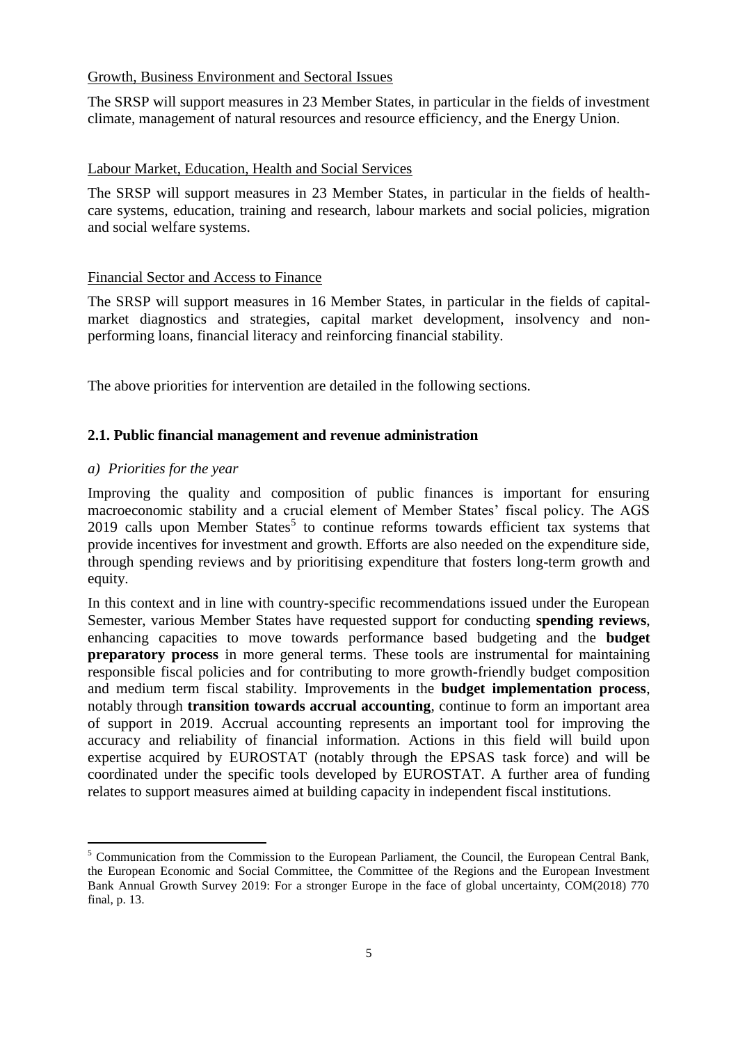Growth, Business Environment and Sectoral Issues

The SRSP will support measures in 23 Member States, in particular in the fields of investment climate, management of natural resources and resource efficiency, and the Energy Union.

Labour Market, Education, Health and Social Services

The SRSP will support measures in 23 Member States, in particular in the fields of health-care systems, education, training and research, labour markets and social policies, migration and social welfare systems.

Financial Sector and Access to Finance

The SRSP will support measures in 16 Member States, in particular in the fields of capital-market diagnostics and strategies, capital market development, insolvency and non-performing loans, financial literacy and reinforcing financial stability.

The above priorities for intervention are detailed in the following sections.

### 2.1. Public financial management and revenue administration

*a) Priorities for the year*

Improving the quality and composition of public finances is important for ensuring macroeconomic stability and a crucial element of Member States' fiscal policy. The AGS 2019 calls upon Member States[5] to continue reforms towards efficient tax systems that provide incentives for investment and growth. Efforts are also needed on the expenditure side, through spending reviews and by prioritising expenditure that fosters long-term growth and equity.

In this context and in line with country-specific recommendations issued under the European Semester, various Member States have requested support for conducting **spending reviews**, enhancing capacities to move towards performance based budgeting and the **budget preparatory process** in more general terms. These tools are instrumental for maintaining responsible fiscal policies and for contributing to more growth-friendly budget composition and medium term fiscal stability. Improvements in the **budget implementation process**, notably through **transition towards accrual accounting**, continue to form an important area of support in 2019. Accrual accounting represents an important tool for improving the accuracy and reliability of financial information. Actions in this field will build upon expertise acquired by EUROSTAT (notably through the EPSAS task force) and will be coordinated under the specific tools developed by EUROSTAT. A further area of funding relates to support measures aimed at building capacity in independent fiscal institutions.

---

[5] Communication from the Commission to the European Parliament, the Council, the European Central Bank, the European Economic and Social Committee, the Committee of the Regions and the European Investment Bank Annual Growth Survey 2019: For a stronger Europe in the face of global uncertainty, COM(2018) 770 final, p. 13.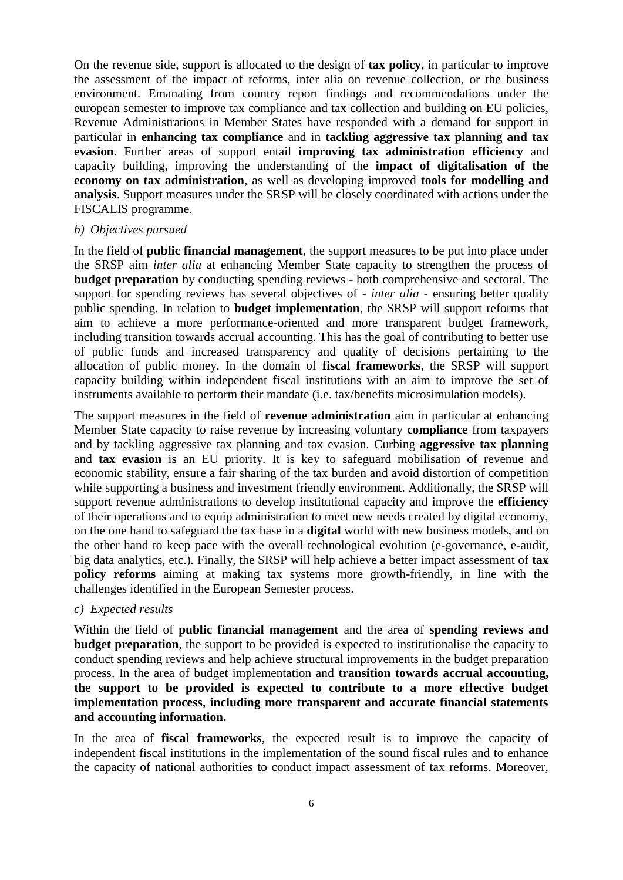On the revenue side, support is allocated to the design of **tax policy**, in particular to improve the assessment of the impact of reforms, inter alia on revenue collection, or the business environment. Emanating from country report findings and recommendations under the european semester to improve tax compliance and tax collection and building on EU policies, Revenue Administrations in Member States have responded with a demand for support in particular in **enhancing tax compliance** and in **tackling aggressive tax planning and tax evasion**. Further areas of support entail **improving tax administration efficiency** and capacity building, improving the understanding of the **impact of digitalisation of the economy on tax administration**, as well as developing improved **tools for modelling and analysis**. Support measures under the SRSP will be closely coordinated with actions under the FISCALIS programme.

*b) Objectives pursued*

In the field of **public financial management**, the support measures to be put into place under the SRSP aim *inter alia* at enhancing Member State capacity to strengthen the process of **budget preparation** by conducting spending reviews - both comprehensive and sectoral. The support for spending reviews has several objectives of - *inter alia* - ensuring better quality public spending. In relation to **budget implementation**, the SRSP will support reforms that aim to achieve a more performance-oriented and more transparent budget framework, including transition towards accrual accounting. This has the goal of contributing to better use of public funds and increased transparency and quality of decisions pertaining to the allocation of public money. In the domain of **fiscal frameworks**, the SRSP will support capacity building within independent fiscal institutions with an aim to improve the set of instruments available to perform their mandate (i.e. tax/benefits microsimulation models).

The support measures in the field of **revenue administration** aim in particular at enhancing Member State capacity to raise revenue by increasing voluntary **compliance** from taxpayers and by tackling aggressive tax planning and tax evasion. Curbing **aggressive tax planning** and **tax evasion** is an EU priority. It is key to safeguard mobilisation of revenue and economic stability, ensure a fair sharing of the tax burden and avoid distortion of competition while supporting a business and investment friendly environment. Additionally, the SRSP will support revenue administrations to develop institutional capacity and improve the **efficiency** of their operations and to equip administration to meet new needs created by digital economy, on the one hand to safeguard the tax base in a **digital** world with new business models, and on the other hand to keep pace with the overall technological evolution (e-governance, e-audit, big data analytics, etc.). Finally, the SRSP will help achieve a better impact assessment of **tax policy reforms** aiming at making tax systems more growth-friendly, in line with the challenges identified in the European Semester process.

*c) Expected results*

Within the field of **public financial management** and the area of **spending reviews and budget preparation**, the support to be provided is expected to institutionalise the capacity to conduct spending reviews and help achieve structural improvements in the budget preparation process. In the area of budget implementation and **transition towards accrual accounting, the support to be provided is expected to contribute to a more effective budget implementation process, including more transparent and accurate financial statements and accounting information.**

In the area of **fiscal frameworks**, the expected result is to improve the capacity of independent fiscal institutions in the implementation of the sound fiscal rules and to enhance the capacity of national authorities to conduct impact assessment of tax reforms. Moreover,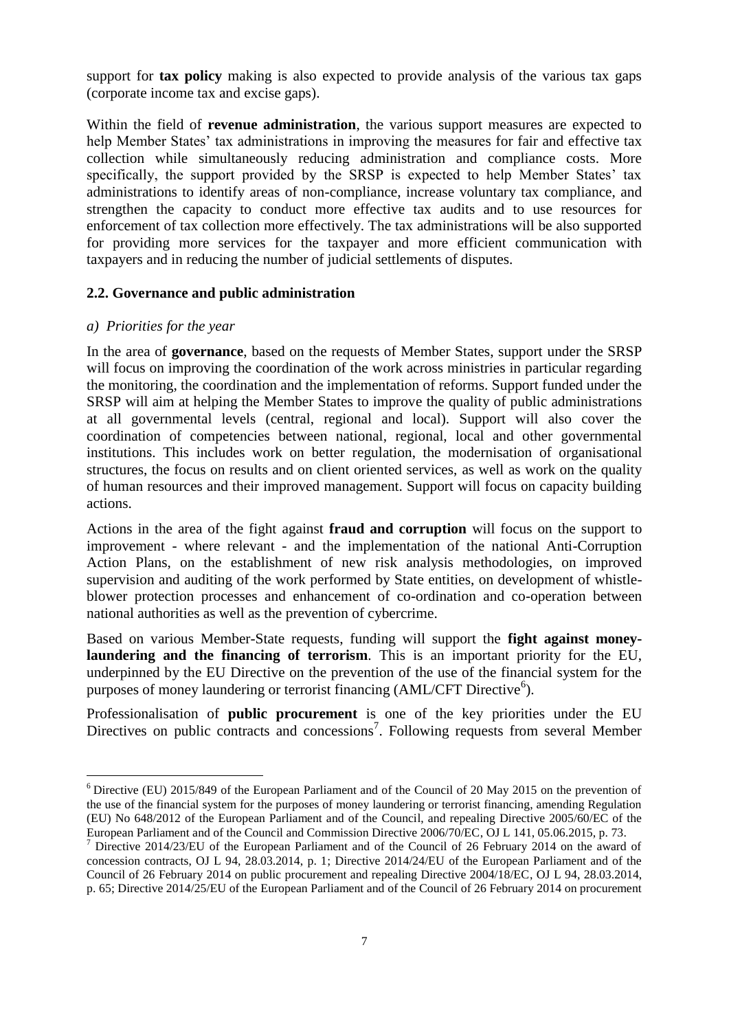support for **tax policy** making is also expected to provide analysis of the various tax gaps (corporate income tax and excise gaps).

Within the field of **revenue administration**, the various support measures are expected to help Member States' tax administrations in improving the measures for fair and effective tax collection while simultaneously reducing administration and compliance costs. More specifically, the support provided by the SRSP is expected to help Member States' tax administrations to identify areas of non-compliance, increase voluntary tax compliance, and strengthen the capacity to conduct more effective tax audits and to use resources for enforcement of tax collection more effectively. The tax administrations will be also supported for providing more services for the taxpayer and more efficient communication with taxpayers and in reducing the number of judicial settlements of disputes.

### 2.2. Governance and public administration

*a) Priorities for the year*

In the area of **governance**, based on the requests of Member States, support under the SRSP will focus on improving the coordination of the work across ministries in particular regarding the monitoring, the coordination and the implementation of reforms. Support funded under the SRSP will aim at helping the Member States to improve the quality of public administrations at all governmental levels (central, regional and local). Support will also cover the coordination of competencies between national, regional, local and other governmental institutions. This includes work on better regulation, the modernisation of organisational structures, the focus on results and on client oriented services, as well as work on the quality of human resources and their improved management. Support will focus on capacity building actions.

Actions in the area of the fight against **fraud and corruption** will focus on the support to improvement - where relevant - and the implementation of the national Anti-Corruption Action Plans, on the establishment of new risk analysis methodologies, on improved supervision and auditing of the work performed by State entities, on development of whistle-blower protection processes and enhancement of co-ordination and co-operation between national authorities as well as the prevention of cybercrime.

Based on various Member-State requests, funding will support the **fight against money-laundering and the financing of terrorism**. This is an important priority for the EU, underpinned by the EU Directive on the prevention of the use of the financial system for the purposes of money laundering or terrorist financing (AML/CFT Directive[6]).

Professionalisation of **public procurement** is one of the key priorities under the EU Directives on public contracts and concessions[7]. Following requests from several Member

---

[6] Directive (EU) 2015/849 of the European Parliament and of the Council of 20 May 2015 on the prevention of the use of the financial system for the purposes of money laundering or terrorist financing, amending Regulation (EU) No 648/2012 of the European Parliament and of the Council, and repealing Directive 2005/60/EC of the European Parliament and of the Council and Commission Directive 2006/70/EC, OJ L 141, 05.06.2015, p. 73.

[7] Directive 2014/23/EU of the European Parliament and of the Council of 26 February 2014 on the award of concession contracts, OJ L 94, 28.03.2014, p. 1; Directive 2014/24/EU of the European Parliament and of the Council of 26 February 2014 on public procurement and repealing Directive 2004/18/EC, OJ L 94, 28.03.2014, p. 65; Directive 2014/25/EU of the European Parliament and of the Council of 26 February 2014 on procurement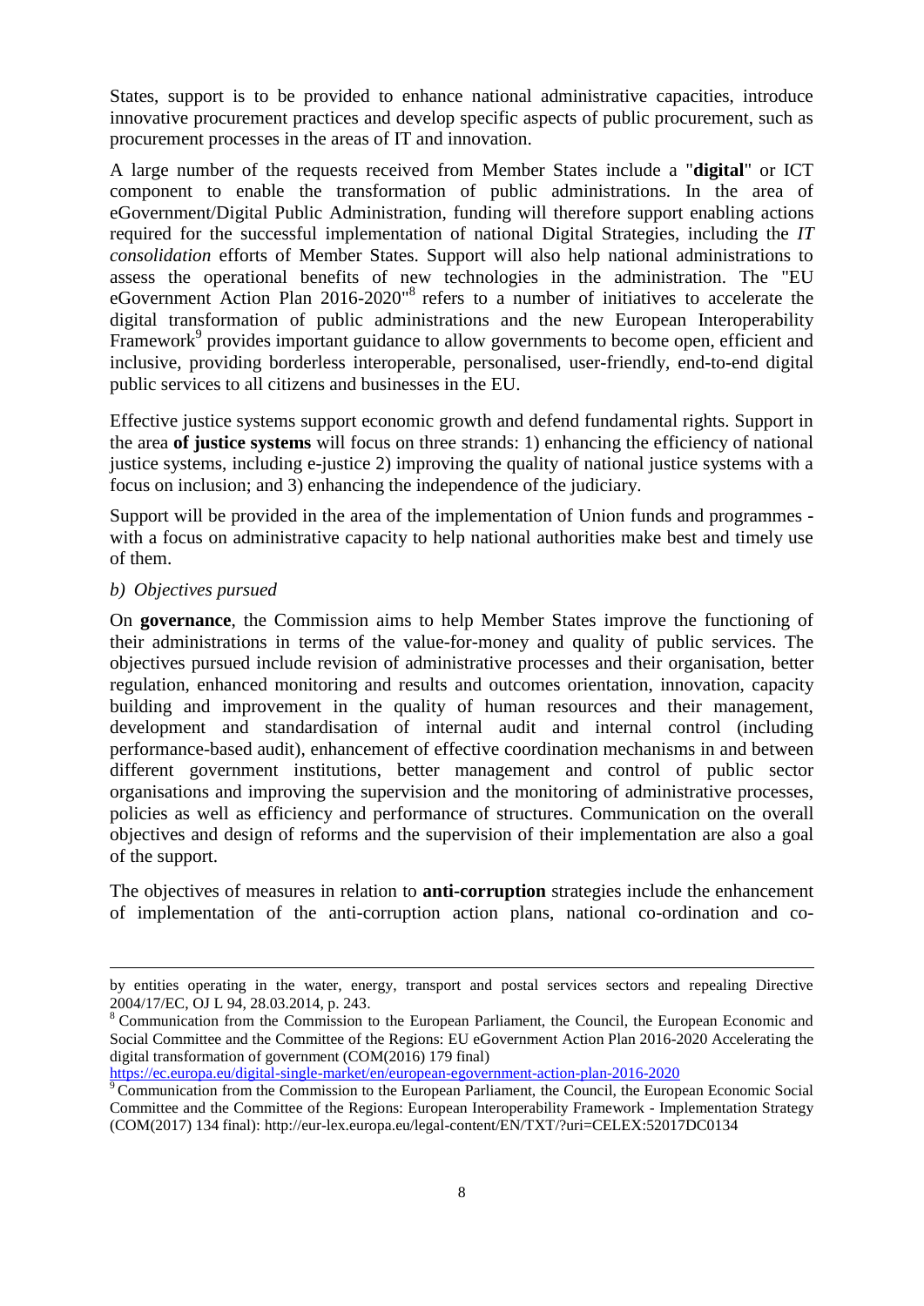States, support is to be provided to enhance national administrative capacities, introduce innovative procurement practices and develop specific aspects of public procurement, such as procurement processes in the areas of IT and innovation.

A large number of the requests received from Member States include a "**digital**" or ICT component to enable the transformation of public administrations. In the area of eGovernment/Digital Public Administration, funding will therefore support enabling actions required for the successful implementation of national Digital Strategies, including the *IT consolidation* efforts of Member States. Support will also help national administrations to assess the operational benefits of new technologies in the administration. The "EU eGovernment Action Plan 2016-2020"[8] refers to a number of initiatives to accelerate the digital transformation of public administrations and the new European Interoperability Framework[9] provides important guidance to allow governments to become open, efficient and inclusive, providing borderless interoperable, personalised, user-friendly, end-to-end digital public services to all citizens and businesses in the EU.

Effective justice systems support economic growth and defend fundamental rights. Support in the area **of justice systems** will focus on three strands: 1) enhancing the efficiency of national justice systems, including e-justice 2) improving the quality of national justice systems with a focus on inclusion; and 3) enhancing the independence of the judiciary.

Support will be provided in the area of the implementation of Union funds and programmes - with a focus on administrative capacity to help national authorities make best and timely use of them.

*b) Objectives pursued*

On **governance**, the Commission aims to help Member States improve the functioning of their administrations in terms of the value-for-money and quality of public services. The objectives pursued include revision of administrative processes and their organisation, better regulation, enhanced monitoring and results and outcomes orientation, innovation, capacity building and improvement in the quality of human resources and their management, development and standardisation of internal audit and internal control (including performance-based audit), enhancement of effective coordination mechanisms in and between different government institutions, better management and control of public sector organisations and improving the supervision and the monitoring of administrative processes, policies as well as efficiency and performance of structures. Communication on the overall objectives and design of reforms and the supervision of their implementation are also a goal of the support.

The objectives of measures in relation to **anti-corruption** strategies include the enhancement of implementation of the anti-corruption action plans, national co-ordination and co-

---

by entities operating in the water, energy, transport and postal services sectors and repealing Directive 2004/17/EC, OJ L 94, 28.03.2014, p. 243.

[8] Communication from the Commission to the European Parliament, the Council, the European Economic and Social Committee and the Committee of the Regions: EU eGovernment Action Plan 2016-2020 Accelerating the digital transformation of government (COM(2016) 179 final) https://ec.europa.eu/digital-single-market/en/european-egovernment-action-plan-2016-2020

[9] Communication from the Commission to the European Parliament, the Council, the European Economic Social Committee and the Committee of the Regions: European Interoperability Framework - Implementation Strategy (COM(2017) 134 final): http://eur-lex.europa.eu/legal-content/EN/TXT/?uri=CELEX:52017DC0134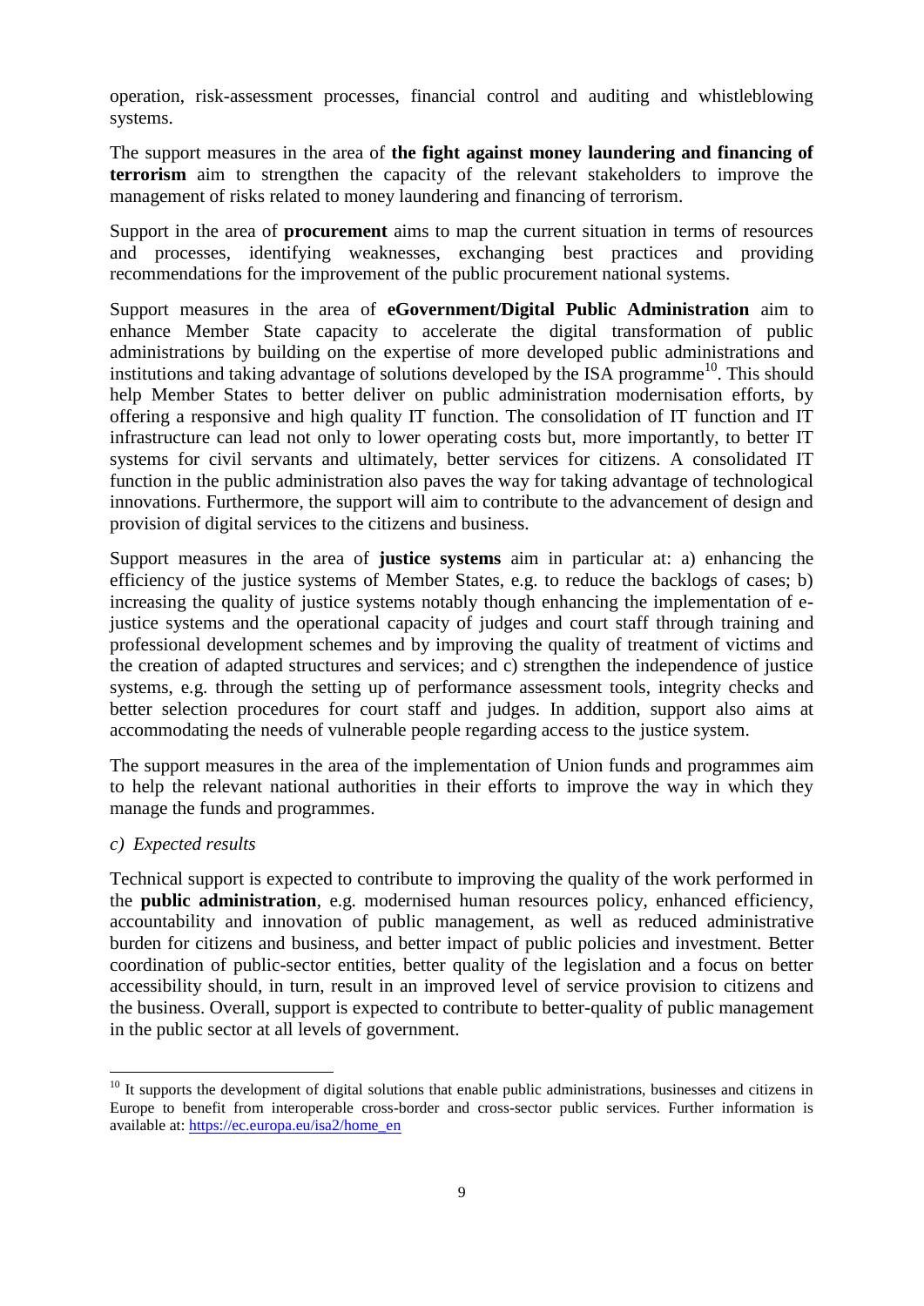operation, risk-assessment processes, financial control and auditing and whistleblowing systems.

The support measures in the area of **the fight against money laundering and financing of terrorism** aim to strengthen the capacity of the relevant stakeholders to improve the management of risks related to money laundering and financing of terrorism.

Support in the area of **procurement** aims to map the current situation in terms of resources and processes, identifying weaknesses, exchanging best practices and providing recommendations for the improvement of the public procurement national systems.

Support measures in the area of **eGovernment/Digital Public Administration** aim to enhance Member State capacity to accelerate the digital transformation of public administrations by building on the expertise of more developed public administrations and institutions and taking advantage of solutions developed by the ISA programme[10]. This should help Member States to better deliver on public administration modernisation efforts, by offering a responsive and high quality IT function. The consolidation of IT function and IT infrastructure can lead not only to lower operating costs but, more importantly, to better IT systems for civil servants and ultimately, better services for citizens. A consolidated IT function in the public administration also paves the way for taking advantage of technological innovations. Furthermore, the support will aim to contribute to the advancement of design and provision of digital services to the citizens and business.

Support measures in the area of **justice systems** aim in particular at: a) enhancing the efficiency of the justice systems of Member States, e.g. to reduce the backlogs of cases; b) increasing the quality of justice systems notably though enhancing the implementation of e-justice systems and the operational capacity of judges and court staff through training and professional development schemes and by improving the quality of treatment of victims and the creation of adapted structures and services; and c) strengthen the independence of justice systems, e.g. through the setting up of performance assessment tools, integrity checks and better selection procedures for court staff and judges. In addition, support also aims at accommodating the needs of vulnerable people regarding access to the justice system.

The support measures in the area of the implementation of Union funds and programmes aim to help the relevant national authorities in their efforts to improve the way in which they manage the funds and programmes.

*c) Expected results*

Technical support is expected to contribute to improving the quality of the work performed in the **public administration**, e.g. modernised human resources policy, enhanced efficiency, accountability and innovation of public management, as well as reduced administrative burden for citizens and business, and better impact of public policies and investment. Better coordination of public-sector entities, better quality of the legislation and a focus on better accessibility should, in turn, result in an improved level of service provision to citizens and the business. Overall, support is expected to contribute to better-quality of public management in the public sector at all levels of government.

[10] It supports the development of digital solutions that enable public administrations, businesses and citizens in Europe to benefit from interoperable cross-border and cross-sector public services. Further information is available at: https://ec.europa.eu/isa2/home_en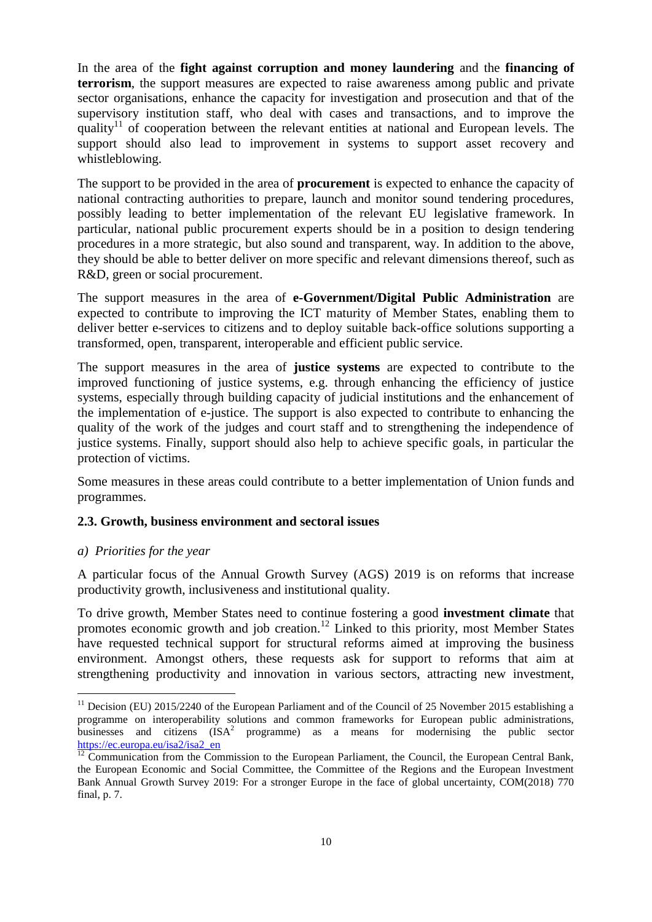In the area of the **fight against corruption and money laundering** and the **financing of terrorism**, the support measures are expected to raise awareness among public and private sector organisations, enhance the capacity for investigation and prosecution and that of the supervisory institution staff, who deal with cases and transactions, and to improve the quality[11] of cooperation between the relevant entities at national and European levels. The support should also lead to improvement in systems to support asset recovery and whistleblowing.

The support to be provided in the area of **procurement** is expected to enhance the capacity of national contracting authorities to prepare, launch and monitor sound tendering procedures, possibly leading to better implementation of the relevant EU legislative framework. In particular, national public procurement experts should be in a position to design tendering procedures in a more strategic, but also sound and transparent, way. In addition to the above, they should be able to better deliver on more specific and relevant dimensions thereof, such as R&D, green or social procurement.

The support measures in the area of **e-Government/Digital Public Administration** are expected to contribute to improving the ICT maturity of Member States, enabling them to deliver better e-services to citizens and to deploy suitable back-office solutions supporting a transformed, open, transparent, interoperable and efficient public service.

The support measures in the area of **justice systems** are expected to contribute to the improved functioning of justice systems, e.g. through enhancing the efficiency of justice systems, especially through building capacity of judicial institutions and the enhancement of the implementation of e-justice. The support is also expected to contribute to enhancing the quality of the work of the judges and court staff and to strengthening the independence of justice systems. Finally, support should also help to achieve specific goals, in particular the protection of victims.

Some measures in these areas could contribute to a better implementation of Union funds and programmes.

### 2.3. Growth, business environment and sectoral issues

*a) Priorities for the year*

A particular focus of the Annual Growth Survey (AGS) 2019 is on reforms that increase productivity growth, inclusiveness and institutional quality.

To drive growth, Member States need to continue fostering a good **investment climate** that promotes economic growth and job creation.[12] Linked to this priority, most Member States have requested technical support for structural reforms aimed at improving the business environment. Amongst others, these requests ask for support to reforms that aim at strengthening productivity and innovation in various sectors, attracting new investment,

---

[11] Decision (EU) 2015/2240 of the European Parliament and of the Council of 25 November 2015 establishing a programme on interoperability solutions and common frameworks for European public administrations, businesses and citizens (ISA[2] programme) as a means for modernising the public sector https://ec.europa.eu/isa2/isa2_en

[12] Communication from the Commission to the European Parliament, the Council, the European Central Bank, the European Economic and Social Committee, the Committee of the Regions and the European Investment Bank Annual Growth Survey 2019: For a stronger Europe in the face of global uncertainty, COM(2018) 770 final, p. 7.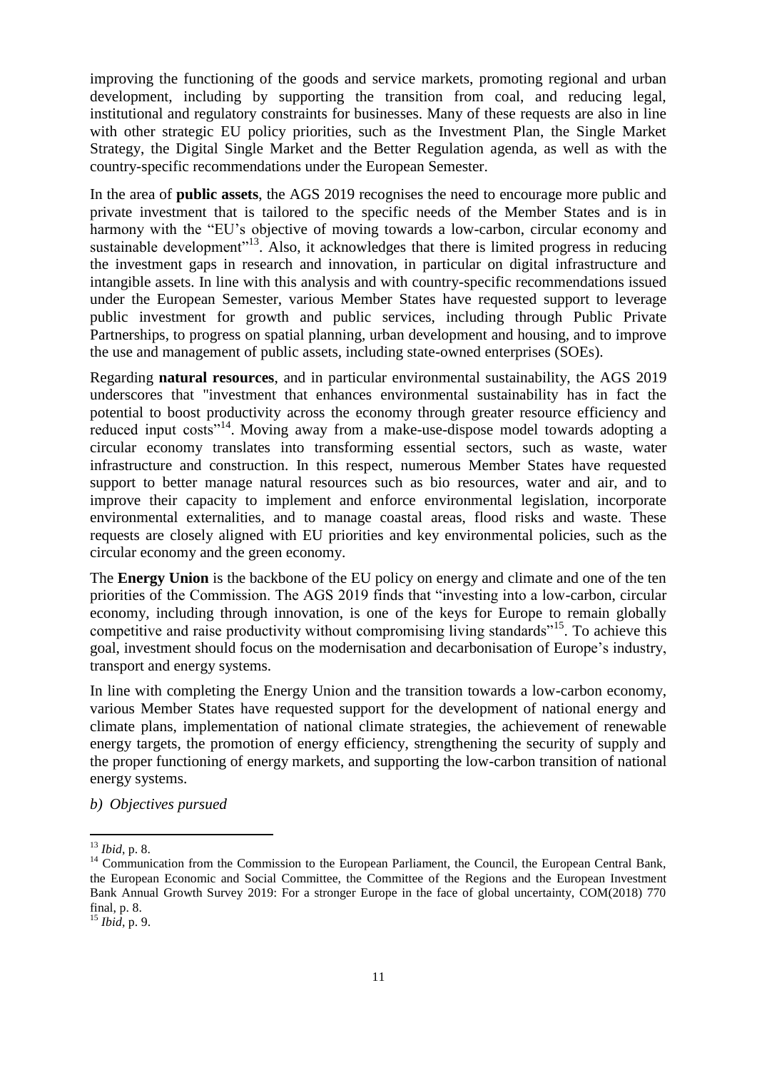improving the functioning of the goods and service markets, promoting regional and urban development, including by supporting the transition from coal, and reducing legal, institutional and regulatory constraints for businesses. Many of these requests are also in line with other strategic EU policy priorities, such as the Investment Plan, the Single Market Strategy, the Digital Single Market and the Better Regulation agenda, as well as with the country-specific recommendations under the European Semester.

In the area of **public assets**, the AGS 2019 recognises the need to encourage more public and private investment that is tailored to the specific needs of the Member States and is in harmony with the "EU's objective of moving towards a low-carbon, circular economy and sustainable development"[13]. Also, it acknowledges that there is limited progress in reducing the investment gaps in research and innovation, in particular on digital infrastructure and intangible assets. In line with this analysis and with country-specific recommendations issued under the European Semester, various Member States have requested support to leverage public investment for growth and public services, including through Public Private Partnerships, to progress on spatial planning, urban development and housing, and to improve the use and management of public assets, including state-owned enterprises (SOEs).

Regarding **natural resources**, and in particular environmental sustainability, the AGS 2019 underscores that "investment that enhances environmental sustainability has in fact the potential to boost productivity across the economy through greater resource efficiency and reduced input costs"[14]. Moving away from a make-use-dispose model towards adopting a circular economy translates into transforming essential sectors, such as waste, water infrastructure and construction. In this respect, numerous Member States have requested support to better manage natural resources such as bio resources, water and air, and to improve their capacity to implement and enforce environmental legislation, incorporate environmental externalities, and to manage coastal areas, flood risks and waste. These requests are closely aligned with EU priorities and key environmental policies, such as the circular economy and the green economy.

The **Energy Union** is the backbone of the EU policy on energy and climate and one of the ten priorities of the Commission. The AGS 2019 finds that "investing into a low-carbon, circular economy, including through innovation, is one of the keys for Europe to remain globally competitive and raise productivity without compromising living standards"[15]. To achieve this goal, investment should focus on the modernisation and decarbonisation of Europe's industry, transport and energy systems.

In line with completing the Energy Union and the transition towards a low-carbon economy, various Member States have requested support for the development of national energy and climate plans, implementation of national climate strategies, the achievement of renewable energy targets, the promotion of energy efficiency, strengthening the security of supply and the proper functioning of energy markets, and supporting the low-carbon transition of national energy systems.

*b) Objectives pursued*

---

[13] *Ibid*, p. 8.

[14] Communication from the Commission to the European Parliament, the Council, the European Central Bank, the European Economic and Social Committee, the Committee of the Regions and the European Investment Bank Annual Growth Survey 2019: For a stronger Europe in the face of global uncertainty, COM(2018) 770 final, p. 8.

[15] *Ibid*, p. 9.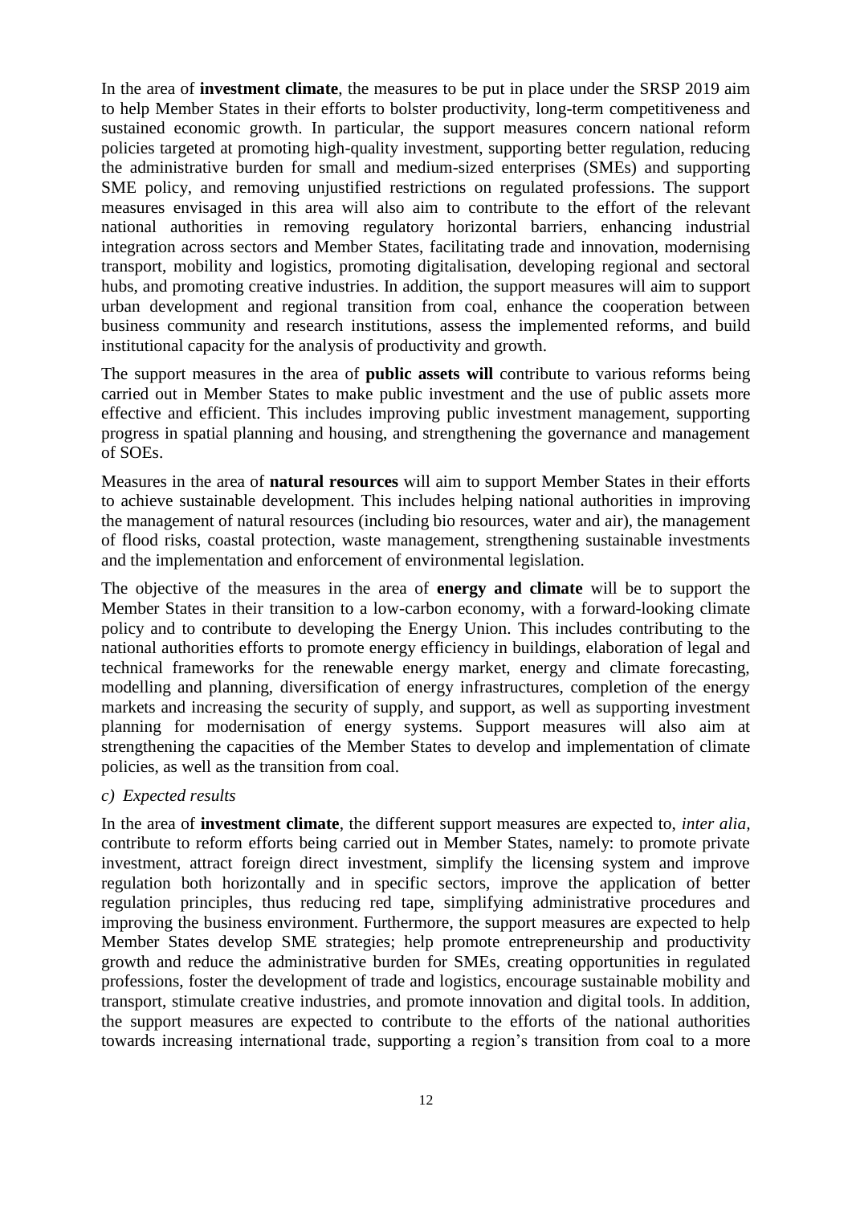In the area of **investment climate**, the measures to be put in place under the SRSP 2019 aim to help Member States in their efforts to bolster productivity, long-term competitiveness and sustained economic growth. In particular, the support measures concern national reform policies targeted at promoting high-quality investment, supporting better regulation, reducing the administrative burden for small and medium-sized enterprises (SMEs) and supporting SME policy, and removing unjustified restrictions on regulated professions. The support measures envisaged in this area will also aim to contribute to the effort of the relevant national authorities in removing regulatory horizontal barriers, enhancing industrial integration across sectors and Member States, facilitating trade and innovation, modernising transport, mobility and logistics, promoting digitalisation, developing regional and sectoral hubs, and promoting creative industries. In addition, the support measures will aim to support urban development and regional transition from coal, enhance the cooperation between business community and research institutions, assess the implemented reforms, and build institutional capacity for the analysis of productivity and growth.

The support measures in the area of **public assets will** contribute to various reforms being carried out in Member States to make public investment and the use of public assets more effective and efficient. This includes improving public investment management, supporting progress in spatial planning and housing, and strengthening the governance and management of SOEs.

Measures in the area of **natural resources** will aim to support Member States in their efforts to achieve sustainable development. This includes helping national authorities in improving the management of natural resources (including bio resources, water and air), the management of flood risks, coastal protection, waste management, strengthening sustainable investments and the implementation and enforcement of environmental legislation.

The objective of the measures in the area of **energy and climate** will be to support the Member States in their transition to a low-carbon economy, with a forward-looking climate policy and to contribute to developing the Energy Union. This includes contributing to the national authorities efforts to promote energy efficiency in buildings, elaboration of legal and technical frameworks for the renewable energy market, energy and climate forecasting, modelling and planning, diversification of energy infrastructures, completion of the energy markets and increasing the security of supply, and support, as well as supporting investment planning for modernisation of energy systems. Support measures will also aim at strengthening the capacities of the Member States to develop and implementation of climate policies, as well as the transition from coal.

*c) Expected results*

In the area of **investment climate**, the different support measures are expected to, *inter alia,* contribute to reform efforts being carried out in Member States, namely: to promote private investment, attract foreign direct investment, simplify the licensing system and improve regulation both horizontally and in specific sectors, improve the application of better regulation principles, thus reducing red tape, simplifying administrative procedures and improving the business environment. Furthermore, the support measures are expected to help Member States develop SME strategies; help promote entrepreneurship and productivity growth and reduce the administrative burden for SMEs, creating opportunities in regulated professions, foster the development of trade and logistics, encourage sustainable mobility and transport, stimulate creative industries, and promote innovation and digital tools. In addition, the support measures are expected to contribute to the efforts of the national authorities towards increasing international trade, supporting a region's transition from coal to a more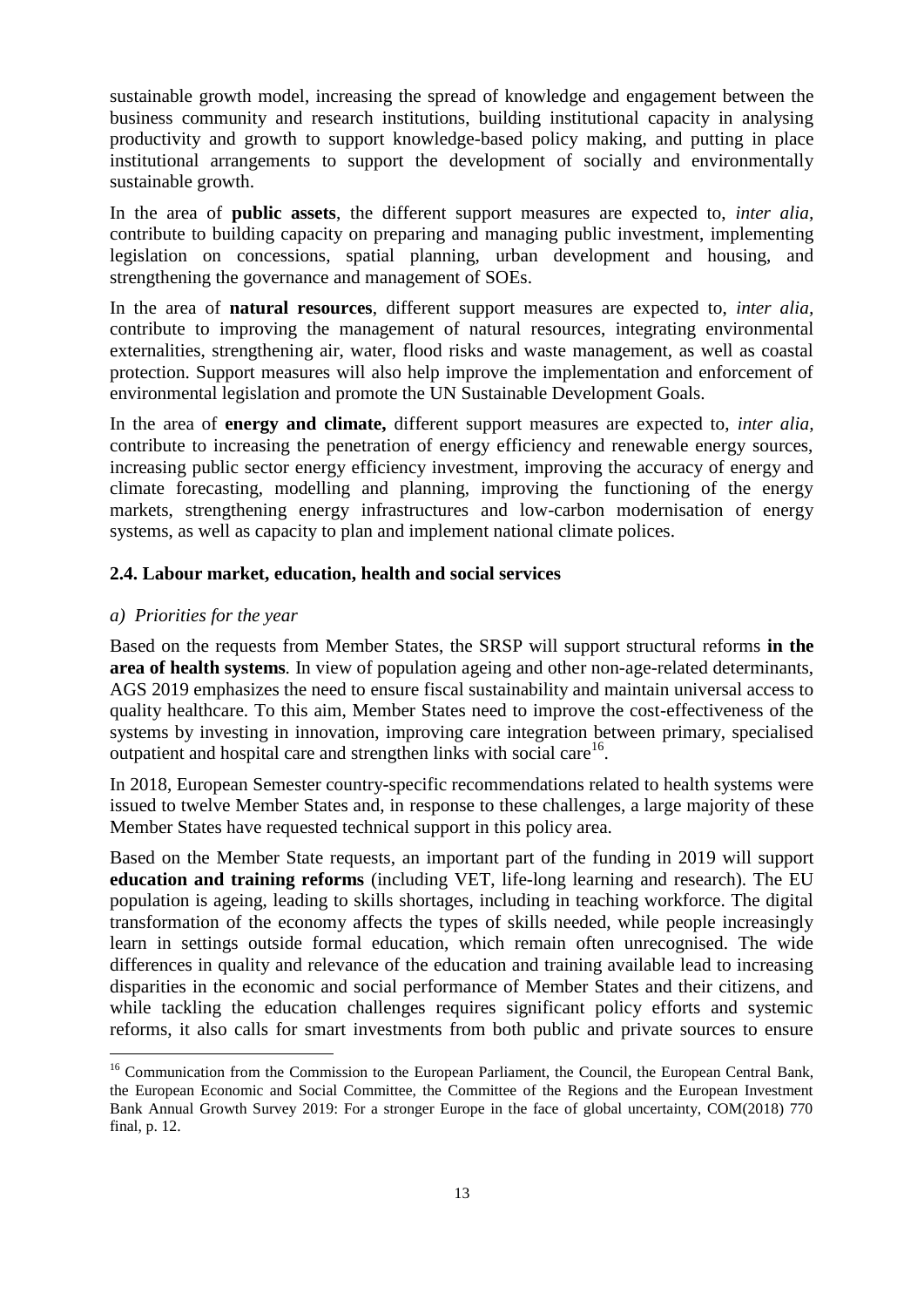sustainable growth model, increasing the spread of knowledge and engagement between the business community and research institutions, building institutional capacity in analysing productivity and growth to support knowledge-based policy making, and putting in place institutional arrangements to support the development of socially and environmentally sustainable growth.

In the area of **public assets**, the different support measures are expected to, *inter alia*, contribute to building capacity on preparing and managing public investment, implementing legislation on concessions, spatial planning, urban development and housing, and strengthening the governance and management of SOEs.

In the area of **natural resources**, different support measures are expected to, *inter alia*, contribute to improving the management of natural resources, integrating environmental externalities, strengthening air, water, flood risks and waste management, as well as coastal protection. Support measures will also help improve the implementation and enforcement of environmental legislation and promote the UN Sustainable Development Goals.

In the area of **energy and climate,** different support measures are expected to, *inter alia*, contribute to increasing the penetration of energy efficiency and renewable energy sources, increasing public sector energy efficiency investment, improving the accuracy of energy and climate forecasting, modelling and planning, improving the functioning of the energy markets, strengthening energy infrastructures and low-carbon modernisation of energy systems, as well as capacity to plan and implement national climate polices.

### 2.4. Labour market, education, health and social services

*a) Priorities for the year*

Based on the requests from Member States, the SRSP will support structural reforms **in the area of health systems***.* In view of population ageing and other non-age-related determinants, AGS 2019 emphasizes the need to ensure fiscal sustainability and maintain universal access to quality healthcare. To this aim, Member States need to improve the cost-effectiveness of the systems by investing in innovation, improving care integration between primary, specialised outpatient and hospital care and strengthen links with social care[16].

In 2018, European Semester country-specific recommendations related to health systems were issued to twelve Member States and, in response to these challenges, a large majority of these Member States have requested technical support in this policy area.

Based on the Member State requests, an important part of the funding in 2019 will support **education and training reforms** (including VET, life-long learning and research). The EU population is ageing, leading to skills shortages, including in teaching workforce. The digital transformation of the economy affects the types of skills needed, while people increasingly learn in settings outside formal education, which remain often unrecognised. The wide differences in quality and relevance of the education and training available lead to increasing disparities in the economic and social performance of Member States and their citizens, and while tackling the education challenges requires significant policy efforts and systemic reforms, it also calls for smart investments from both public and private sources to ensure

[16] Communication from the Commission to the European Parliament, the Council, the European Central Bank, the European Economic and Social Committee, the Committee of the Regions and the European Investment Bank Annual Growth Survey 2019: For a stronger Europe in the face of global uncertainty, COM(2018) 770 final, p. 12.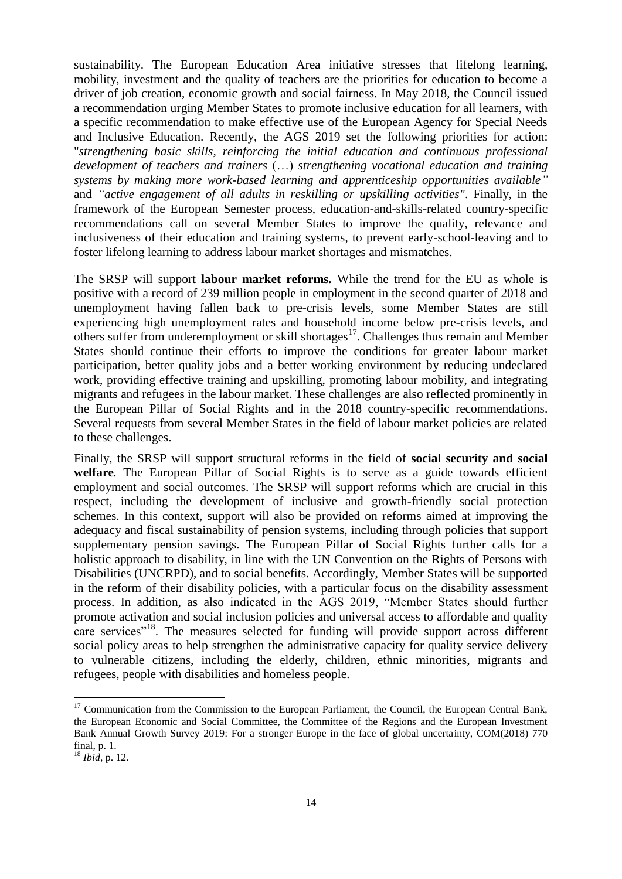sustainability. The European Education Area initiative stresses that lifelong learning, mobility, investment and the quality of teachers are the priorities for education to become a driver of job creation, economic growth and social fairness. In May 2018, the Council issued a recommendation urging Member States to promote inclusive education for all learners, with a specific recommendation to make effective use of the European Agency for Special Needs and Inclusive Education. Recently, the AGS 2019 set the following priorities for action: "*strengthening basic skills, reinforcing the initial education and continuous professional development of teachers and trainers* (…) *strengthening vocational education and training systems by making more work-based learning and apprenticeship opportunities available"* and *"active engagement of all adults in reskilling or upskilling activities"*. Finally, in the framework of the European Semester process, education-and-skills-related country-specific recommendations call on several Member States to improve the quality, relevance and inclusiveness of their education and training systems, to prevent early-school-leaving and to foster lifelong learning to address labour market shortages and mismatches.

The SRSP will support **labour market reforms.** While the trend for the EU as whole is positive with a record of 239 million people in employment in the second quarter of 2018 and unemployment having fallen back to pre-crisis levels, some Member States are still experiencing high unemployment rates and household income below pre-crisis levels, and others suffer from underemployment or skill shortages[17]. Challenges thus remain and Member States should continue their efforts to improve the conditions for greater labour market participation, better quality jobs and a better working environment by reducing undeclared work, providing effective training and upskilling, promoting labour mobility, and integrating migrants and refugees in the labour market. These challenges are also reflected prominently in the European Pillar of Social Rights and in the 2018 country-specific recommendations. Several requests from several Member States in the field of labour market policies are related to these challenges.

Finally, the SRSP will support structural reforms in the field of **social security and social welfare***.* The European Pillar of Social Rights is to serve as a guide towards efficient employment and social outcomes. The SRSP will support reforms which are crucial in this respect, including the development of inclusive and growth-friendly social protection schemes. In this context, support will also be provided on reforms aimed at improving the adequacy and fiscal sustainability of pension systems, including through policies that support supplementary pension savings. The European Pillar of Social Rights further calls for a holistic approach to disability, in line with the UN Convention on the Rights of Persons with Disabilities (UNCRPD), and to social benefits. Accordingly, Member States will be supported in the reform of their disability policies, with a particular focus on the disability assessment process. In addition, as also indicated in the AGS 2019, "Member States should further promote activation and social inclusion policies and universal access to affordable and quality care services"[18]. The measures selected for funding will provide support across different social policy areas to help strengthen the administrative capacity for quality service delivery to vulnerable citizens, including the elderly, children, ethnic minorities, migrants and refugees, people with disabilities and homeless people.

---

[17] Communication from the Commission to the European Parliament, the Council, the European Central Bank, the European Economic and Social Committee, the Committee of the Regions and the European Investment Bank Annual Growth Survey 2019: For a stronger Europe in the face of global uncertainty, COM(2018) 770 final, p. 1.

[18] *Ibid*, p. 12.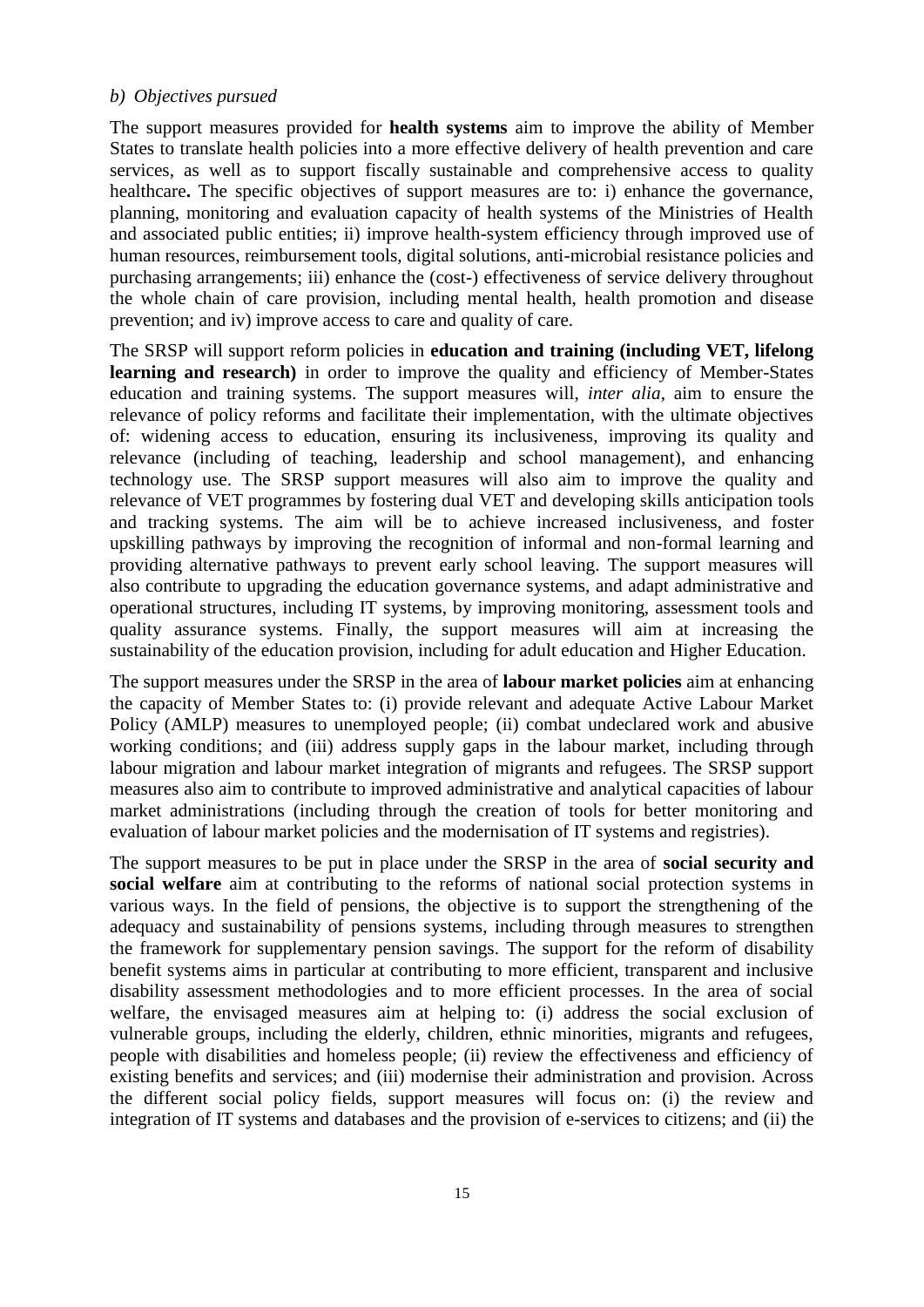*b) Objectives pursued*

The support measures provided for **health systems** aim to improve the ability of Member States to translate health policies into a more effective delivery of health prevention and care services, as well as to support fiscally sustainable and comprehensive access to quality healthcare**.** The specific objectives of support measures are to: i) enhance the governance, planning, monitoring and evaluation capacity of health systems of the Ministries of Health and associated public entities; ii) improve health-system efficiency through improved use of human resources, reimbursement tools, digital solutions, anti-microbial resistance policies and purchasing arrangements; iii) enhance the (cost-) effectiveness of service delivery throughout the whole chain of care provision, including mental health, health promotion and disease prevention; and iv) improve access to care and quality of care.

The SRSP will support reform policies in **education and training (including VET, lifelong learning and research)** in order to improve the quality and efficiency of Member-States education and training systems. The support measures will, *inter alia*, aim to ensure the relevance of policy reforms and facilitate their implementation, with the ultimate objectives of: widening access to education, ensuring its inclusiveness, improving its quality and relevance (including of teaching, leadership and school management), and enhancing technology use. The SRSP support measures will also aim to improve the quality and relevance of VET programmes by fostering dual VET and developing skills anticipation tools and tracking systems. The aim will be to achieve increased inclusiveness, and foster upskilling pathways by improving the recognition of informal and non-formal learning and providing alternative pathways to prevent early school leaving. The support measures will also contribute to upgrading the education governance systems, and adapt administrative and operational structures, including IT systems, by improving monitoring, assessment tools and quality assurance systems. Finally, the support measures will aim at increasing the sustainability of the education provision, including for adult education and Higher Education.

The support measures under the SRSP in the area of **labour market policies** aim at enhancing the capacity of Member States to: (i) provide relevant and adequate Active Labour Market Policy (AMLP) measures to unemployed people; (ii) combat undeclared work and abusive working conditions; and (iii) address supply gaps in the labour market, including through labour migration and labour market integration of migrants and refugees. The SRSP support measures also aim to contribute to improved administrative and analytical capacities of labour market administrations (including through the creation of tools for better monitoring and evaluation of labour market policies and the modernisation of IT systems and registries).

The support measures to be put in place under the SRSP in the area of **social security and social welfare** aim at contributing to the reforms of national social protection systems in various ways. In the field of pensions, the objective is to support the strengthening of the adequacy and sustainability of pensions systems, including through measures to strengthen the framework for supplementary pension savings. The support for the reform of disability benefit systems aims in particular at contributing to more efficient, transparent and inclusive disability assessment methodologies and to more efficient processes. In the area of social welfare, the envisaged measures aim at helping to: (i) address the social exclusion of vulnerable groups, including the elderly, children, ethnic minorities, migrants and refugees, people with disabilities and homeless people; (ii) review the effectiveness and efficiency of existing benefits and services; and (iii) modernise their administration and provision. Across the different social policy fields, support measures will focus on: (i) the review and integration of IT systems and databases and the provision of e-services to citizens; and (ii) the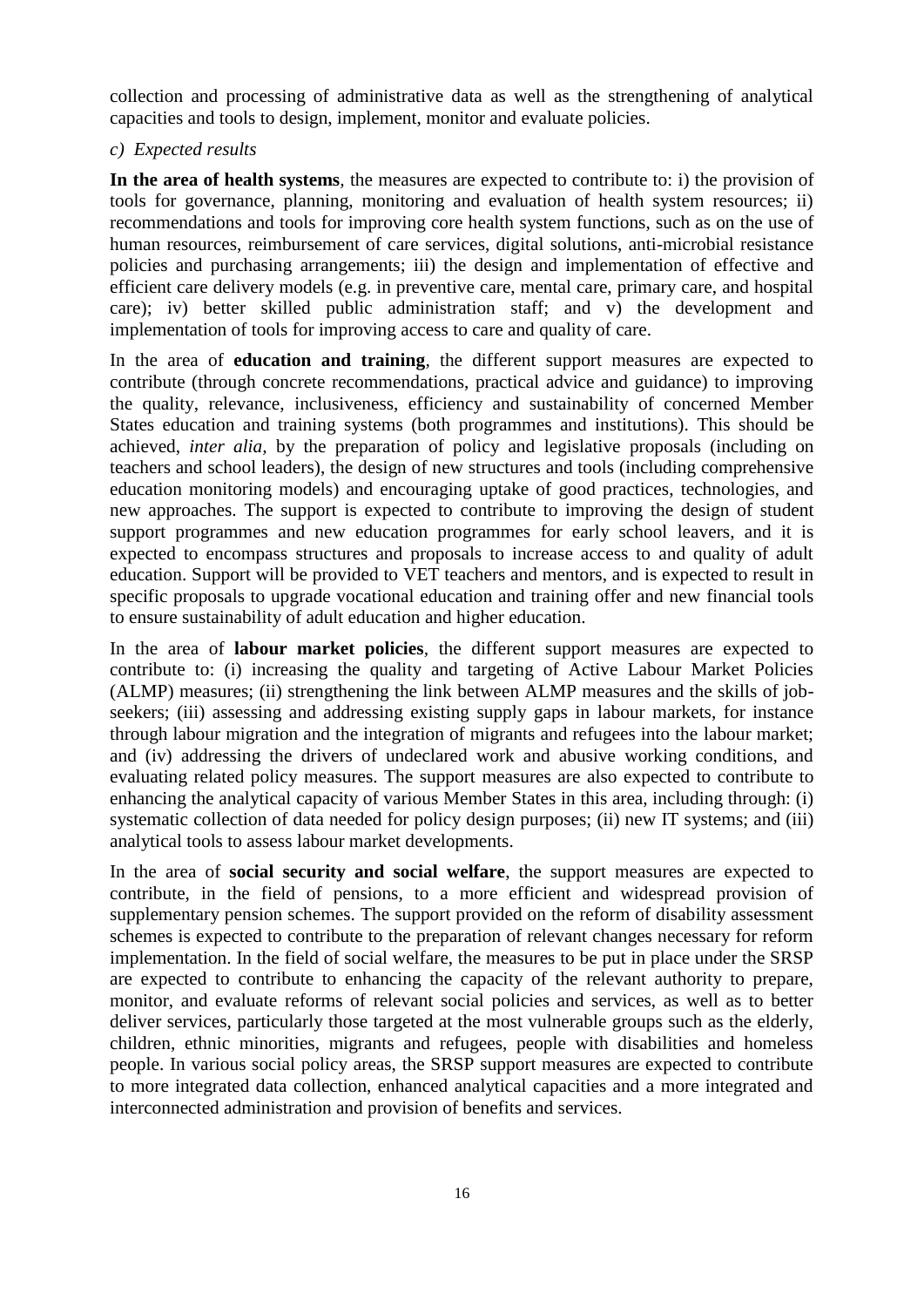collection and processing of administrative data as well as the strengthening of analytical capacities and tools to design, implement, monitor and evaluate policies.

*c) Expected results*

**In the area of health systems**, the measures are expected to contribute to: i) the provision of tools for governance, planning, monitoring and evaluation of health system resources; ii) recommendations and tools for improving core health system functions, such as on the use of human resources, reimbursement of care services, digital solutions, anti-microbial resistance policies and purchasing arrangements; iii) the design and implementation of effective and efficient care delivery models (e.g. in preventive care, mental care, primary care, and hospital care); iv) better skilled public administration staff; and v) the development and implementation of tools for improving access to care and quality of care.

In the area of **education and training**, the different support measures are expected to contribute (through concrete recommendations, practical advice and guidance) to improving the quality, relevance, inclusiveness, efficiency and sustainability of concerned Member States education and training systems (both programmes and institutions). This should be achieved, *inter alia,* by the preparation of policy and legislative proposals (including on teachers and school leaders), the design of new structures and tools (including comprehensive education monitoring models) and encouraging uptake of good practices, technologies, and new approaches. The support is expected to contribute to improving the design of student support programmes and new education programmes for early school leavers, and it is expected to encompass structures and proposals to increase access to and quality of adult education. Support will be provided to VET teachers and mentors, and is expected to result in specific proposals to upgrade vocational education and training offer and new financial tools to ensure sustainability of adult education and higher education.

In the area of **labour market policies**, the different support measures are expected to contribute to: (i) increasing the quality and targeting of Active Labour Market Policies (ALMP) measures; (ii) strengthening the link between ALMP measures and the skills of job-seekers; (iii) assessing and addressing existing supply gaps in labour markets, for instance through labour migration and the integration of migrants and refugees into the labour market; and (iv) addressing the drivers of undeclared work and abusive working conditions, and evaluating related policy measures. The support measures are also expected to contribute to enhancing the analytical capacity of various Member States in this area, including through: (i) systematic collection of data needed for policy design purposes; (ii) new IT systems; and (iii) analytical tools to assess labour market developments.

In the area of **social security and social welfare**, the support measures are expected to contribute, in the field of pensions, to a more efficient and widespread provision of supplementary pension schemes. The support provided on the reform of disability assessment schemes is expected to contribute to the preparation of relevant changes necessary for reform implementation. In the field of social welfare, the measures to be put in place under the SRSP are expected to contribute to enhancing the capacity of the relevant authority to prepare, monitor, and evaluate reforms of relevant social policies and services, as well as to better deliver services, particularly those targeted at the most vulnerable groups such as the elderly, children, ethnic minorities, migrants and refugees, people with disabilities and homeless people. In various social policy areas, the SRSP support measures are expected to contribute to more integrated data collection, enhanced analytical capacities and a more integrated and interconnected administration and provision of benefits and services.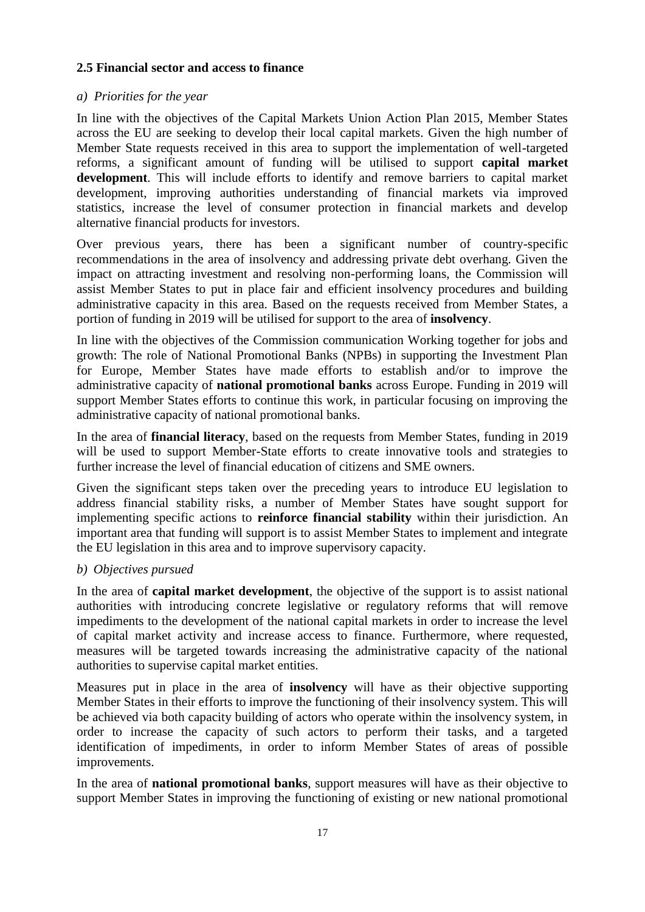### 2.5 Financial sector and access to finance

*a) Priorities for the year*

In line with the objectives of the Capital Markets Union Action Plan 2015, Member States across the EU are seeking to develop their local capital markets. Given the high number of Member State requests received in this area to support the implementation of well-targeted reforms, a significant amount of funding will be utilised to support **capital market development**. This will include efforts to identify and remove barriers to capital market development, improving authorities understanding of financial markets via improved statistics, increase the level of consumer protection in financial markets and develop alternative financial products for investors.

Over previous years, there has been a significant number of country-specific recommendations in the area of insolvency and addressing private debt overhang. Given the impact on attracting investment and resolving non-performing loans, the Commission will assist Member States to put in place fair and efficient insolvency procedures and building administrative capacity in this area. Based on the requests received from Member States, a portion of funding in 2019 will be utilised for support to the area of **insolvency**.

In line with the objectives of the Commission communication Working together for jobs and growth: The role of National Promotional Banks (NPBs) in supporting the Investment Plan for Europe, Member States have made efforts to establish and/or to improve the administrative capacity of **national promotional banks** across Europe. Funding in 2019 will support Member States efforts to continue this work, in particular focusing on improving the administrative capacity of national promotional banks.

In the area of **financial literacy**, based on the requests from Member States, funding in 2019 will be used to support Member-State efforts to create innovative tools and strategies to further increase the level of financial education of citizens and SME owners.

Given the significant steps taken over the preceding years to introduce EU legislation to address financial stability risks, a number of Member States have sought support for implementing specific actions to **reinforce financial stability** within their jurisdiction. An important area that funding will support is to assist Member States to implement and integrate the EU legislation in this area and to improve supervisory capacity.

*b) Objectives pursued*

In the area of **capital market development**, the objective of the support is to assist national authorities with introducing concrete legislative or regulatory reforms that will remove impediments to the development of the national capital markets in order to increase the level of capital market activity and increase access to finance. Furthermore, where requested, measures will be targeted towards increasing the administrative capacity of the national authorities to supervise capital market entities.

Measures put in place in the area of **insolvency** will have as their objective supporting Member States in their efforts to improve the functioning of their insolvency system. This will be achieved via both capacity building of actors who operate within the insolvency system, in order to increase the capacity of such actors to perform their tasks, and a targeted identification of impediments, in order to inform Member States of areas of possible improvements.

In the area of **national promotional banks**, support measures will have as their objective to support Member States in improving the functioning of existing or new national promotional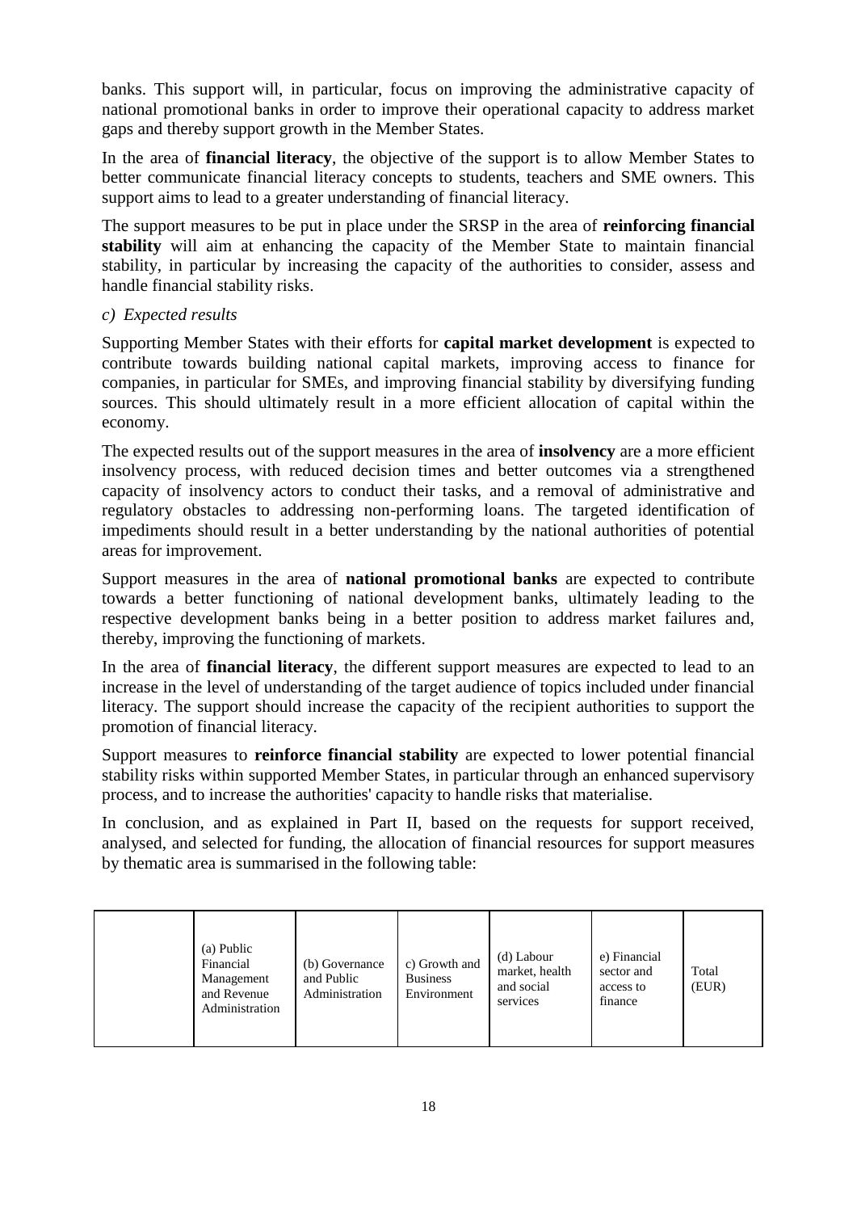banks. This support will, in particular, focus on improving the administrative capacity of national promotional banks in order to improve their operational capacity to address market gaps and thereby support growth in the Member States.

In the area of **financial literacy**, the objective of the support is to allow Member States to better communicate financial literacy concepts to students, teachers and SME owners. This support aims to lead to a greater understanding of financial literacy.

The support measures to be put in place under the SRSP in the area of **reinforcing financial stability** will aim at enhancing the capacity of the Member State to maintain financial stability, in particular by increasing the capacity of the authorities to consider, assess and handle financial stability risks.

*c) Expected results*

Supporting Member States with their efforts for **capital market development** is expected to contribute towards building national capital markets, improving access to finance for companies, in particular for SMEs, and improving financial stability by diversifying funding sources. This should ultimately result in a more efficient allocation of capital within the economy.

The expected results out of the support measures in the area of **insolvency** are a more efficient insolvency process, with reduced decision times and better outcomes via a strengthened capacity of insolvency actors to conduct their tasks, and a removal of administrative and regulatory obstacles to addressing non-performing loans. The targeted identification of impediments should result in a better understanding by the national authorities of potential areas for improvement.

Support measures in the area of **national promotional banks** are expected to contribute towards a better functioning of national development banks, ultimately leading to the respective development banks being in a better position to address market failures and, thereby, improving the functioning of markets.

In the area of **financial literacy**, the different support measures are expected to lead to an increase in the level of understanding of the target audience of topics included under financial literacy. The support should increase the capacity of the recipient authorities to support the promotion of financial literacy.

Support measures to **reinforce financial stability** are expected to lower potential financial stability risks within supported Member States, in particular through an enhanced supervisory process, and to increase the authorities' capacity to handle risks that materialise.

In conclusion, and as explained in Part II, based on the requests for support received, analysed, and selected for funding, the allocation of financial resources for support measures by thematic area is summarised in the following table:

| | (a) Public Financial Management and Revenue Administration | (b) Governance and Public Administration | c) Growth and Business Environment | (d) Labour market, health and social services | e) Financial sector and access to finance | Total (EUR) |
|---|---|---|---|---|---|---|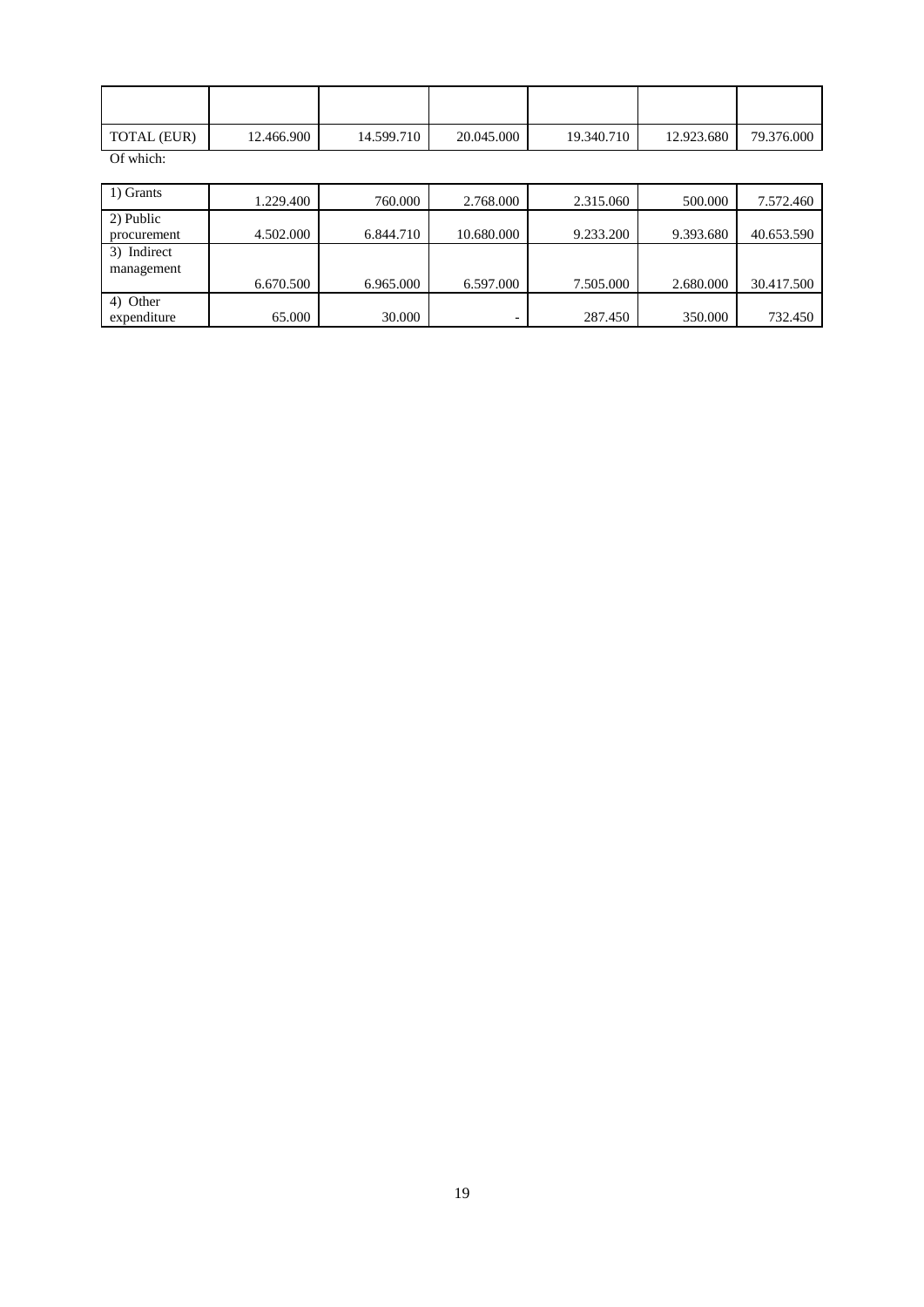| | | | | | | |
|---|---|---|---|---|---|---|
| TOTAL (EUR) | 12.466.900 | 14.599.710 | 20.045.000 | 19.340.710 | 12.923.680 | 79.376.000 |

Of which:

| | | | | | | |
|---|---|---|---|---|---|---|
| 1) Grants | 1.229.400 | 760.000 | 2.768.000 | 2.315.060 | 500.000 | 7.572.460 |
| 2) Public procurement | 4.502.000 | 6.844.710 | 10.680.000 | 9.233.200 | 9.393.680 | 40.653.590 |
| 3) Indirect management | 6.670.500 | 6.965.000 | 6.597.000 | 7.505.000 | 2.680.000 | 30.417.500 |
| 4) Other expenditure | 65.000 | 30.000 | - | 287.450 | 350.000 | 732.450 |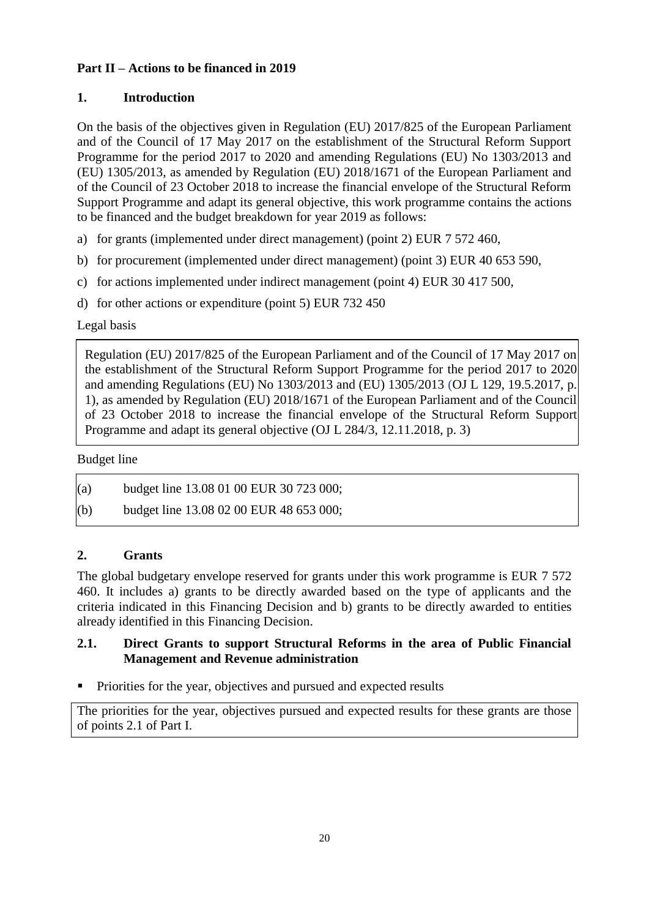**Part II – Actions to be financed in 2019**

## 1. Introduction

On the basis of the objectives given in Regulation (EU) 2017/825 of the European Parliament and of the Council of 17 May 2017 on the establishment of the Structural Reform Support Programme for the period 2017 to 2020 and amending Regulations (EU) No 1303/2013 and (EU) 1305/2013, as amended by Regulation (EU) 2018/1671 of the European Parliament and of the Council of 23 October 2018 to increase the financial envelope of the Structural Reform Support Programme and adapt its general objective, this work programme contains the actions to be financed and the budget breakdown for year 2019 as follows:

a) for grants (implemented under direct management) (point 2) EUR 7 572 460,

b) for procurement (implemented under direct management) (point 3) EUR 40 653 590,

c) for actions implemented under indirect management (point 4) EUR 30 417 500,

d) for other actions or expenditure (point 5) EUR 732 450

Legal basis

Regulation (EU) 2017/825 of the European Parliament and of the Council of 17 May 2017 on the establishment of the Structural Reform Support Programme for the period 2017 to 2020 and amending Regulations (EU) No 1303/2013 and (EU) 1305/2013 (OJ L 129, 19.5.2017, p. 1), as amended by Regulation (EU) 2018/1671 of the European Parliament and of the Council of 23 October 2018 to increase the financial envelope of the Structural Reform Support Programme and adapt its general objective (OJ L 284/3, 12.11.2018, p. 3)

Budget line

(a) budget line 13.08 01 00 EUR 30 723 000;

(b) budget line 13.08 02 00 EUR 48 653 000;

## 2. Grants

The global budgetary envelope reserved for grants under this work programme is EUR 7 572 460. It includes a) grants to be directly awarded based on the type of applicants and the criteria indicated in this Financing Decision and b) grants to be directly awarded to entities already identified in this Financing Decision.

### 2.1. Direct Grants to support Structural Reforms in the area of Public Financial Management and Revenue administration

- Priorities for the year, objectives and pursued and expected results

The priorities for the year, objectives pursued and expected results for these grants are those of points 2.1 of Part I.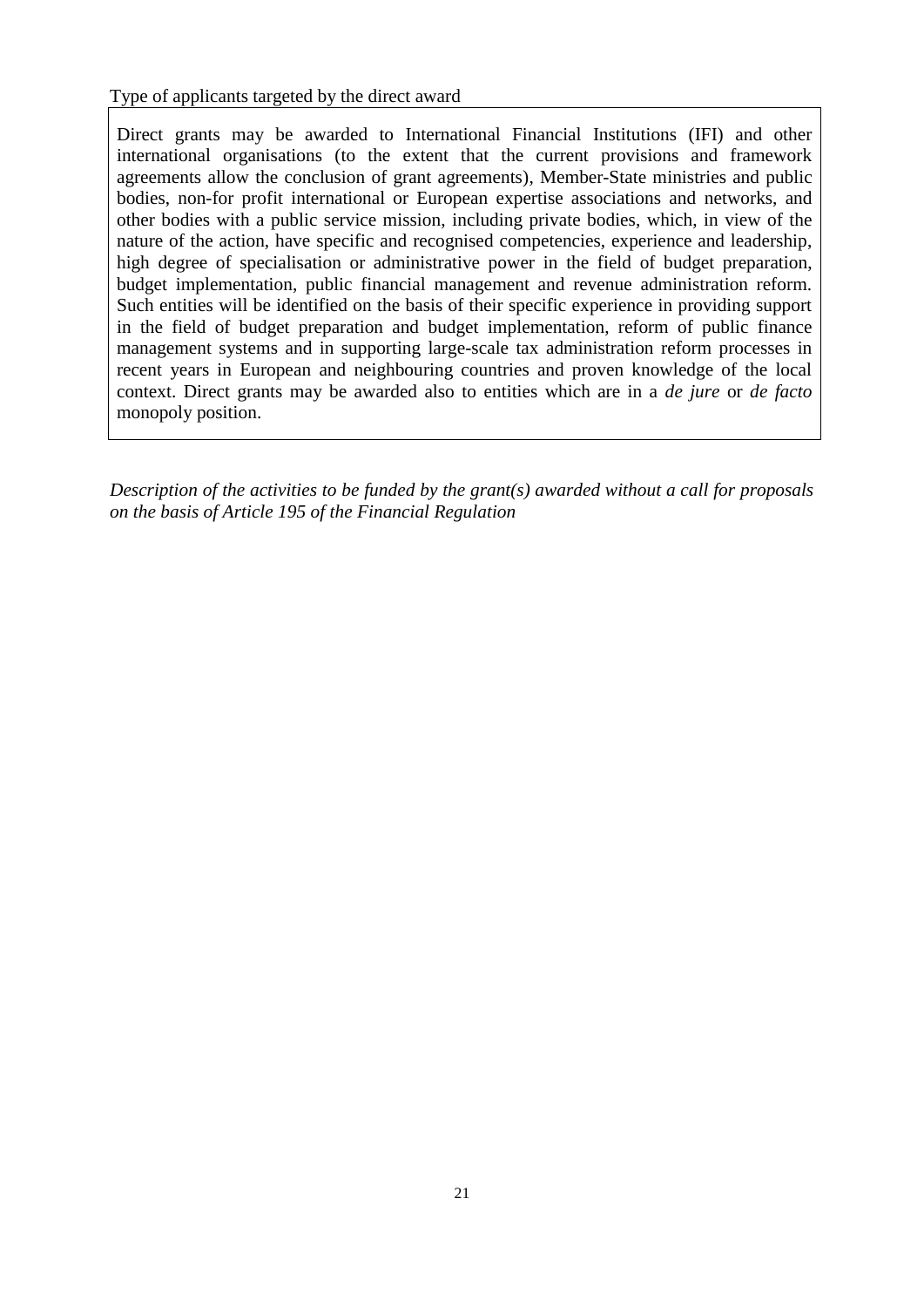Type of applicants targeted by the direct award

| Direct grants may be awarded to International Financial Institutions (IFI) and other international organisations (to the extent that the current provisions and framework agreements allow the conclusion of grant agreements), Member-State ministries and public bodies, non-for profit international or European expertise associations and networks, and other bodies with a public service mission, including private bodies, which, in view of the nature of the action, have specific and recognised competencies, experience and leadership, high degree of specialisation or administrative power in the field of budget preparation, budget implementation, public financial management and revenue administration reform. Such entities will be identified on the basis of their specific experience in providing support in the field of budget preparation and budget implementation, reform of public finance management systems and in supporting large-scale tax administration reform processes in recent years in European and neighbouring countries and proven knowledge of the local context. Direct grants may be awarded also to entities which are in a *de jure* or *de facto* monopoly position. |
|---|

*Description of the activities to be funded by the grant(s) awarded without a call for proposals on the basis of Article 195 of the Financial Regulation*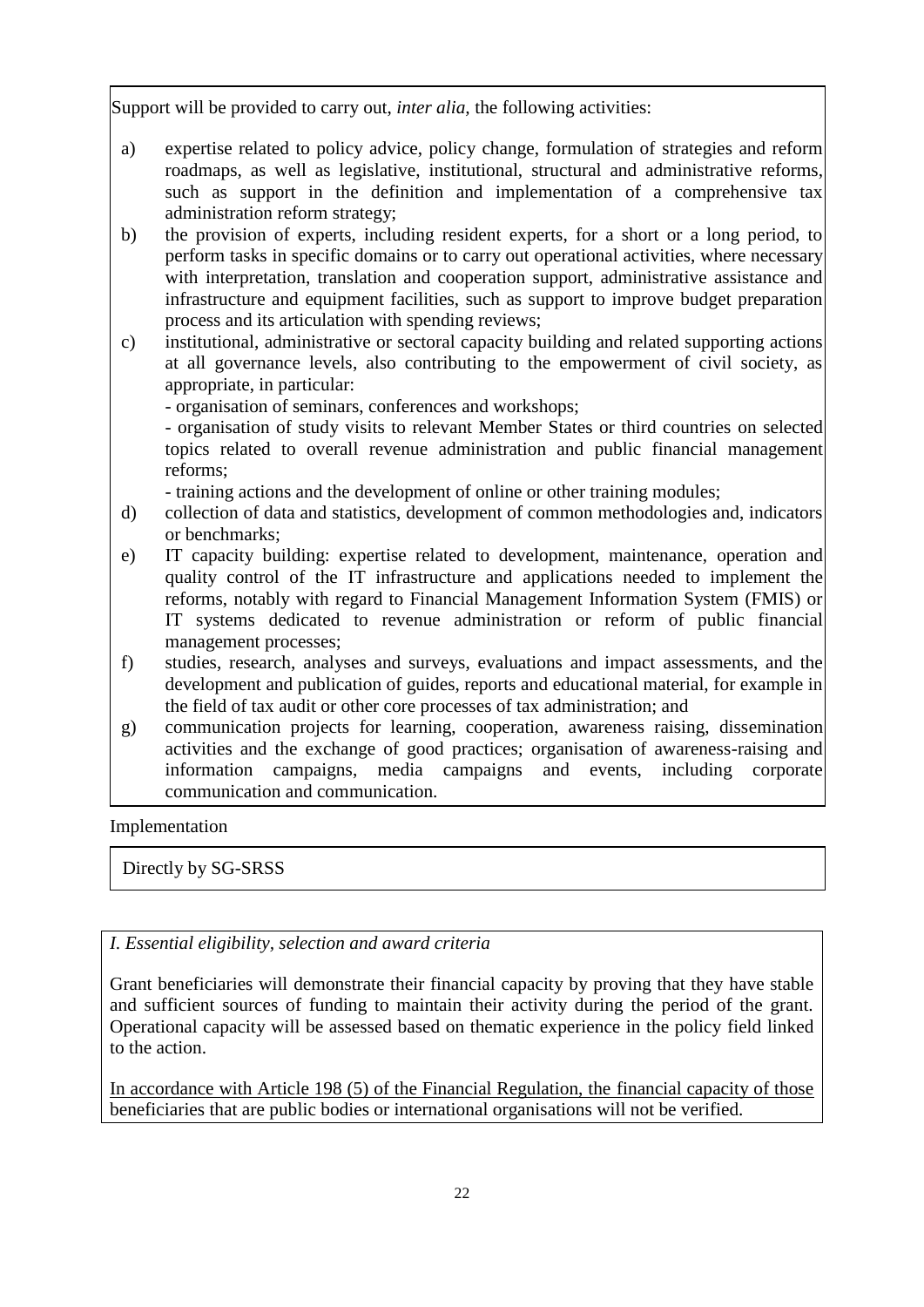Support will be provided to carry out, *inter alia,* the following activities:

a) expertise related to policy advice, policy change, formulation of strategies and reform roadmaps, as well as legislative, institutional, structural and administrative reforms, such as support in the definition and implementation of a comprehensive tax administration reform strategy;

b) the provision of experts, including resident experts, for a short or a long period, to perform tasks in specific domains or to carry out operational activities, where necessary with interpretation, translation and cooperation support, administrative assistance and infrastructure and equipment facilities, such as support to improve budget preparation process and its articulation with spending reviews;

c) institutional, administrative or sectoral capacity building and related supporting actions at all governance levels, also contributing to the empowerment of civil society, as appropriate, in particular:
   - organisation of seminars, conferences and workshops;
   - organisation of study visits to relevant Member States or third countries on selected topics related to overall revenue administration and public financial management reforms;
   - training actions and the development of online or other training modules;

d) collection of data and statistics, development of common methodologies and, indicators or benchmarks;

e) IT capacity building: expertise related to development, maintenance, operation and quality control of the IT infrastructure and applications needed to implement the reforms, notably with regard to Financial Management Information System (FMIS) or IT systems dedicated to revenue administration or reform of public financial management processes;

f) studies, research, analyses and surveys, evaluations and impact assessments, and the development and publication of guides, reports and educational material, for example in the field of tax audit or other core processes of tax administration; and

g) communication projects for learning, cooperation, awareness raising, dissemination activities and the exchange of good practices; organisation of awareness-raising and information campaigns, media campaigns and events, including corporate communication and communication.

Implementation

Directly by SG-SRSS

*I. Essential eligibility, selection and award criteria*

Grant beneficiaries will demonstrate their financial capacity by proving that they have stable and sufficient sources of funding to maintain their activity during the period of the grant. Operational capacity will be assessed based on thematic experience in the policy field linked to the action.

In accordance with Article 198 (5) of the Financial Regulation, the financial capacity of those beneficiaries that are public bodies or international organisations will not be verified.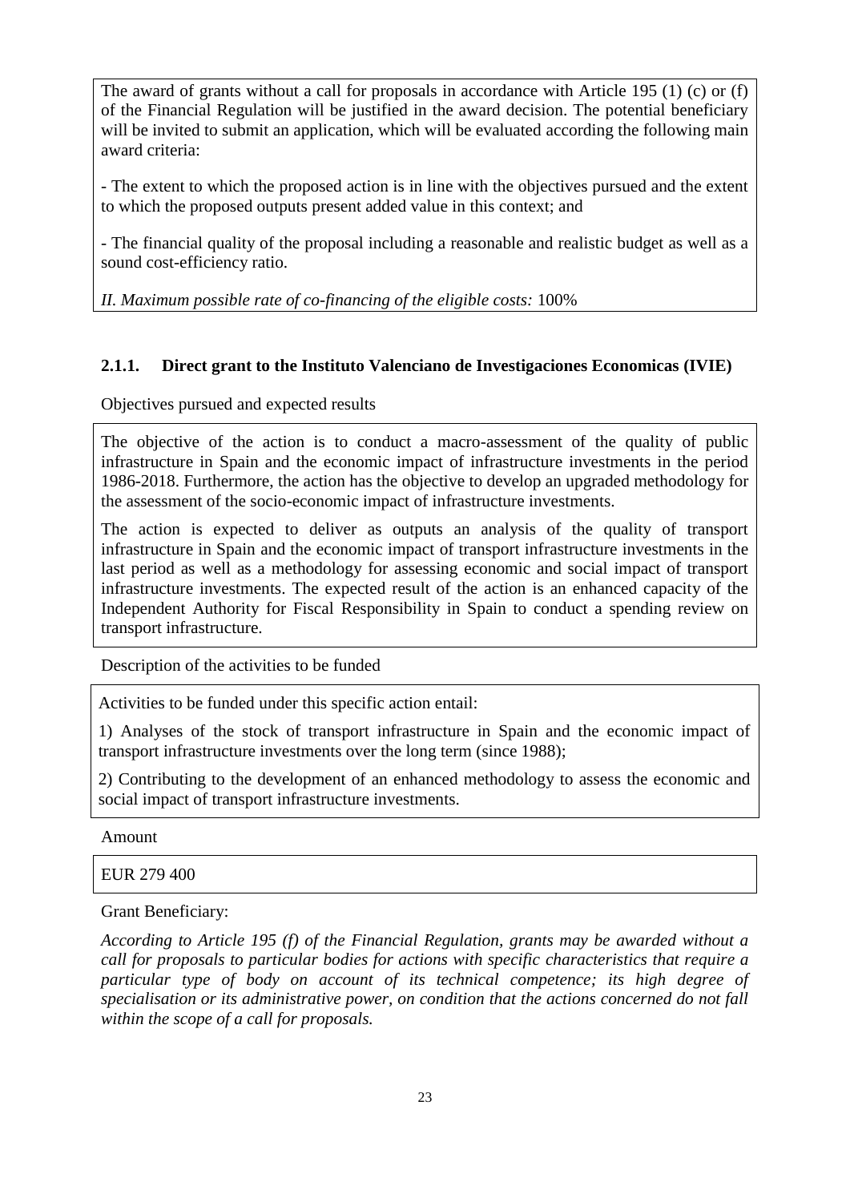The award of grants without a call for proposals in accordance with Article 195 (1) (c) or (f) of the Financial Regulation will be justified in the award decision. The potential beneficiary will be invited to submit an application, which will be evaluated according the following main award criteria:

- The extent to which the proposed action is in line with the objectives pursued and the extent to which the proposed outputs present added value in this context; and

- The financial quality of the proposal including a reasonable and realistic budget as well as a sound cost-efficiency ratio.

*II. Maximum possible rate of co-financing of the eligible costs:* 100%

### 2.1.1. Direct grant to the Instituto Valenciano de Investigaciones Economicas (IVIE)

Objectives pursued and expected results

The objective of the action is to conduct a macro-assessment of the quality of public infrastructure in Spain and the economic impact of infrastructure investments in the period 1986-2018. Furthermore, the action has the objective to develop an upgraded methodology for the assessment of the socio-economic impact of infrastructure investments.

The action is expected to deliver as outputs an analysis of the quality of transport infrastructure in Spain and the economic impact of transport infrastructure investments in the last period as well as a methodology for assessing economic and social impact of transport infrastructure investments. The expected result of the action is an enhanced capacity of the Independent Authority for Fiscal Responsibility in Spain to conduct a spending review on transport infrastructure.

Description of the activities to be funded

Activities to be funded under this specific action entail:

1) Analyses of the stock of transport infrastructure in Spain and the economic impact of transport infrastructure investments over the long term (since 1988);

2) Contributing to the development of an enhanced methodology to assess the economic and social impact of transport infrastructure investments.

Amount

EUR 279 400

Grant Beneficiary:

*According to Article 195 (f) of the Financial Regulation, grants may be awarded without a call for proposals to particular bodies for actions with specific characteristics that require a particular type of body on account of its technical competence; its high degree of specialisation or its administrative power, on condition that the actions concerned do not fall within the scope of a call for proposals.*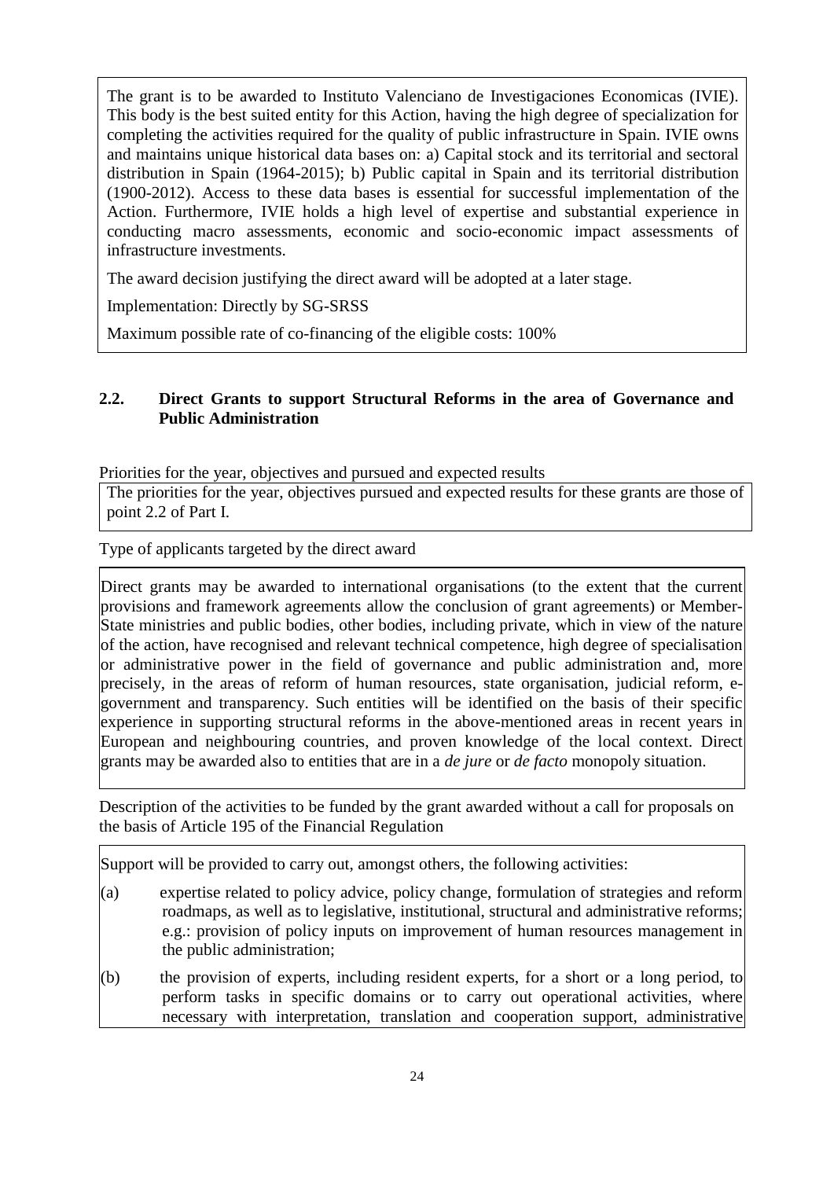The grant is to be awarded to Instituto Valenciano de Investigaciones Economicas (IVIE). This body is the best suited entity for this Action, having the high degree of specialization for completing the activities required for the quality of public infrastructure in Spain. IVIE owns and maintains unique historical data bases on: a) Capital stock and its territorial and sectoral distribution in Spain (1964-2015); b) Public capital in Spain and its territorial distribution (1900-2012). Access to these data bases is essential for successful implementation of the Action. Furthermore, IVIE holds a high level of expertise and substantial experience in conducting macro assessments, economic and socio-economic impact assessments of infrastructure investments.

The award decision justifying the direct award will be adopted at a later stage.

Implementation: Directly by SG-SRSS

Maximum possible rate of co-financing of the eligible costs: 100%

## 2.2. Direct Grants to support Structural Reforms in the area of Governance and Public Administration

Priorities for the year, objectives and pursued and expected results

The priorities for the year, objectives pursued and expected results for these grants are those of point 2.2 of Part I.

Type of applicants targeted by the direct award

Direct grants may be awarded to international organisations (to the extent that the current provisions and framework agreements allow the conclusion of grant agreements) or Member-State ministries and public bodies, other bodies, including private, which in view of the nature of the action, have recognised and relevant technical competence, high degree of specialisation or administrative power in the field of governance and public administration and, more precisely, in the areas of reform of human resources, state organisation, judicial reform, e-government and transparency. Such entities will be identified on the basis of their specific experience in supporting structural reforms in the above-mentioned areas in recent years in European and neighbouring countries, and proven knowledge of the local context. Direct grants may be awarded also to entities that are in a *de jure* or *de facto* monopoly situation.

Description of the activities to be funded by the grant awarded without a call for proposals on the basis of Article 195 of the Financial Regulation

Support will be provided to carry out, amongst others, the following activities:

(a) expertise related to policy advice, policy change, formulation of strategies and reform roadmaps, as well as to legislative, institutional, structural and administrative reforms; e.g.: provision of policy inputs on improvement of human resources management in the public administration;

(b) the provision of experts, including resident experts, for a short or a long period, to perform tasks in specific domains or to carry out operational activities, where necessary with interpretation, translation and cooperation support, administrative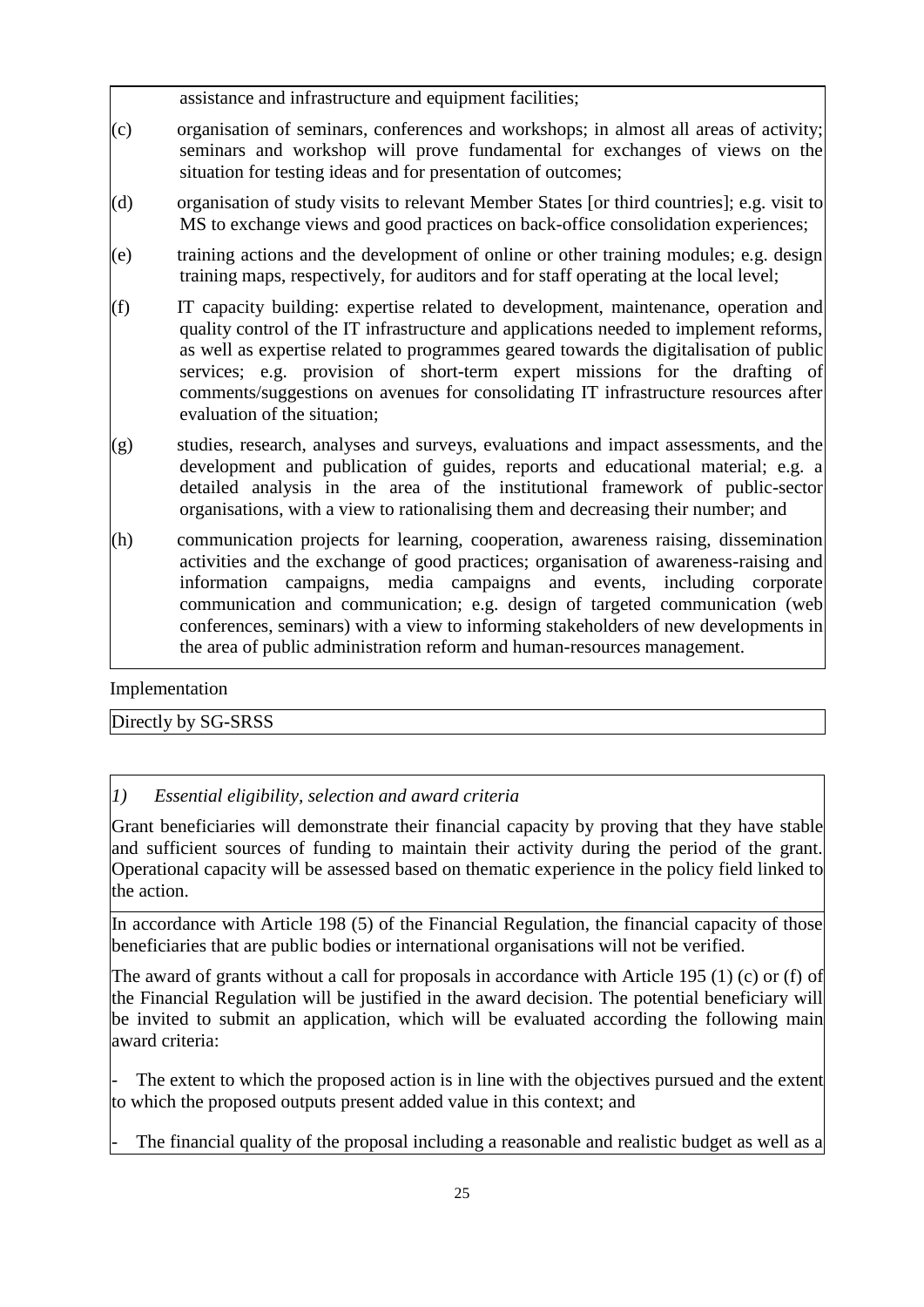assistance and infrastructure and equipment facilities;

(c) organisation of seminars, conferences and workshops; in almost all areas of activity; seminars and workshop will prove fundamental for exchanges of views on the situation for testing ideas and for presentation of outcomes;

(d) organisation of study visits to relevant Member States [or third countries]; e.g. visit to MS to exchange views and good practices on back-office consolidation experiences;

(e) training actions and the development of online or other training modules; e.g. design training maps, respectively, for auditors and for staff operating at the local level;

(f) IT capacity building: expertise related to development, maintenance, operation and quality control of the IT infrastructure and applications needed to implement reforms, as well as expertise related to programmes geared towards the digitalisation of public services; e.g. provision of short-term expert missions for the drafting of comments/suggestions on avenues for consolidating IT infrastructure resources after evaluation of the situation;

(g) studies, research, analyses and surveys, evaluations and impact assessments, and the development and publication of guides, reports and educational material; e.g. a detailed analysis in the area of the institutional framework of public-sector organisations, with a view to rationalising them and decreasing their number; and

(h) communication projects for learning, cooperation, awareness raising, dissemination activities and the exchange of good practices; organisation of awareness-raising and information campaigns, media campaigns and events, including corporate communication and communication; e.g. design of targeted communication (web conferences, seminars) with a view to informing stakeholders of new developments in the area of public administration reform and human-resources management.

Implementation

Directly by SG-SRSS

*1) Essential eligibility, selection and award criteria*

Grant beneficiaries will demonstrate their financial capacity by proving that they have stable and sufficient sources of funding to maintain their activity during the period of the grant. Operational capacity will be assessed based on thematic experience in the policy field linked to the action.

In accordance with Article 198 (5) of the Financial Regulation, the financial capacity of those beneficiaries that are public bodies or international organisations will not be verified.

The award of grants without a call for proposals in accordance with Article 195 (1) (c) or (f) of the Financial Regulation will be justified in the award decision. The potential beneficiary will be invited to submit an application, which will be evaluated according the following main award criteria:

- The extent to which the proposed action is in line with the objectives pursued and the extent to which the proposed outputs present added value in this context; and

- The financial quality of the proposal including a reasonable and realistic budget as well as a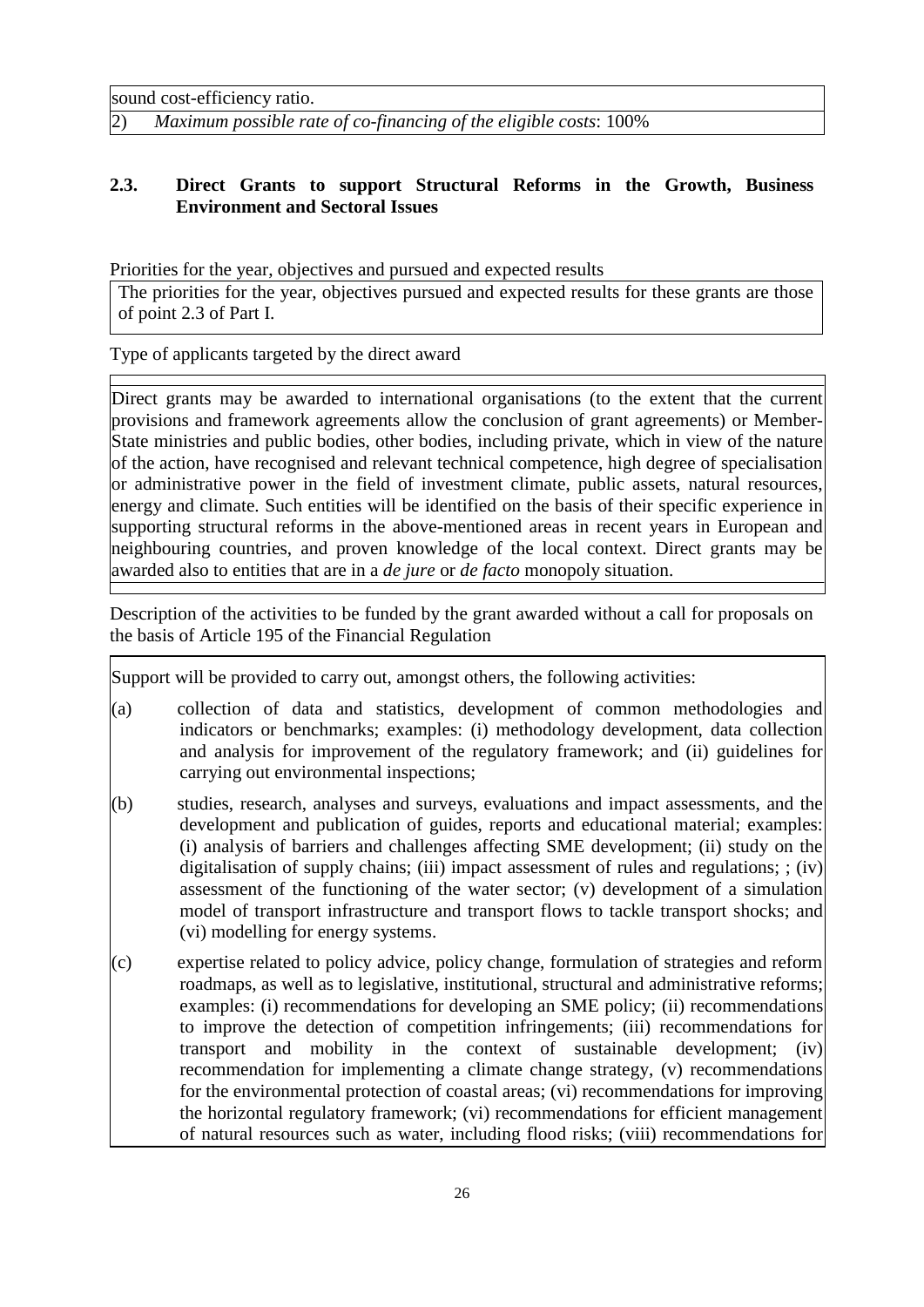sound cost-efficiency ratio.

2) *Maximum possible rate of co-financing of the eligible costs*: 100%

## 2.3. Direct Grants to support Structural Reforms in the Growth, Business Environment and Sectoral Issues

Priorities for the year, objectives and pursued and expected results

The priorities for the year, objectives pursued and expected results for these grants are those of point 2.3 of Part I.

Type of applicants targeted by the direct award

Direct grants may be awarded to international organisations (to the extent that the current provisions and framework agreements allow the conclusion of grant agreements) or Member-State ministries and public bodies, other bodies, including private, which in view of the nature of the action, have recognised and relevant technical competence, high degree of specialisation or administrative power in the field of investment climate, public assets, natural resources, energy and climate. Such entities will be identified on the basis of their specific experience in supporting structural reforms in the above-mentioned areas in recent years in European and neighbouring countries, and proven knowledge of the local context. Direct grants may be awarded also to entities that are in a *de jure* or *de facto* monopoly situation.

Description of the activities to be funded by the grant awarded without a call for proposals on the basis of Article 195 of the Financial Regulation

Support will be provided to carry out, amongst others, the following activities:

(a) collection of data and statistics, development of common methodologies and indicators or benchmarks; examples: (i) methodology development, data collection and analysis for improvement of the regulatory framework; and (ii) guidelines for carrying out environmental inspections;

(b) studies, research, analyses and surveys, evaluations and impact assessments, and the development and publication of guides, reports and educational material; examples: (i) analysis of barriers and challenges affecting SME development; (ii) study on the digitalisation of supply chains; (iii) impact assessment of rules and regulations; ; (iv) assessment of the functioning of the water sector; (v) development of a simulation model of transport infrastructure and transport flows to tackle transport shocks; and (vi) modelling for energy systems.

(c) expertise related to policy advice, policy change, formulation of strategies and reform roadmaps, as well as to legislative, institutional, structural and administrative reforms; examples: (i) recommendations for developing an SME policy; (ii) recommendations to improve the detection of competition infringements; (iii) recommendations for transport and mobility in the context of sustainable development; (iv) recommendation for implementing a climate change strategy, (v) recommendations for the environmental protection of coastal areas; (vi) recommendations for improving the horizontal regulatory framework; (vi) recommendations for efficient management of natural resources such as water, including flood risks; (viii) recommendations for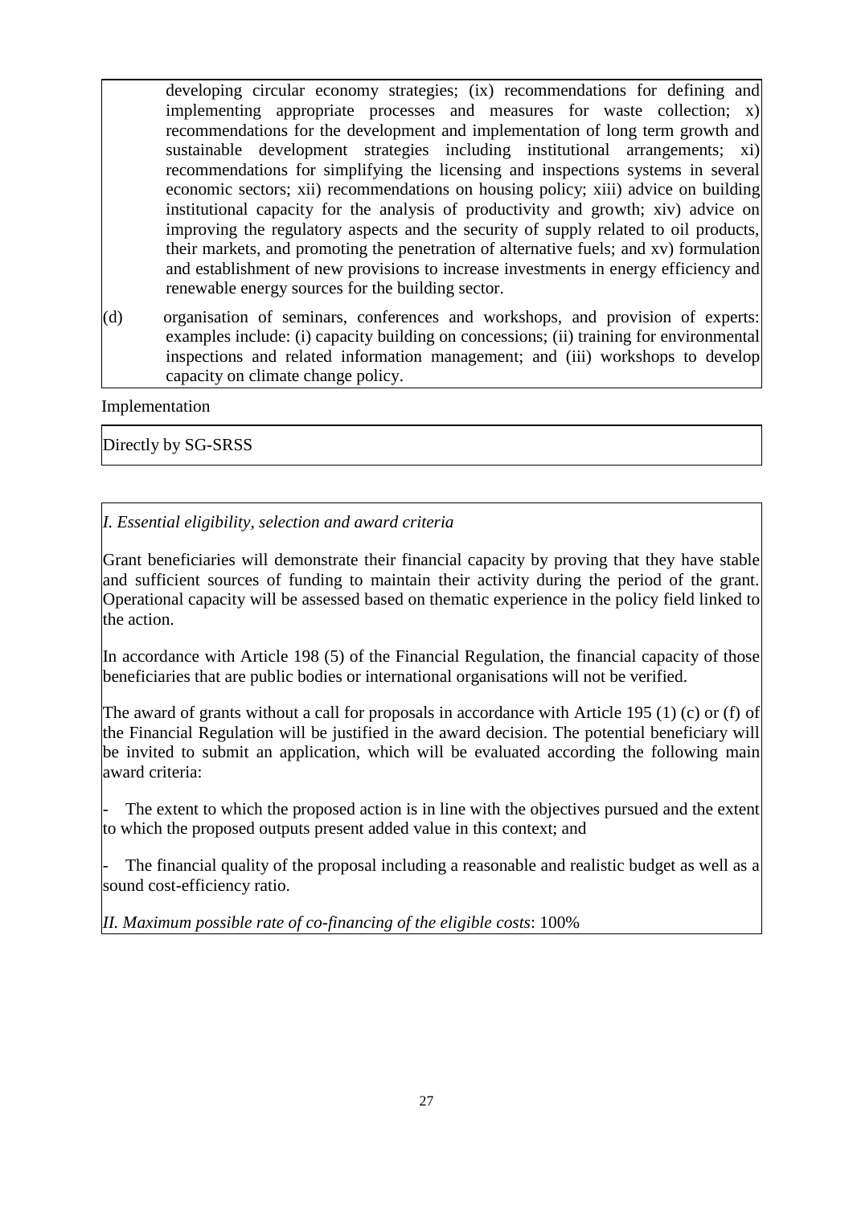developing circular economy strategies; (ix) recommendations for defining and implementing appropriate processes and measures for waste collection; x) recommendations for the development and implementation of long term growth and sustainable development strategies including institutional arrangements; xi) recommendations for simplifying the licensing and inspections systems in several economic sectors; xii) recommendations on housing policy; xiii) advice on building institutional capacity for the analysis of productivity and growth; xiv) advice on improving the regulatory aspects and the security of supply related to oil products, their markets, and promoting the penetration of alternative fuels; and xv) formulation and establishment of new provisions to increase investments in energy efficiency and renewable energy sources for the building sector.

(d) organisation of seminars, conferences and workshops, and provision of experts: examples include: (i) capacity building on concessions; (ii) training for environmental inspections and related information management; and (iii) workshops to develop capacity on climate change policy.

Implementation

Directly by SG-SRSS

*I. Essential eligibility, selection and award criteria*

Grant beneficiaries will demonstrate their financial capacity by proving that they have stable and sufficient sources of funding to maintain their activity during the period of the grant. Operational capacity will be assessed based on thematic experience in the policy field linked to the action.

In accordance with Article 198 (5) of the Financial Regulation, the financial capacity of those beneficiaries that are public bodies or international organisations will not be verified.

The award of grants without a call for proposals in accordance with Article 195 (1) (c) or (f) of the Financial Regulation will be justified in the award decision. The potential beneficiary will be invited to submit an application, which will be evaluated according the following main award criteria:

- The extent to which the proposed action is in line with the objectives pursued and the extent to which the proposed outputs present added value in this context; and

- The financial quality of the proposal including a reasonable and realistic budget as well as a sound cost-efficiency ratio.

*II. Maximum possible rate of co-financing of the eligible costs*: 100%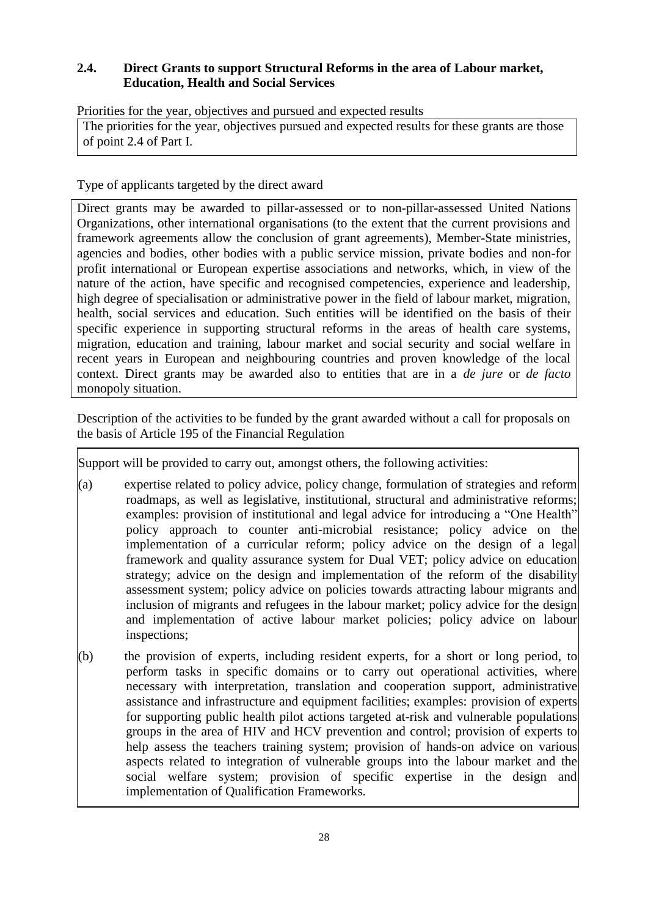## 2.4. Direct Grants to support Structural Reforms in the area of Labour market, Education, Health and Social Services

Priorities for the year, objectives and pursued and expected results

The priorities for the year, objectives pursued and expected results for these grants are those of point 2.4 of Part I.

Type of applicants targeted by the direct award

Direct grants may be awarded to pillar-assessed or to non-pillar-assessed United Nations Organizations, other international organisations (to the extent that the current provisions and framework agreements allow the conclusion of grant agreements), Member-State ministries, agencies and bodies, other bodies with a public service mission, private bodies and non-for profit international or European expertise associations and networks, which, in view of the nature of the action, have specific and recognised competencies, experience and leadership, high degree of specialisation or administrative power in the field of labour market, migration, health, social services and education. Such entities will be identified on the basis of their specific experience in supporting structural reforms in the areas of health care systems, migration, education and training, labour market and social security and social welfare in recent years in European and neighbouring countries and proven knowledge of the local context. Direct grants may be awarded also to entities that are in a *de jure* or *de facto* monopoly situation.

Description of the activities to be funded by the grant awarded without a call for proposals on the basis of Article 195 of the Financial Regulation

Support will be provided to carry out, amongst others, the following activities:

(a) expertise related to policy advice, policy change, formulation of strategies and reform roadmaps, as well as legislative, institutional, structural and administrative reforms; examples: provision of institutional and legal advice for introducing a "One Health" policy approach to counter anti-microbial resistance; policy advice on the implementation of a curricular reform; policy advice on the design of a legal framework and quality assurance system for Dual VET; policy advice on education strategy; advice on the design and implementation of the reform of the disability assessment system; policy advice on policies towards attracting labour migrants and inclusion of migrants and refugees in the labour market; policy advice for the design and implementation of active labour market policies; policy advice on labour inspections;

(b) the provision of experts, including resident experts, for a short or long period, to perform tasks in specific domains or to carry out operational activities, where necessary with interpretation, translation and cooperation support, administrative assistance and infrastructure and equipment facilities; examples: provision of experts for supporting public health pilot actions targeted at-risk and vulnerable populations groups in the area of HIV and HCV prevention and control; provision of experts to help assess the teachers training system; provision of hands-on advice on various aspects related to integration of vulnerable groups into the labour market and the social welfare system; provision of specific expertise in the design and implementation of Qualification Frameworks.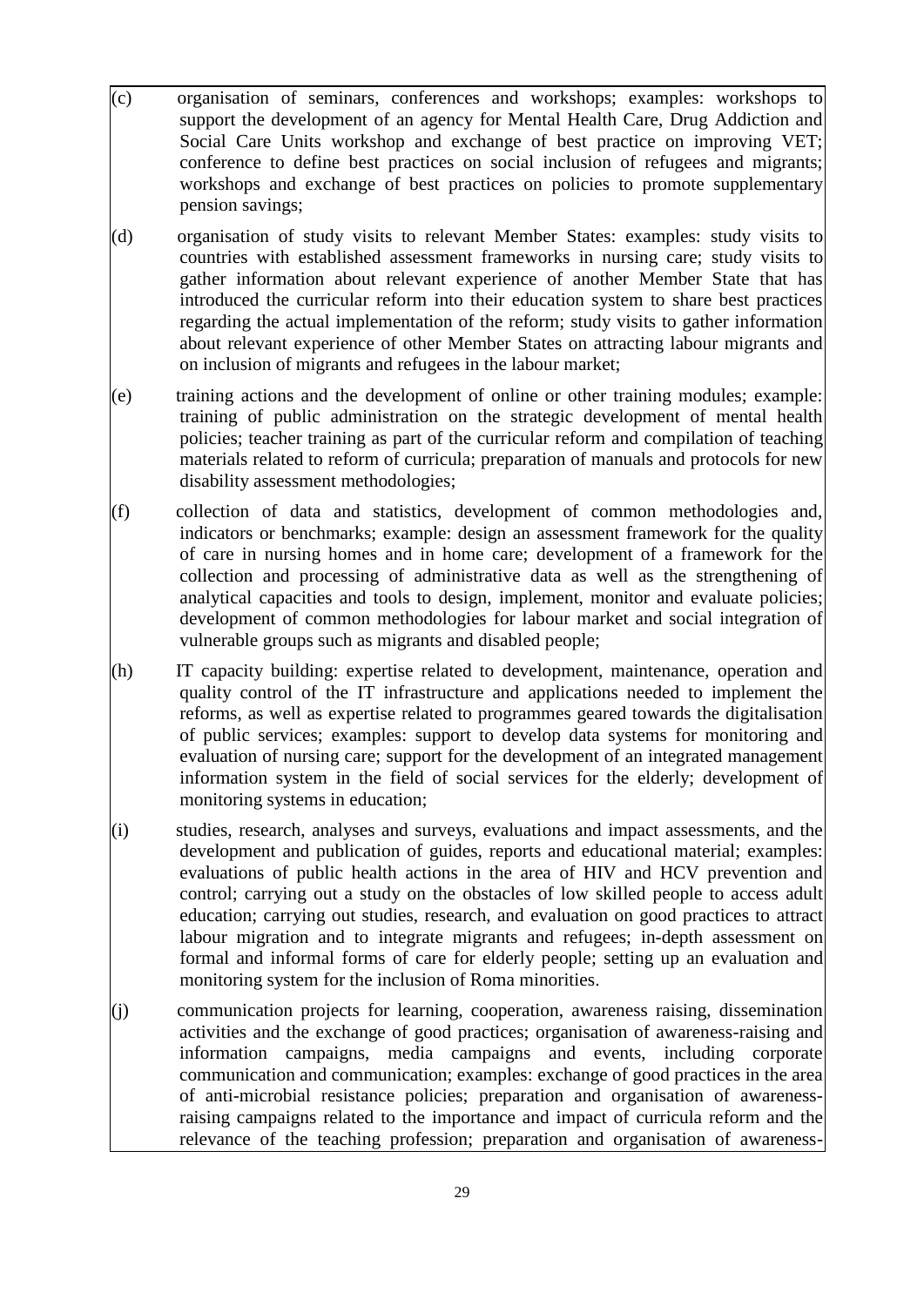(c) organisation of seminars, conferences and workshops; examples: workshops to support the development of an agency for Mental Health Care, Drug Addiction and Social Care Units workshop and exchange of best practice on improving VET; conference to define best practices on social inclusion of refugees and migrants; workshops and exchange of best practices on policies to promote supplementary pension savings;

(d) organisation of study visits to relevant Member States: examples: study visits to countries with established assessment frameworks in nursing care; study visits to gather information about relevant experience of another Member State that has introduced the curricular reform into their education system to share best practices regarding the actual implementation of the reform; study visits to gather information about relevant experience of other Member States on attracting labour migrants and on inclusion of migrants and refugees in the labour market;

(e) training actions and the development of online or other training modules; example: training of public administration on the strategic development of mental health policies; teacher training as part of the curricular reform and compilation of teaching materials related to reform of curricula; preparation of manuals and protocols for new disability assessment methodologies;

(f) collection of data and statistics, development of common methodologies and, indicators or benchmarks; example: design an assessment framework for the quality of care in nursing homes and in home care; development of a framework for the collection and processing of administrative data as well as the strengthening of analytical capacities and tools to design, implement, monitor and evaluate policies; development of common methodologies for labour market and social integration of vulnerable groups such as migrants and disabled people;

(h) IT capacity building: expertise related to development, maintenance, operation and quality control of the IT infrastructure and applications needed to implement the reforms, as well as expertise related to programmes geared towards the digitalisation of public services; examples: support to develop data systems for monitoring and evaluation of nursing care; support for the development of an integrated management information system in the field of social services for the elderly; development of monitoring systems in education;

(i) studies, research, analyses and surveys, evaluations and impact assessments, and the development and publication of guides, reports and educational material; examples: evaluations of public health actions in the area of HIV and HCV prevention and control; carrying out a study on the obstacles of low skilled people to access adult education; carrying out studies, research, and evaluation on good practices to attract labour migration and to integrate migrants and refugees; in-depth assessment on formal and informal forms of care for elderly people; setting up an evaluation and monitoring system for the inclusion of Roma minorities.

(j) communication projects for learning, cooperation, awareness raising, dissemination activities and the exchange of good practices; organisation of awareness-raising and information campaigns, media campaigns and events, including corporate communication and communication; examples: exchange of good practices in the area of anti-microbial resistance policies; preparation and organisation of awareness-raising campaigns related to the importance and impact of curricula reform and the relevance of the teaching profession; preparation and organisation of awareness-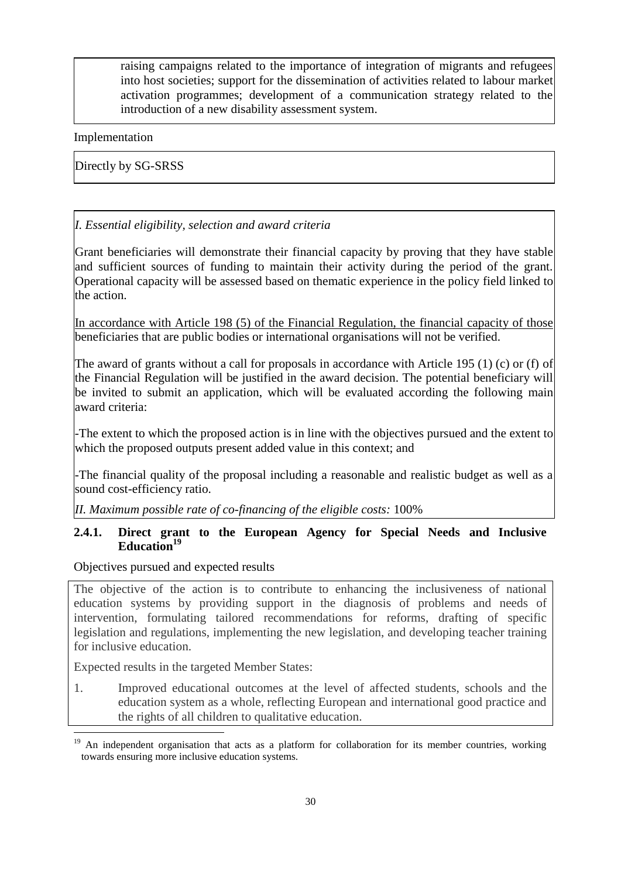raising campaigns related to the importance of integration of migrants and refugees into host societies; support for the dissemination of activities related to labour market activation programmes; development of a communication strategy related to the introduction of a new disability assessment system.

Implementation

Directly by SG-SRSS

*I. Essential eligibility, selection and award criteria*

Grant beneficiaries will demonstrate their financial capacity by proving that they have stable and sufficient sources of funding to maintain their activity during the period of the grant. Operational capacity will be assessed based on thematic experience in the policy field linked to the action.

In accordance with Article 198 (5) of the Financial Regulation, the financial capacity of those beneficiaries that are public bodies or international organisations will not be verified.

The award of grants without a call for proposals in accordance with Article 195 (1) (c) or (f) of the Financial Regulation will be justified in the award decision. The potential beneficiary will be invited to submit an application, which will be evaluated according the following main award criteria:

-The extent to which the proposed action is in line with the objectives pursued and the extent to which the proposed outputs present added value in this context; and

-The financial quality of the proposal including a reasonable and realistic budget as well as a sound cost-efficiency ratio.

*II. Maximum possible rate of co-financing of the eligible costs:* 100%

### 2.4.1. Direct grant to the European Agency for Special Needs and Inclusive Education[19]

Objectives pursued and expected results

The objective of the action is to contribute to enhancing the inclusiveness of national education systems by providing support in the diagnosis of problems and needs of intervention, formulating tailored recommendations for reforms, drafting of specific legislation and regulations, implementing the new legislation, and developing teacher training for inclusive education.

Expected results in the targeted Member States:

1. Improved educational outcomes at the level of affected students, schools and the education system as a whole, reflecting European and international good practice and the rights of all children to qualitative education.

[19] An independent organisation that acts as a platform for collaboration for its member countries, working towards ensuring more inclusive education systems.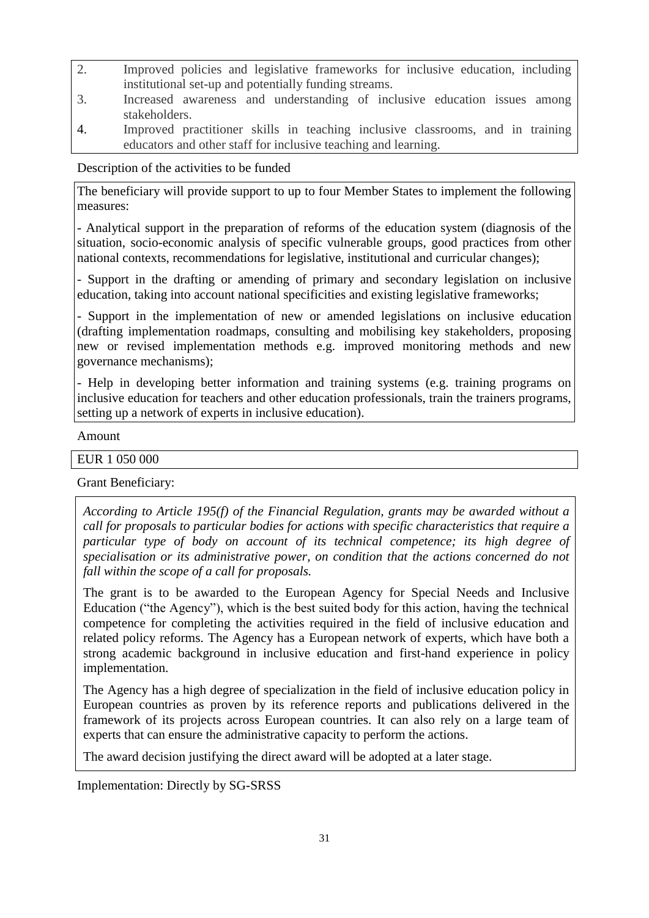2. Improved policies and legislative frameworks for inclusive education, including institutional set-up and potentially funding streams.
3. Increased awareness and understanding of inclusive education issues among stakeholders.
4. Improved practitioner skills in teaching inclusive classrooms, and in training educators and other staff for inclusive teaching and learning.

Description of the activities to be funded

The beneficiary will provide support to up to four Member States to implement the following measures:

- Analytical support in the preparation of reforms of the education system (diagnosis of the situation, socio-economic analysis of specific vulnerable groups, good practices from other national contexts, recommendations for legislative, institutional and curricular changes);

- Support in the drafting or amending of primary and secondary legislation on inclusive education, taking into account national specificities and existing legislative frameworks;

- Support in the implementation of new or amended legislations on inclusive education (drafting implementation roadmaps, consulting and mobilising key stakeholders, proposing new or revised implementation methods e.g. improved monitoring methods and new governance mechanisms);

- Help in developing better information and training systems (e.g. training programs on inclusive education for teachers and other education professionals, train the trainers programs, setting up a network of experts in inclusive education).

Amount

EUR 1 050 000

Grant Beneficiary:

*According to Article 195(f) of the Financial Regulation, grants may be awarded without a call for proposals to particular bodies for actions with specific characteristics that require a particular type of body on account of its technical competence; its high degree of specialisation or its administrative power, on condition that the actions concerned do not fall within the scope of a call for proposals.*

The grant is to be awarded to the European Agency for Special Needs and Inclusive Education ("the Agency"), which is the best suited body for this action, having the technical competence for completing the activities required in the field of inclusive education and related policy reforms. The Agency has a European network of experts, which have both a strong academic background in inclusive education and first-hand experience in policy implementation.

The Agency has a high degree of specialization in the field of inclusive education policy in European countries as proven by its reference reports and publications delivered in the framework of its projects across European countries. It can also rely on a large team of experts that can ensure the administrative capacity to perform the actions.

The award decision justifying the direct award will be adopted at a later stage.

Implementation: Directly by SG-SRSS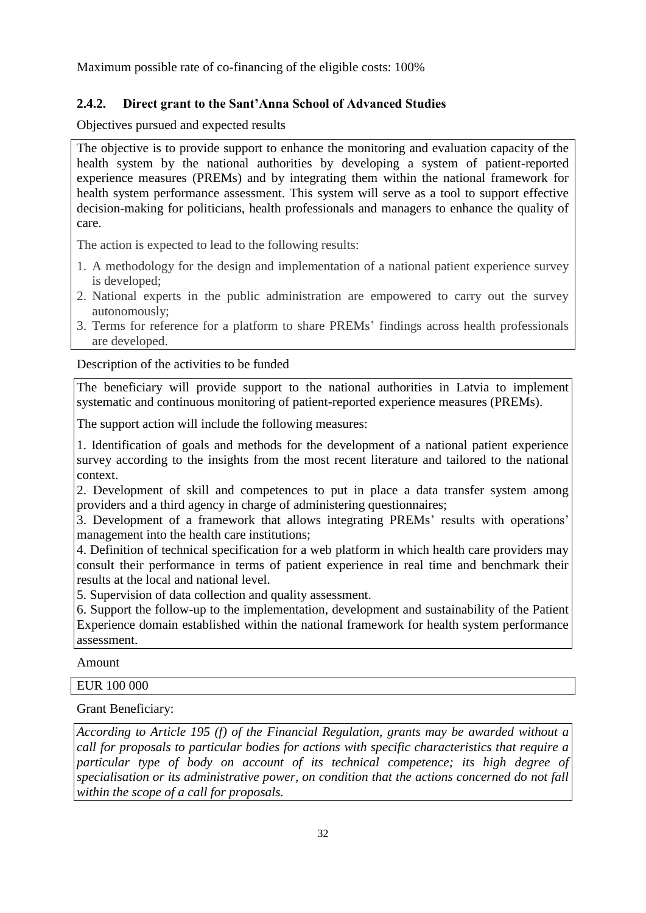Maximum possible rate of co-financing of the eligible costs: 100%

### 2.4.2. Direct grant to the Sant'Anna School of Advanced Studies

Objectives pursued and expected results

The objective is to provide support to enhance the monitoring and evaluation capacity of the health system by the national authorities by developing a system of patient-reported experience measures (PREMs) and by integrating them within the national framework for health system performance assessment. This system will serve as a tool to support effective decision-making for politicians, health professionals and managers to enhance the quality of care.

The action is expected to lead to the following results:

1. A methodology for the design and implementation of a national patient experience survey is developed;
2. National experts in the public administration are empowered to carry out the survey autonomously;
3. Terms for reference for a platform to share PREMs' findings across health professionals are developed.

Description of the activities to be funded

The beneficiary will provide support to the national authorities in Latvia to implement systematic and continuous monitoring of patient-reported experience measures (PREMs).

The support action will include the following measures:

1. Identification of goals and methods for the development of a national patient experience survey according to the insights from the most recent literature and tailored to the national context.
2. Development of skill and competences to put in place a data transfer system among providers and a third agency in charge of administering questionnaires;
3. Development of a framework that allows integrating PREMs' results with operations' management into the health care institutions;
4. Definition of technical specification for a web platform in which health care providers may consult their performance in terms of patient experience in real time and benchmark their results at the local and national level.
5. Supervision of data collection and quality assessment.
6. Support the follow-up to the implementation, development and sustainability of the Patient Experience domain established within the national framework for health system performance assessment.

Amount

EUR 100 000

Grant Beneficiary:

*According to Article 195 (f) of the Financial Regulation, grants may be awarded without a call for proposals to particular bodies for actions with specific characteristics that require a particular type of body on account of its technical competence; its high degree of specialisation or its administrative power, on condition that the actions concerned do not fall within the scope of a call for proposals.*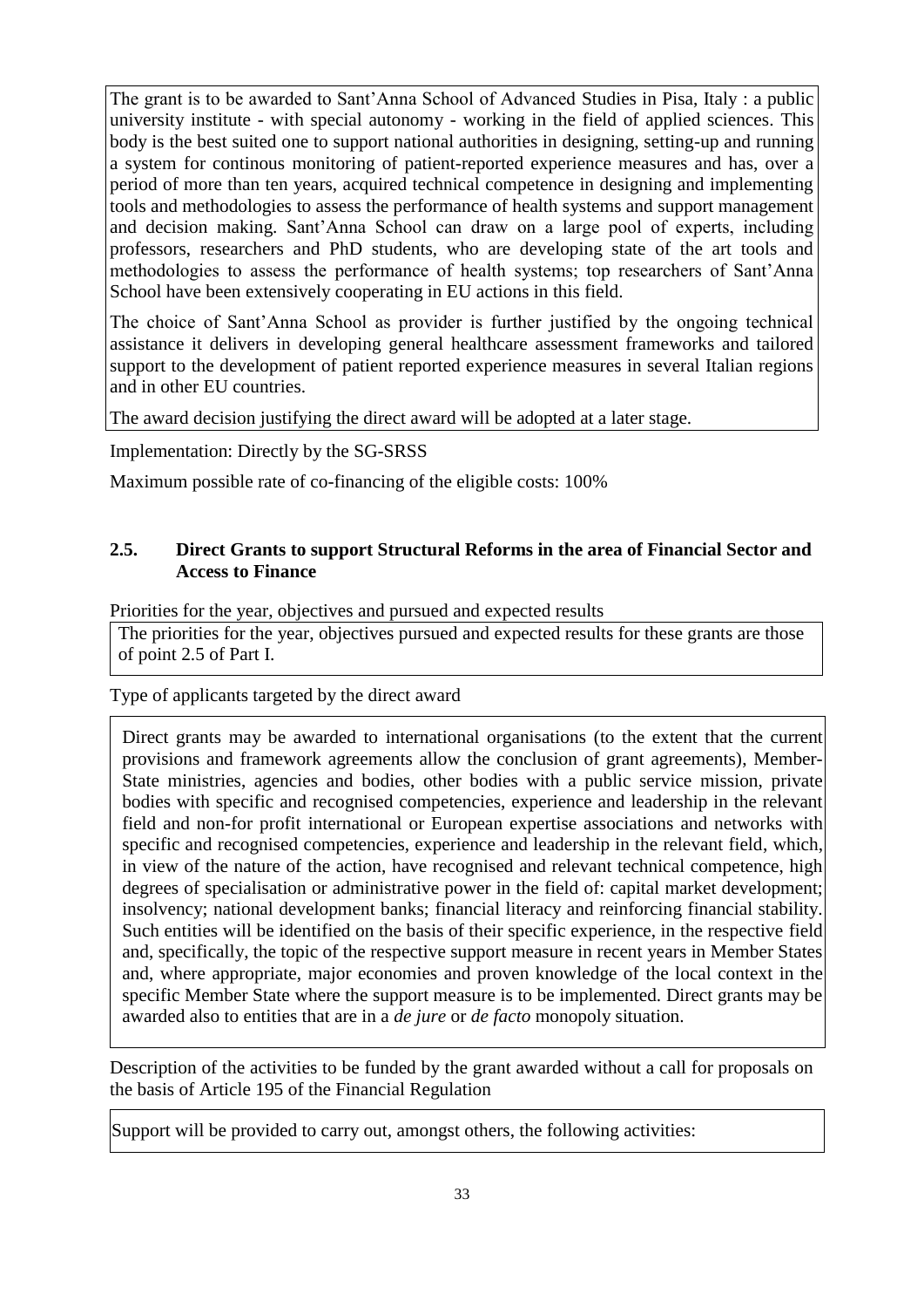The grant is to be awarded to Sant'Anna School of Advanced Studies in Pisa, Italy : a public university institute - with special autonomy - working in the field of applied sciences. This body is the best suited one to support national authorities in designing, setting-up and running a system for continous monitoring of patient-reported experience measures and has, over a period of more than ten years, acquired technical competence in designing and implementing tools and methodologies to assess the performance of health systems and support management and decision making. Sant'Anna School can draw on a large pool of experts, including professors, researchers and PhD students, who are developing state of the art tools and methodologies to assess the performance of health systems; top researchers of Sant'Anna School have been extensively cooperating in EU actions in this field.

The choice of Sant'Anna School as provider is further justified by the ongoing technical assistance it delivers in developing general healthcare assessment frameworks and tailored support to the development of patient reported experience measures in several Italian regions and in other EU countries.

The award decision justifying the direct award will be adopted at a later stage.

Implementation: Directly by the SG-SRSS

Maximum possible rate of co-financing of the eligible costs: 100%

## 2.5. Direct Grants to support Structural Reforms in the area of Financial Sector and Access to Finance

Priorities for the year, objectives and pursued and expected results

The priorities for the year, objectives pursued and expected results for these grants are those of point 2.5 of Part I.

Type of applicants targeted by the direct award

Direct grants may be awarded to international organisations (to the extent that the current provisions and framework agreements allow the conclusion of grant agreements), Member-State ministries, agencies and bodies, other bodies with a public service mission, private bodies with specific and recognised competencies, experience and leadership in the relevant field and non-for profit international or European expertise associations and networks with specific and recognised competencies, experience and leadership in the relevant field, which, in view of the nature of the action, have recognised and relevant technical competence, high degrees of specialisation or administrative power in the field of: capital market development; insolvency; national development banks; financial literacy and reinforcing financial stability. Such entities will be identified on the basis of their specific experience, in the respective field and, specifically, the topic of the respective support measure in recent years in Member States and, where appropriate, major economies and proven knowledge of the local context in the specific Member State where the support measure is to be implemented. Direct grants may be awarded also to entities that are in a *de jure* or *de facto* monopoly situation.

Description of the activities to be funded by the grant awarded without a call for proposals on the basis of Article 195 of the Financial Regulation

Support will be provided to carry out, amongst others, the following activities: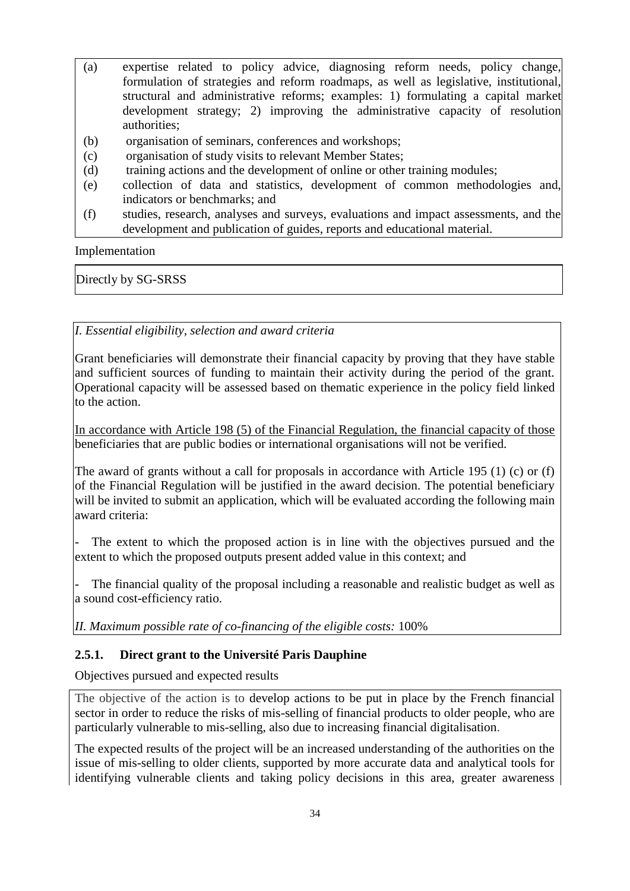(a) expertise related to policy advice, diagnosing reform needs, policy change, formulation of strategies and reform roadmaps, as well as legislative, institutional, structural and administrative reforms; examples: 1) formulating a capital market development strategy; 2) improving the administrative capacity of resolution authorities;

(b) organisation of seminars, conferences and workshops;

(c) organisation of study visits to relevant Member States;

(d) training actions and the development of online or other training modules;

(e) collection of data and statistics, development of common methodologies and, indicators or benchmarks; and

(f) studies, research, analyses and surveys, evaluations and impact assessments, and the development and publication of guides, reports and educational material.

Implementation

Directly by SG-SRSS

*I. Essential eligibility, selection and award criteria*

Grant beneficiaries will demonstrate their financial capacity by proving that they have stable and sufficient sources of funding to maintain their activity during the period of the grant. Operational capacity will be assessed based on thematic experience in the policy field linked to the action.

In accordance with Article 198 (5) of the Financial Regulation, the financial capacity of those beneficiaries that are public bodies or international organisations will not be verified.

The award of grants without a call for proposals in accordance with Article 195 (1) (c) or (f) of the Financial Regulation will be justified in the award decision. The potential beneficiary will be invited to submit an application, which will be evaluated according the following main award criteria:

- The extent to which the proposed action is in line with the objectives pursued and the extent to which the proposed outputs present added value in this context; and

- The financial quality of the proposal including a reasonable and realistic budget as well as a sound cost-efficiency ratio.

*II. Maximum possible rate of co-financing of the eligible costs:* 100%

### 2.5.1. Direct grant to the Université Paris Dauphine

Objectives pursued and expected results

The objective of the action is to develop actions to be put in place by the French financial sector in order to reduce the risks of mis-selling of financial products to older people, who are particularly vulnerable to mis-selling, also due to increasing financial digitalisation.

The expected results of the project will be an increased understanding of the authorities on the issue of mis-selling to older clients, supported by more accurate data and analytical tools for identifying vulnerable clients and taking policy decisions in this area, greater awareness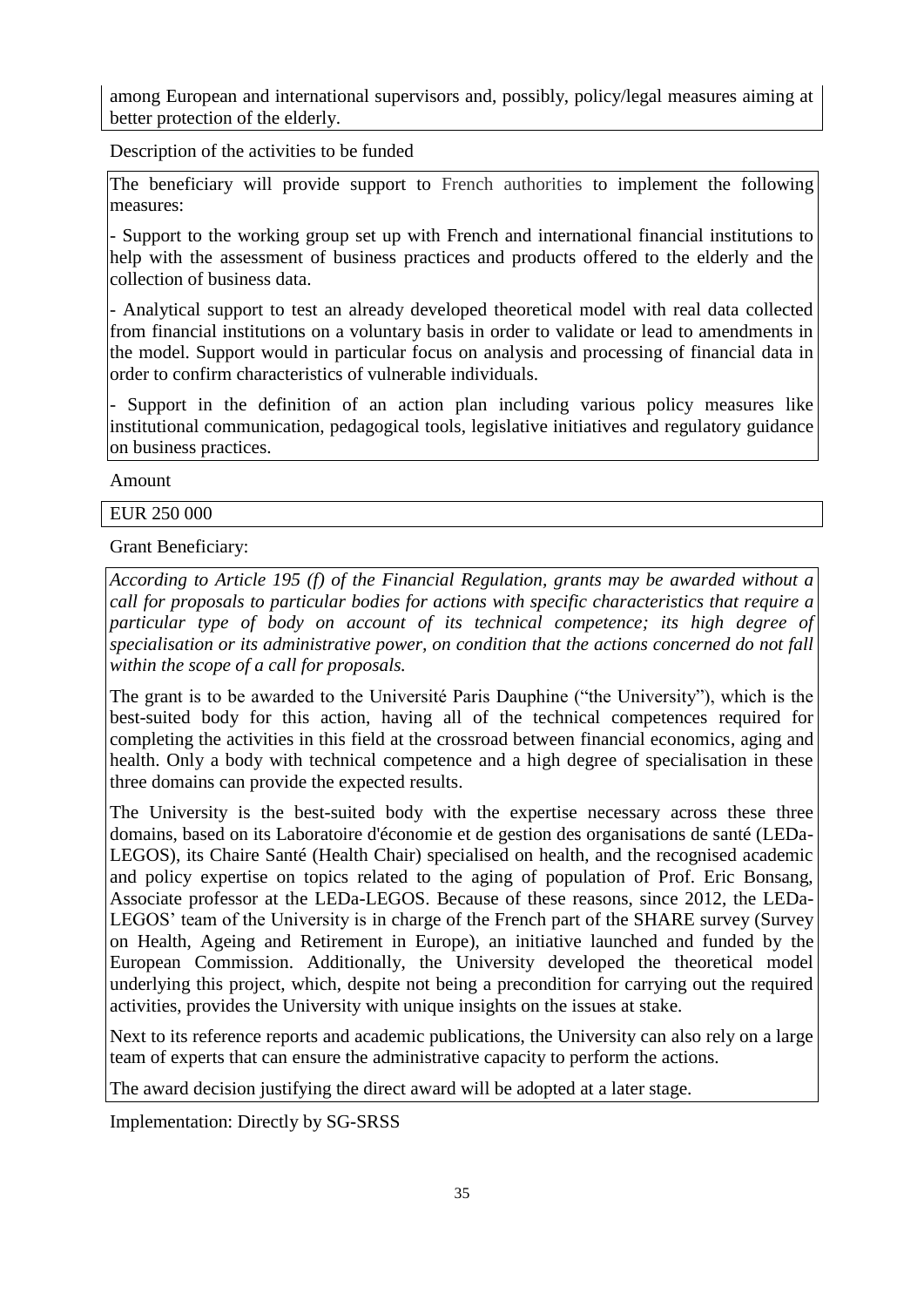among European and international supervisors and, possibly, policy/legal measures aiming at better protection of the elderly.

Description of the activities to be funded

The beneficiary will provide support to French authorities to implement the following measures:

- Support to the working group set up with French and international financial institutions to help with the assessment of business practices and products offered to the elderly and the collection of business data.

- Analytical support to test an already developed theoretical model with real data collected from financial institutions on a voluntary basis in order to validate or lead to amendments in the model. Support would in particular focus on analysis and processing of financial data in order to confirm characteristics of vulnerable individuals.

- Support in the definition of an action plan including various policy measures like institutional communication, pedagogical tools, legislative initiatives and regulatory guidance on business practices.

Amount

EUR 250 000

Grant Beneficiary:

*According to Article 195 (f) of the Financial Regulation, grants may be awarded without a call for proposals to particular bodies for actions with specific characteristics that require a particular type of body on account of its technical competence; its high degree of specialisation or its administrative power, on condition that the actions concerned do not fall within the scope of a call for proposals.*

The grant is to be awarded to the Université Paris Dauphine ("the University"), which is the best-suited body for this action, having all of the technical competences required for completing the activities in this field at the crossroad between financial economics, aging and health. Only a body with technical competence and a high degree of specialisation in these three domains can provide the expected results.

The University is the best-suited body with the expertise necessary across these three domains, based on its Laboratoire d'économie et de gestion des organisations de santé (LEDa-LEGOS), its Chaire Santé (Health Chair) specialised on health, and the recognised academic and policy expertise on topics related to the aging of population of Prof. Eric Bonsang, Associate professor at the LEDa-LEGOS. Because of these reasons, since 2012, the LEDa-LEGOS' team of the University is in charge of the French part of the SHARE survey (Survey on Health, Ageing and Retirement in Europe), an initiative launched and funded by the European Commission. Additionally, the University developed the theoretical model underlying this project, which, despite not being a precondition for carrying out the required activities, provides the University with unique insights on the issues at stake.

Next to its reference reports and academic publications, the University can also rely on a large team of experts that can ensure the administrative capacity to perform the actions.

The award decision justifying the direct award will be adopted at a later stage.

Implementation: Directly by SG-SRSS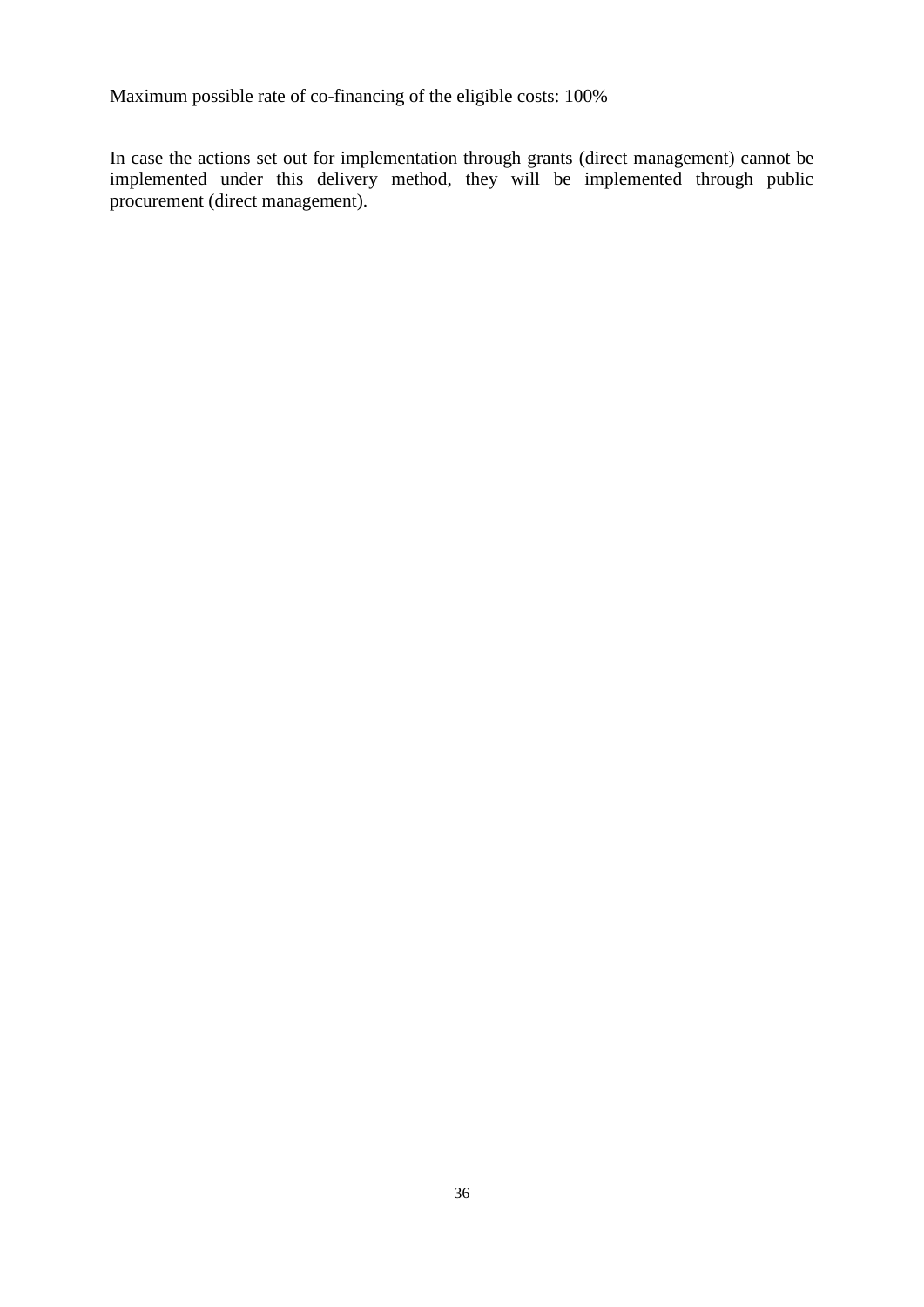Maximum possible rate of co-financing of the eligible costs: 100%

In case the actions set out for implementation through grants (direct management) cannot be implemented under this delivery method, they will be implemented through public procurement (direct management).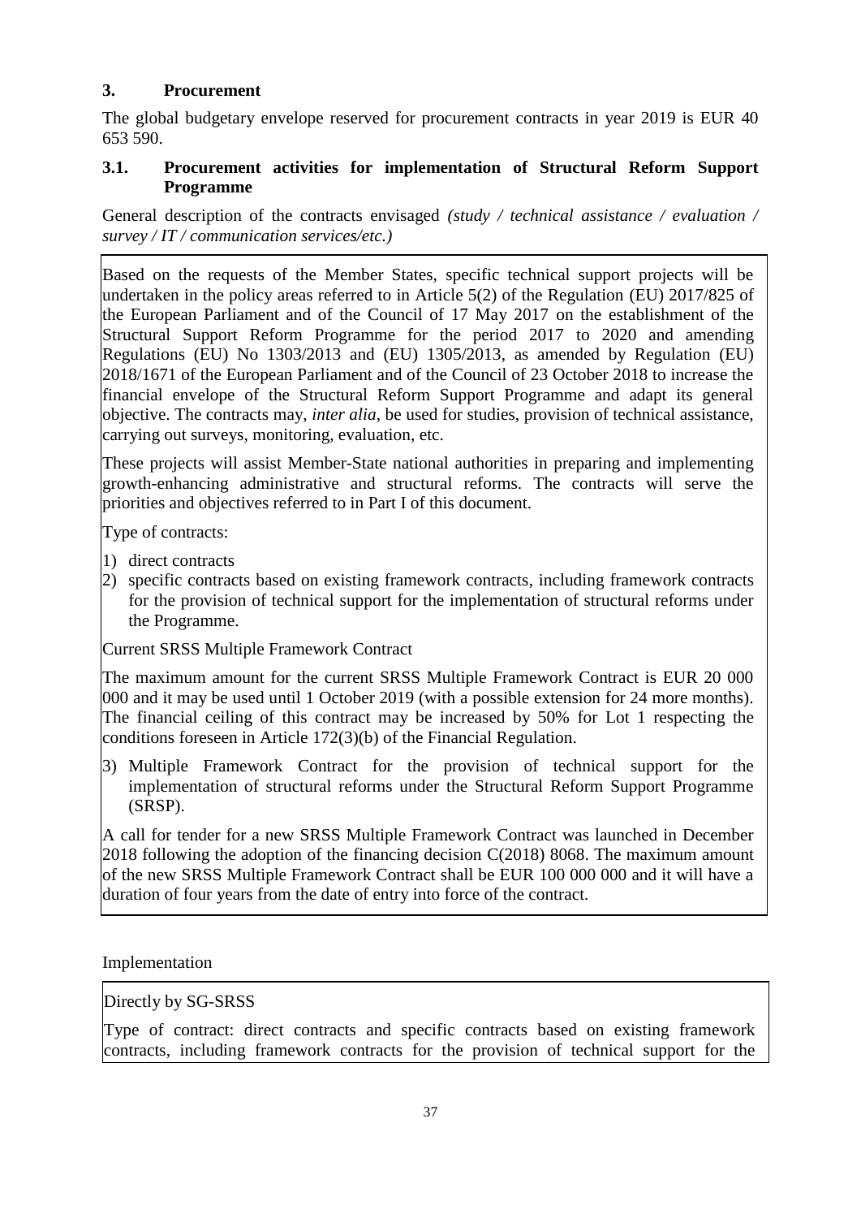## 3. Procurement

The global budgetary envelope reserved for procurement contracts in year 2019 is EUR 40 653 590.

### 3.1. Procurement activities for implementation of Structural Reform Support Programme

General description of the contracts envisaged *(study / technical assistance / evaluation / survey / IT / communication services/etc.)*

Based on the requests of the Member States, specific technical support projects will be undertaken in the policy areas referred to in Article 5(2) of the Regulation (EU) 2017/825 of the European Parliament and of the Council of 17 May 2017 on the establishment of the Structural Support Reform Programme for the period 2017 to 2020 and amending Regulations (EU) No 1303/2013 and (EU) 1305/2013, as amended by Regulation (EU) 2018/1671 of the European Parliament and of the Council of 23 October 2018 to increase the financial envelope of the Structural Reform Support Programme and adapt its general objective. The contracts may, *inter alia*, be used for studies, provision of technical assistance, carrying out surveys, monitoring, evaluation, etc.

These projects will assist Member-State national authorities in preparing and implementing growth-enhancing administrative and structural reforms. The contracts will serve the priorities and objectives referred to in Part I of this document.

Type of contracts:

1) direct contracts
2) specific contracts based on existing framework contracts, including framework contracts for the provision of technical support for the implementation of structural reforms under the Programme.

Current SRSS Multiple Framework Contract

The maximum amount for the current SRSS Multiple Framework Contract is EUR 20 000 000 and it may be used until 1 October 2019 (with a possible extension for 24 more months). The financial ceiling of this contract may be increased by 50% for Lot 1 respecting the conditions foreseen in Article 172(3)(b) of the Financial Regulation.

3) Multiple Framework Contract for the provision of technical support for the implementation of structural reforms under the Structural Reform Support Programme (SRSP).

A call for tender for a new SRSS Multiple Framework Contract was launched in December 2018 following the adoption of the financing decision C(2018) 8068. The maximum amount of the new SRSS Multiple Framework Contract shall be EUR 100 000 000 and it will have a duration of four years from the date of entry into force of the contract.

Implementation

Directly by SG-SRSS

Type of contract: direct contracts and specific contracts based on existing framework contracts, including framework contracts for the provision of technical support for the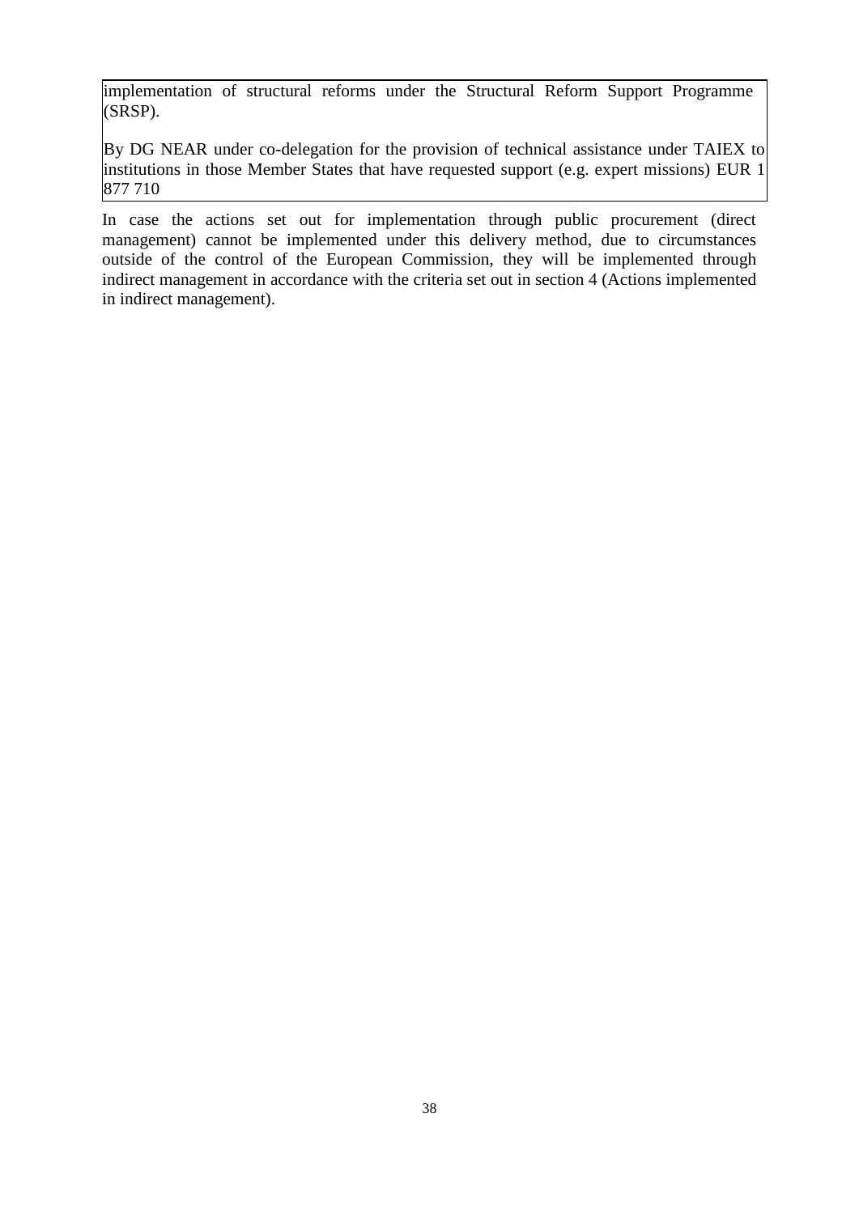| implementation of structural reforms under the Structural Reform Support Programme (SRSP).<br><br>By DG NEAR under co-delegation for the provision of technical assistance under TAIEX to institutions in those Member States that have requested support (e.g. expert missions) EUR 1 877 710 |
|---|

In case the actions set out for implementation through public procurement (direct management) cannot be implemented under this delivery method, due to circumstances outside of the control of the European Commission, they will be implemented through indirect management in accordance with the criteria set out in section 4 (Actions implemented in indirect management).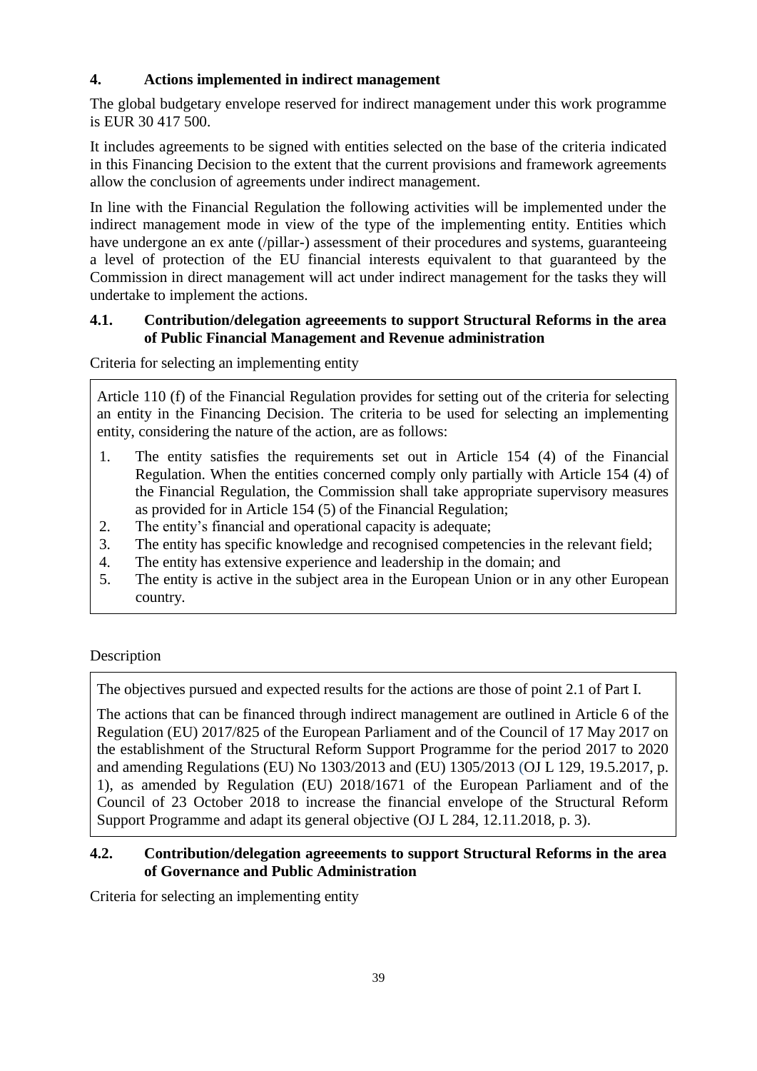## 4. Actions implemented in indirect management

The global budgetary envelope reserved for indirect management under this work programme is EUR 30 417 500.

It includes agreements to be signed with entities selected on the base of the criteria indicated in this Financing Decision to the extent that the current provisions and framework agreements allow the conclusion of agreements under indirect management.

In line with the Financial Regulation the following activities will be implemented under the indirect management mode in view of the type of the implementing entity. Entities which have undergone an ex ante (/pillar-) assessment of their procedures and systems, guaranteeing a level of protection of the EU financial interests equivalent to that guaranteed by the Commission in direct management will act under indirect management for the tasks they will undertake to implement the actions.

### 4.1. Contribution/delegation agreeements to support Structural Reforms in the area of Public Financial Management and Revenue administration

Criteria for selecting an implementing entity

Article 110 (f) of the Financial Regulation provides for setting out of the criteria for selecting an entity in the Financing Decision. The criteria to be used for selecting an implementing entity, considering the nature of the action, are as follows:

1. The entity satisfies the requirements set out in Article 154 (4) of the Financial Regulation. When the entities concerned comply only partially with Article 154 (4) of the Financial Regulation, the Commission shall take appropriate supervisory measures as provided for in Article 154 (5) of the Financial Regulation;
2. The entity's financial and operational capacity is adequate;
3. The entity has specific knowledge and recognised competencies in the relevant field;
4. The entity has extensive experience and leadership in the domain; and
5. The entity is active in the subject area in the European Union or in any other European country.

Description

The objectives pursued and expected results for the actions are those of point 2.1 of Part I.

The actions that can be financed through indirect management are outlined in Article 6 of the Regulation (EU) 2017/825 of the European Parliament and of the Council of 17 May 2017 on the establishment of the Structural Reform Support Programme for the period 2017 to 2020 and amending Regulations (EU) No 1303/2013 and (EU) 1305/2013 (OJ L 129, 19.5.2017, p. 1), as amended by Regulation (EU) 2018/1671 of the European Parliament and of the Council of 23 October 2018 to increase the financial envelope of the Structural Reform Support Programme and adapt its general objective (OJ L 284, 12.11.2018, p. 3).

### 4.2. Contribution/delegation agreeements to support Structural Reforms in the area of Governance and Public Administration

Criteria for selecting an implementing entity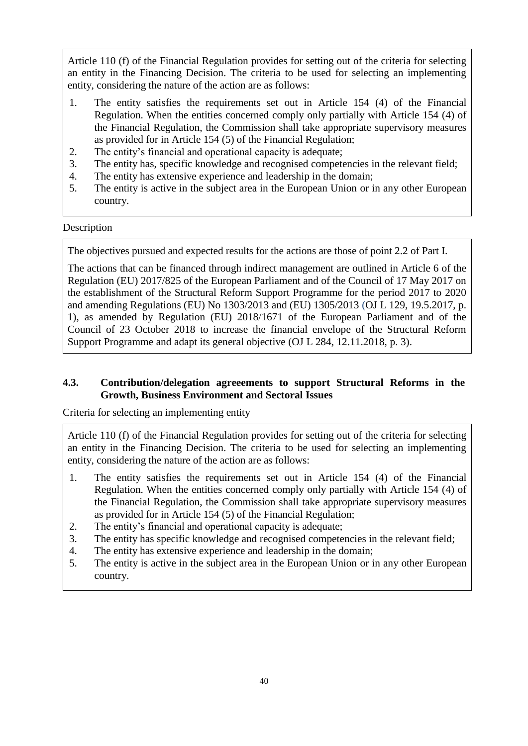Article 110 (f) of the Financial Regulation provides for setting out of the criteria for selecting an entity in the Financing Decision. The criteria to be used for selecting an implementing entity, considering the nature of the action are as follows:

1. The entity satisfies the requirements set out in Article 154 (4) of the Financial Regulation. When the entities concerned comply only partially with Article 154 (4) of the Financial Regulation, the Commission shall take appropriate supervisory measures as provided for in Article 154 (5) of the Financial Regulation;
2. The entity's financial and operational capacity is adequate;
3. The entity has, specific knowledge and recognised competencies in the relevant field;
4. The entity has extensive experience and leadership in the domain;
5. The entity is active in the subject area in the European Union or in any other European country.

Description

The objectives pursued and expected results for the actions are those of point 2.2 of Part I.

The actions that can be financed through indirect management are outlined in Article 6 of the Regulation (EU) 2017/825 of the European Parliament and of the Council of 17 May 2017 on the establishment of the Structural Reform Support Programme for the period 2017 to 2020 and amending Regulations (EU) No 1303/2013 and (EU) 1305/2013 (OJ L 129, 19.5.2017, p. 1), as amended by Regulation (EU) 2018/1671 of the European Parliament and of the Council of 23 October 2018 to increase the financial envelope of the Structural Reform Support Programme and adapt its general objective (OJ L 284, 12.11.2018, p. 3).

### 4.3. Contribution/delegation agreeements to support Structural Reforms in the Growth, Business Environment and Sectoral Issues

Criteria for selecting an implementing entity

Article 110 (f) of the Financial Regulation provides for setting out of the criteria for selecting an entity in the Financing Decision. The criteria to be used for selecting an implementing entity, considering the nature of the action are as follows:

1. The entity satisfies the requirements set out in Article 154 (4) of the Financial Regulation. When the entities concerned comply only partially with Article 154 (4) of the Financial Regulation, the Commission shall take appropriate supervisory measures as provided for in Article 154 (5) of the Financial Regulation;
2. The entity's financial and operational capacity is adequate;
3. The entity has specific knowledge and recognised competencies in the relevant field;
4. The entity has extensive experience and leadership in the domain;
5. The entity is active in the subject area in the European Union or in any other European country.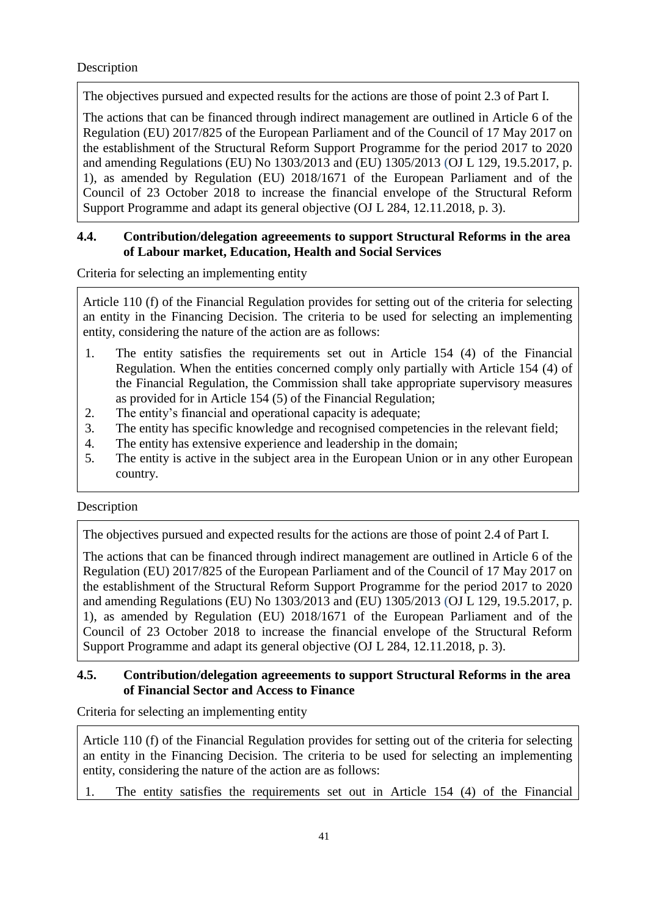Description

The objectives pursued and expected results for the actions are those of point 2.3 of Part I.

The actions that can be financed through indirect management are outlined in Article 6 of the Regulation (EU) 2017/825 of the European Parliament and of the Council of 17 May 2017 on the establishment of the Structural Reform Support Programme for the period 2017 to 2020 and amending Regulations (EU) No 1303/2013 and (EU) 1305/2013 (OJ L 129, 19.5.2017, p. 1), as amended by Regulation (EU) 2018/1671 of the European Parliament and of the Council of 23 October 2018 to increase the financial envelope of the Structural Reform Support Programme and adapt its general objective (OJ L 284, 12.11.2018, p. 3).

### 4.4. Contribution/delegation agreeements to support Structural Reforms in the area of Labour market, Education, Health and Social Services

Criteria for selecting an implementing entity

Article 110 (f) of the Financial Regulation provides for setting out of the criteria for selecting an entity in the Financing Decision. The criteria to be used for selecting an implementing entity, considering the nature of the action are as follows:

1. The entity satisfies the requirements set out in Article 154 (4) of the Financial Regulation. When the entities concerned comply only partially with Article 154 (4) of the Financial Regulation, the Commission shall take appropriate supervisory measures as provided for in Article 154 (5) of the Financial Regulation;
2. The entity's financial and operational capacity is adequate;
3. The entity has specific knowledge and recognised competencies in the relevant field;
4. The entity has extensive experience and leadership in the domain;
5. The entity is active in the subject area in the European Union or in any other European country.

Description

The objectives pursued and expected results for the actions are those of point 2.4 of Part I.

The actions that can be financed through indirect management are outlined in Article 6 of the Regulation (EU) 2017/825 of the European Parliament and of the Council of 17 May 2017 on the establishment of the Structural Reform Support Programme for the period 2017 to 2020 and amending Regulations (EU) No 1303/2013 and (EU) 1305/2013 (OJ L 129, 19.5.2017, p. 1), as amended by Regulation (EU) 2018/1671 of the European Parliament and of the Council of 23 October 2018 to increase the financial envelope of the Structural Reform Support Programme and adapt its general objective (OJ L 284, 12.11.2018, p. 3).

### 4.5. Contribution/delegation agreeements to support Structural Reforms in the area of Financial Sector and Access to Finance

Criteria for selecting an implementing entity

Article 110 (f) of the Financial Regulation provides for setting out of the criteria for selecting an entity in the Financing Decision. The criteria to be used for selecting an implementing entity, considering the nature of the action are as follows:

1. The entity satisfies the requirements set out in Article 154 (4) of the Financial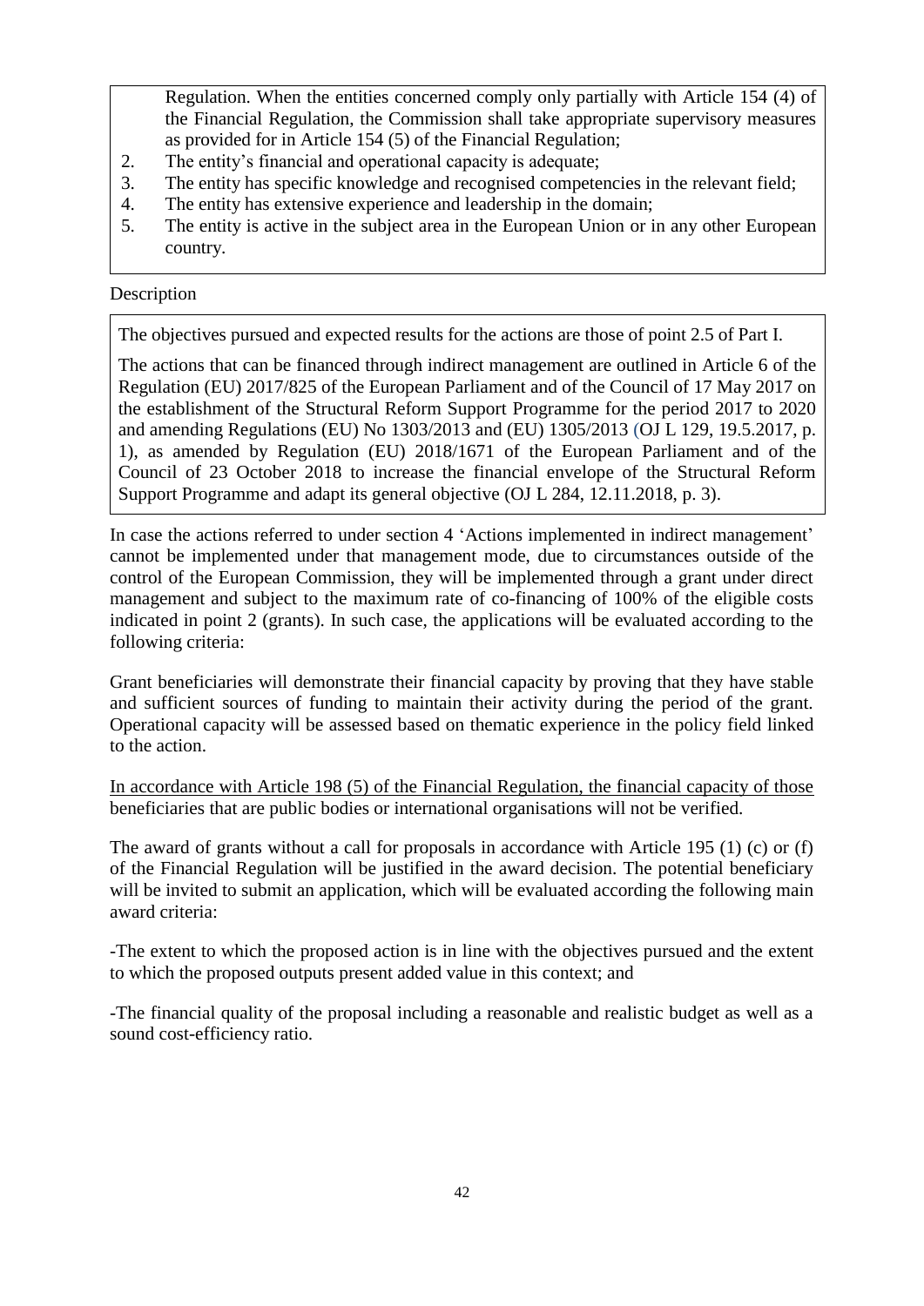Regulation. When the entities concerned comply only partially with Article 154 (4) of the Financial Regulation, the Commission shall take appropriate supervisory measures as provided for in Article 154 (5) of the Financial Regulation;

2. The entity's financial and operational capacity is adequate;
3. The entity has specific knowledge and recognised competencies in the relevant field;
4. The entity has extensive experience and leadership in the domain;
5. The entity is active in the subject area in the European Union or in any other European country.

Description

The objectives pursued and expected results for the actions are those of point 2.5 of Part I.

The actions that can be financed through indirect management are outlined in Article 6 of the Regulation (EU) 2017/825 of the European Parliament and of the Council of 17 May 2017 on the establishment of the Structural Reform Support Programme for the period 2017 to 2020 and amending Regulations (EU) No 1303/2013 and (EU) 1305/2013 (OJ L 129, 19.5.2017, p. 1), as amended by Regulation (EU) 2018/1671 of the European Parliament and of the Council of 23 October 2018 to increase the financial envelope of the Structural Reform Support Programme and adapt its general objective (OJ L 284, 12.11.2018, p. 3).

In case the actions referred to under section 4 'Actions implemented in indirect management' cannot be implemented under that management mode, due to circumstances outside of the control of the European Commission, they will be implemented through a grant under direct management and subject to the maximum rate of co-financing of 100% of the eligible costs indicated in point 2 (grants). In such case, the applications will be evaluated according to the following criteria:

Grant beneficiaries will demonstrate their financial capacity by proving that they have stable and sufficient sources of funding to maintain their activity during the period of the grant. Operational capacity will be assessed based on thematic experience in the policy field linked to the action.

In accordance with Article 198 (5) of the Financial Regulation, the financial capacity of those beneficiaries that are public bodies or international organisations will not be verified.

The award of grants without a call for proposals in accordance with Article 195 (1) (c) or (f) of the Financial Regulation will be justified in the award decision. The potential beneficiary will be invited to submit an application, which will be evaluated according the following main award criteria:

-The extent to which the proposed action is in line with the objectives pursued and the extent to which the proposed outputs present added value in this context; and

-The financial quality of the proposal including a reasonable and realistic budget as well as a sound cost-efficiency ratio.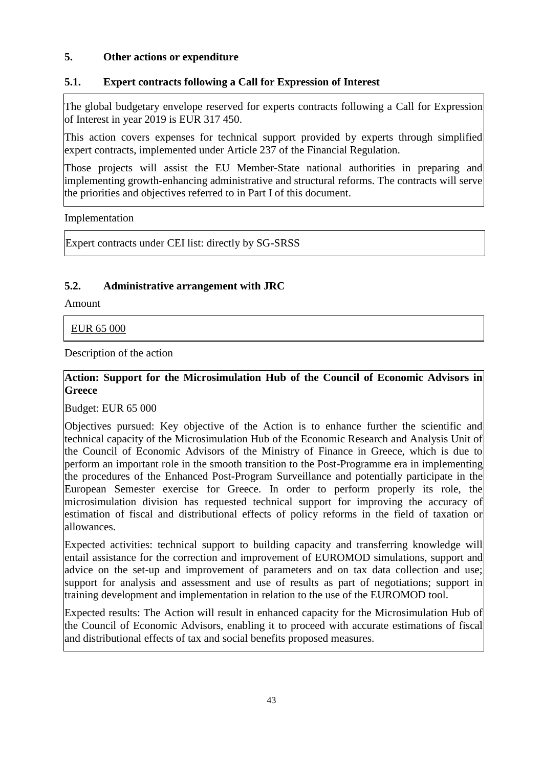## 5. Other actions or expenditure

### 5.1. Expert contracts following a Call for Expression of Interest

The global budgetary envelope reserved for experts contracts following a Call for Expression of Interest in year 2019 is EUR 317 450.

This action covers expenses for technical support provided by experts through simplified expert contracts, implemented under Article 237 of the Financial Regulation.

Those projects will assist the EU Member-State national authorities in preparing and implementing growth-enhancing administrative and structural reforms. The contracts will serve the priorities and objectives referred to in Part I of this document.

Implementation

Expert contracts under CEI list: directly by SG-SRSS

### 5.2. Administrative arrangement with JRC

Amount

EUR 65 000

Description of the action

**Action: Support for the Microsimulation Hub of the Council of Economic Advisors in Greece**

Budget: EUR 65 000

Objectives pursued: Key objective of the Action is to enhance further the scientific and technical capacity of the Microsimulation Hub of the Economic Research and Analysis Unit of the Council of Economic Advisors of the Ministry of Finance in Greece, which is due to perform an important role in the smooth transition to the Post-Programme era in implementing the procedures of the Enhanced Post-Program Surveillance and potentially participate in the European Semester exercise for Greece. In order to perform properly its role, the microsimulation division has requested technical support for improving the accuracy of estimation of fiscal and distributional effects of policy reforms in the field of taxation or allowances.

Expected activities: technical support to building capacity and transferring knowledge will entail assistance for the correction and improvement of EUROMOD simulations, support and advice on the set-up and improvement of parameters and on tax data collection and use; support for analysis and assessment and use of results as part of negotiations; support in training development and implementation in relation to the use of the EUROMOD tool.

Expected results: The Action will result in enhanced capacity for the Microsimulation Hub of the Council of Economic Advisors, enabling it to proceed with accurate estimations of fiscal and distributional effects of tax and social benefits proposed measures.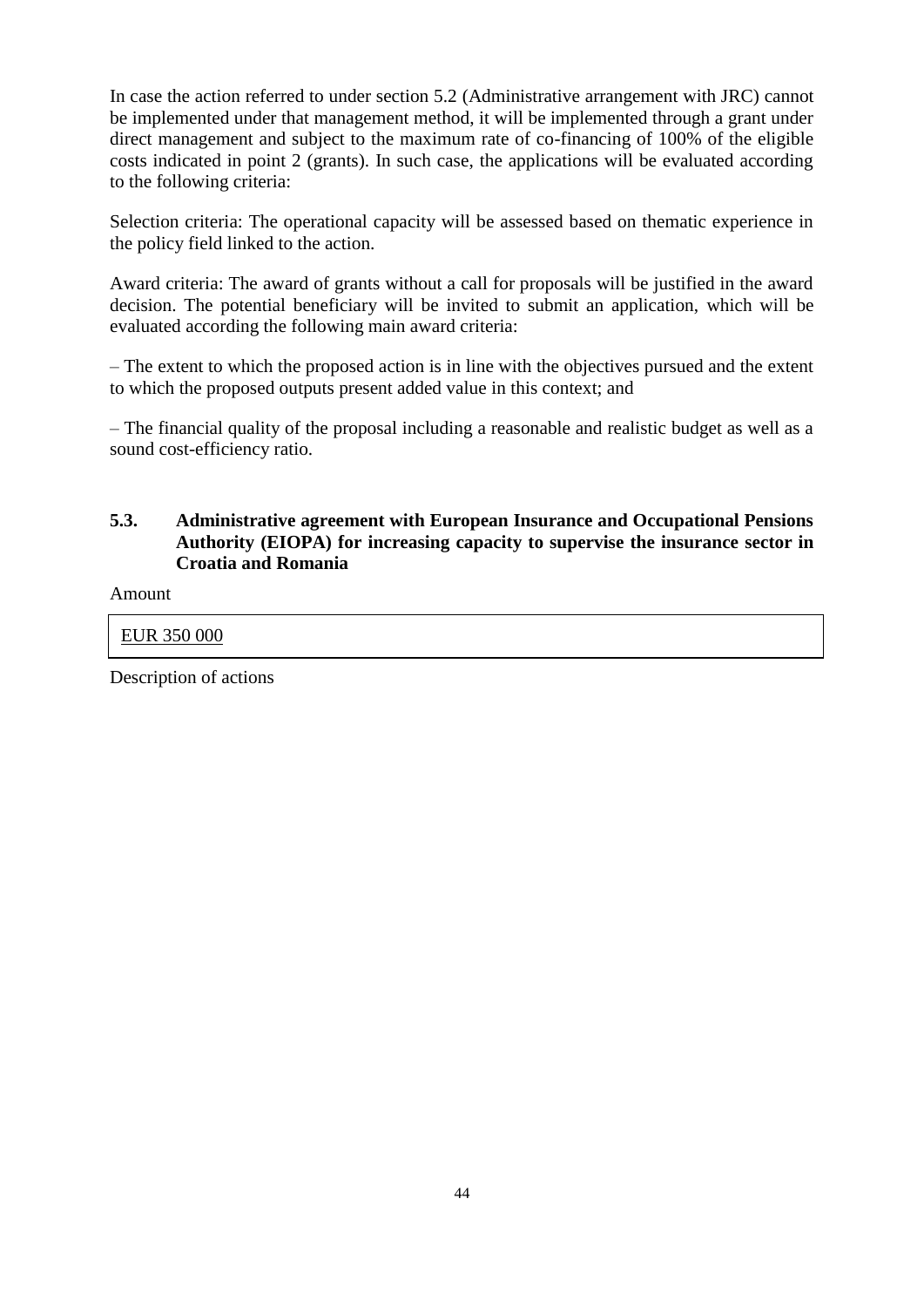In case the action referred to under section 5.2 (Administrative arrangement with JRC) cannot be implemented under that management method, it will be implemented through a grant under direct management and subject to the maximum rate of co-financing of 100% of the eligible costs indicated in point 2 (grants). In such case, the applications will be evaluated according to the following criteria:

Selection criteria: The operational capacity will be assessed based on thematic experience in the policy field linked to the action.

Award criteria: The award of grants without a call for proposals will be justified in the award decision. The potential beneficiary will be invited to submit an application, which will be evaluated according the following main award criteria:

– The extent to which the proposed action is in line with the objectives pursued and the extent to which the proposed outputs present added value in this context; and

– The financial quality of the proposal including a reasonable and realistic budget as well as a sound cost-efficiency ratio.

### 5.3. Administrative agreement with European Insurance and Occupational Pensions Authority (EIOPA) for increasing capacity to supervise the insurance sector in Croatia and Romania

Amount

| EUR 350 000 |
|---|

Description of actions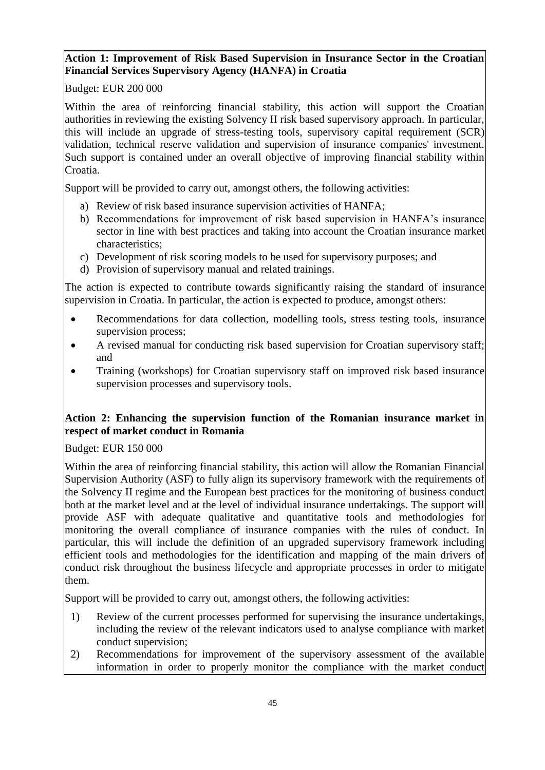**Action 1: Improvement of Risk Based Supervision in Insurance Sector in the Croatian Financial Services Supervisory Agency (HANFA) in Croatia**

Budget: EUR 200 000

Within the area of reinforcing financial stability, this action will support the Croatian authorities in reviewing the existing Solvency II risk based supervisory approach. In particular, this will include an upgrade of stress-testing tools, supervisory capital requirement (SCR) validation, technical reserve validation and supervision of insurance companies' investment. Such support is contained under an overall objective of improving financial stability within Croatia.

Support will be provided to carry out, amongst others, the following activities:

a) Review of risk based insurance supervision activities of HANFA;
b) Recommendations for improvement of risk based supervision in HANFA's insurance sector in line with best practices and taking into account the Croatian insurance market characteristics;
c) Development of risk scoring models to be used for supervisory purposes; and
d) Provision of supervisory manual and related trainings.

The action is expected to contribute towards significantly raising the standard of insurance supervision in Croatia. In particular, the action is expected to produce, amongst others:

- Recommendations for data collection, modelling tools, stress testing tools, insurance supervision process;
- A revised manual for conducting risk based supervision for Croatian supervisory staff; and
- Training (workshops) for Croatian supervisory staff on improved risk based insurance supervision processes and supervisory tools.

**Action 2: Enhancing the supervision function of the Romanian insurance market in respect of market conduct in Romania**

Budget: EUR 150 000

Within the area of reinforcing financial stability, this action will allow the Romanian Financial Supervision Authority (ASF) to fully align its supervisory framework with the requirements of the Solvency II regime and the European best practices for the monitoring of business conduct both at the market level and at the level of individual insurance undertakings. The support will provide ASF with adequate qualitative and quantitative tools and methodologies for monitoring the overall compliance of insurance companies with the rules of conduct. In particular, this will include the definition of an upgraded supervisory framework including efficient tools and methodologies for the identification and mapping of the main drivers of conduct risk throughout the business lifecycle and appropriate processes in order to mitigate them.

Support will be provided to carry out, amongst others, the following activities:

1) Review of the current processes performed for supervising the insurance undertakings, including the review of the relevant indicators used to analyse compliance with market conduct supervision;
2) Recommendations for improvement of the supervisory assessment of the available information in order to properly monitor the compliance with the market conduct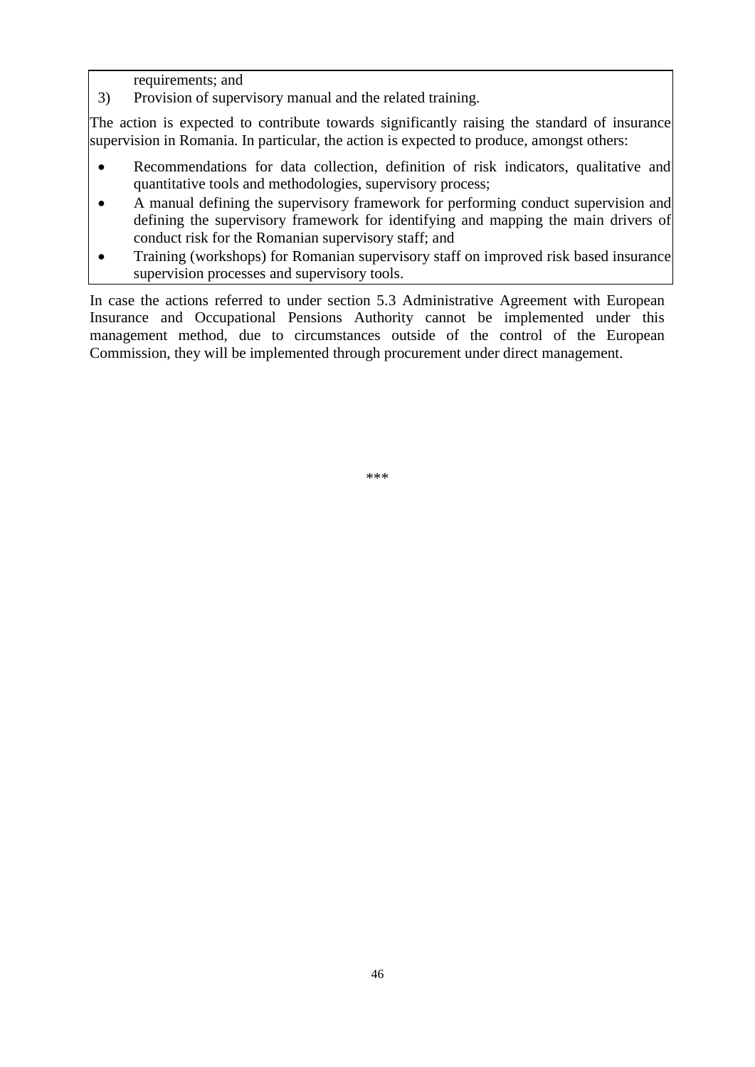requirements; and

3) Provision of supervisory manual and the related training.

The action is expected to contribute towards significantly raising the standard of insurance supervision in Romania. In particular, the action is expected to produce, amongst others:

- Recommendations for data collection, definition of risk indicators, qualitative and quantitative tools and methodologies, supervisory process;
- A manual defining the supervisory framework for performing conduct supervision and defining the supervisory framework for identifying and mapping the main drivers of conduct risk for the Romanian supervisory staff; and
- Training (workshops) for Romanian supervisory staff on improved risk based insurance supervision processes and supervisory tools.

In case the actions referred to under section 5.3 Administrative Agreement with European Insurance and Occupational Pensions Authority cannot be implemented under this management method, due to circumstances outside of the control of the European Commission, they will be implemented through procurement under direct management.

***